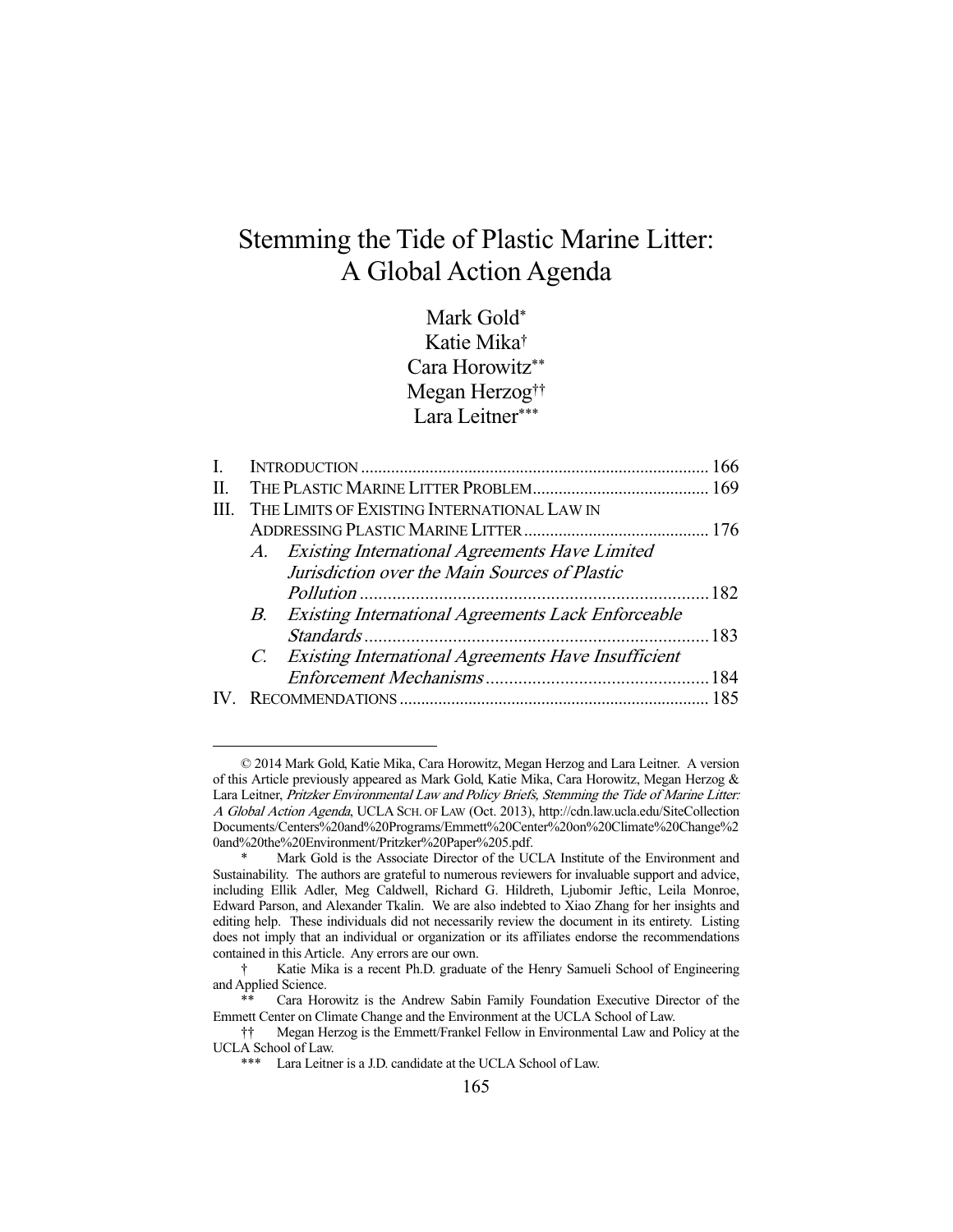# Stemming the Tide of Plastic Marine Litter: A Global Action Agenda

Mark Gold[*]
Katie Mika[†]
Cara Horowitz[**]
Megan Herzog[††]
Lara Leitner[***]

| | | |
|---|---|---|
| I. | INTRODUCTION | 166 |
| II. | THE PLASTIC MARINE LITTER PROBLEM | 169 |
| III. | THE LIMITS OF EXISTING INTERNATIONAL LAW IN ADDRESSING PLASTIC MARINE LITTER | 176 |
| | *A. Existing International Agreements Have Limited Jurisdiction over the Main Sources of Plastic Pollution* | 182 |
| | *B. Existing International Agreements Lack Enforceable Standards* | 183 |
| | *C. Existing International Agreements Have Insufficient Enforcement Mechanisms* | 184 |
| IV. | RECOMMENDATIONS | 185 |

---

© 2014 Mark Gold, Katie Mika, Cara Horowitz, Megan Herzog and Lara Leitner. A version of this Article previously appeared as Mark Gold, Katie Mika, Cara Horowitz, Megan Herzog & Lara Leitner, *Pritzker Environmental Law and Policy Briefs, Stemming the Tide of Marine Litter: A Global Action Agenda*, UCLA SCH. OF LAW (Oct. 2013), http://cdn.law.ucla.edu/SiteCollection Documents/Centers%20and%20Programs/Emmett%20Center%20on%20Climate%20Change%20and%20the%20Environment/Pritzker%20Paper%205.pdf.

\* Mark Gold is the Associate Director of the UCLA Institute of the Environment and Sustainability. The authors are grateful to numerous reviewers for invaluable support and advice, including Ellik Adler, Meg Caldwell, Richard G. Hildreth, Ljubomir Jeftic, Leila Monroe, Edward Parson, and Alexander Tkalin. We are also indebted to Xiao Zhang for her insights and editing help. These individuals did not necessarily review the document in its entirety. Listing does not imply that an individual or organization or its affiliates endorse the recommendations contained in this Article. Any errors are our own.

† Katie Mika is a recent Ph.D. graduate of the Henry Samueli School of Engineering and Applied Science.

\** Cara Horowitz is the Andrew Sabin Family Foundation Executive Director of the Emmett Center on Climate Change and the Environment at the UCLA School of Law.

†† Megan Herzog is the Emmett/Frankel Fellow in Environmental Law and Policy at the UCLA School of Law.

\*** Lara Leitner is a J.D. candidate at the UCLA School of Law.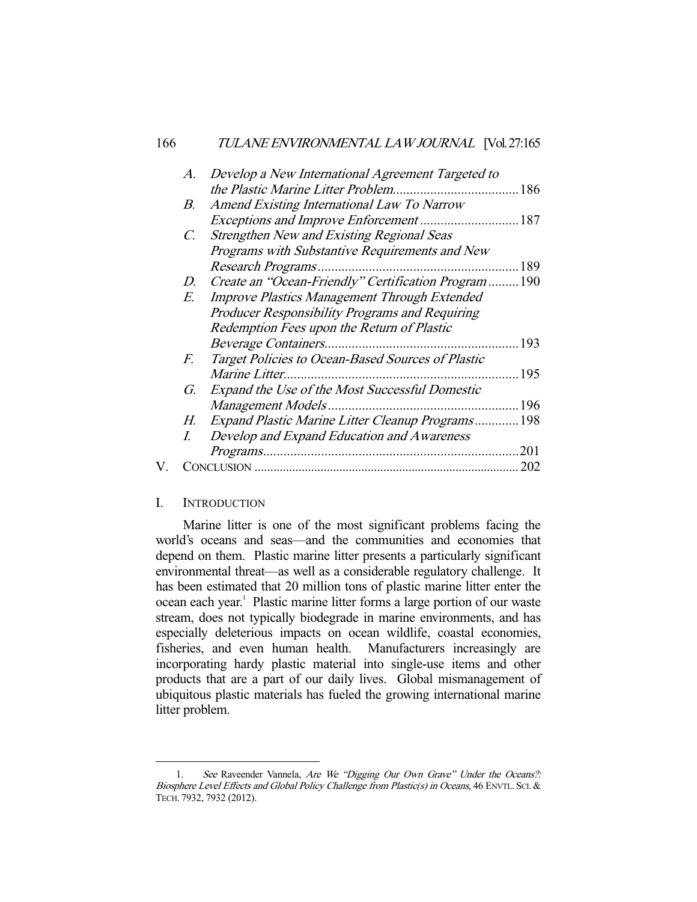- *A. Develop a New International Agreement Targeted to the Plastic Marine Litter Problem*....................186
- *B. Amend Existing International Law To Narrow Exceptions and Improve Enforcement*....................187
- *C. Strengthen New and Existing Regional Seas Programs with Substantive Requirements and New Research Programs*....................189
- *D. Create an "Ocean-Friendly" Certification Program*....................190
- *E. Improve Plastics Management Through Extended Producer Responsibility Programs and Requiring Redemption Fees upon the Return of Plastic Beverage Containers*....................193
- *F. Target Policies to Ocean-Based Sources of Plastic Marine Litter*....................195
- *G. Expand the Use of the Most Successful Domestic Management Models*....................196
- *H. Expand Plastic Marine Litter Cleanup Programs*....................198
- *I. Develop and Expand Education and Awareness Programs*....................201

V. CONCLUSION....................202

## I. INTRODUCTION

Marine litter is one of the most significant problems facing the world's oceans and seas—and the communities and economies that depend on them. Plastic marine litter presents a particularly significant environmental threat—as well as a considerable regulatory challenge. It has been estimated that 20 million tons of plastic marine litter enter the ocean each year.[1] Plastic marine litter forms a large portion of our waste stream, does not typically biodegrade in marine environments, and has especially deleterious impacts on ocean wildlife, coastal economies, fisheries, and even human health. Manufacturers increasingly are incorporating hardy plastic material into single-use items and other products that are a part of our daily lives. Global mismanagement of ubiquitous plastic materials has fueled the growing international marine litter problem.

---

1. *See* Raveender Vannela, *Are We "Digging Our Own Grave" Under the Oceans?: Biosphere Level Effects and Global Policy Challenge from Plastic(s) in Oceans*, 46 ENVTL. SCI. & TECH. 7932, 7932 (2012).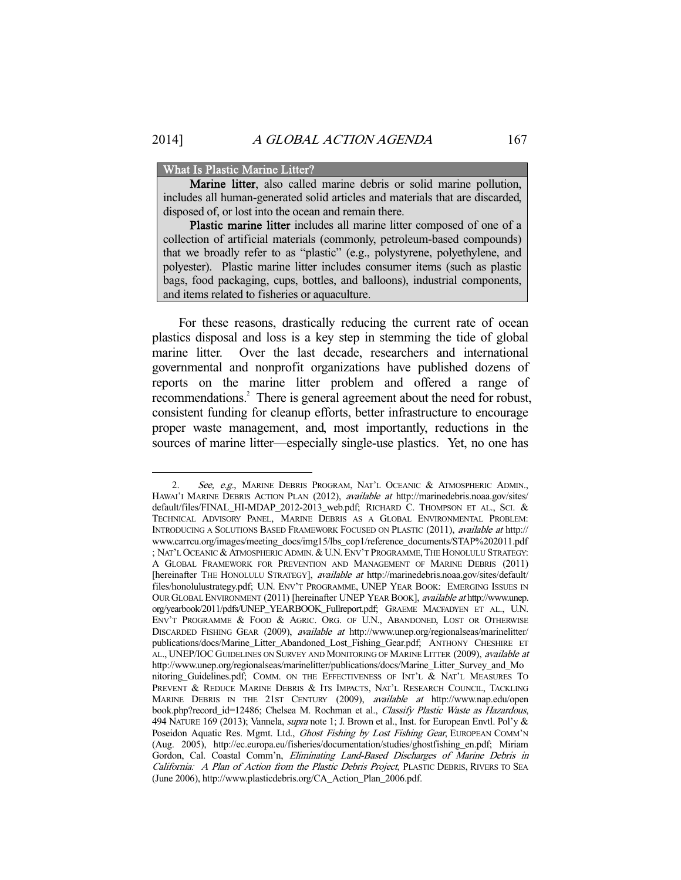**What Is Plastic Marine Litter?**

**Marine litter**, also called marine debris or solid marine pollution, includes all human-generated solid articles and materials that are discarded, disposed of, or lost into the ocean and remain there.

**Plastic marine litter** includes all marine litter composed of one of a collection of artificial materials (commonly, petroleum-based compounds) that we broadly refer to as "plastic" (e.g., polystyrene, polyethylene, and polyester). Plastic marine litter includes consumer items (such as plastic bags, food packaging, cups, bottles, and balloons), industrial components, and items related to fisheries or aquaculture.

For these reasons, drastically reducing the current rate of ocean plastics disposal and loss is a key step in stemming the tide of global marine litter. Over the last decade, researchers and international governmental and nonprofit organizations have published dozens of reports on the marine litter problem and offered a range of recommendations.[2] There is general agreement about the need for robust, consistent funding for cleanup efforts, better infrastructure to encourage proper waste management, and, most importantly, reductions in the sources of marine litter—especially single-use plastics. Yet, no one has

---

2. *See, e.g.*, MARINE DEBRIS PROGRAM, NAT'L OCEANIC & ATMOSPHERIC ADMIN., HAWAI'I MARINE DEBRIS ACTION PLAN (2012), *available at* http://marinedebris.noaa.gov/sites/default/files/FINAL_HI-MDAP_2012-2013_web.pdf; RICHARD C. THOMPSON ET AL., SCI. & TECHNICAL ADVISORY PANEL, MARINE DEBRIS AS A GLOBAL ENVIRONMENTAL PROBLEM: INTRODUCING A SOLUTIONS BASED FRAMEWORK FOCUSED ON PLASTIC (2011), *available at* http://www.carrcu.org/images/meeting_docs/img15/lbs_cop1/reference_documents/STAP%202011.pdf; NAT'L OCEANIC & ATMOSPHERIC ADMIN. & U.N. ENV'T PROGRAMME, THE HONOLULU STRATEGY: A GLOBAL FRAMEWORK FOR PREVENTION AND MANAGEMENT OF MARINE DEBRIS (2011) [hereinafter THE HONOLULU STRATEGY], *available at* http://marinedebris.noaa.gov/sites/default/files/honolulustrategy.pdf; U.N. ENV'T PROGRAMME, UNEP YEAR BOOK: EMERGING ISSUES IN OUR GLOBAL ENVIRONMENT (2011) [hereinafter UNEP YEAR BOOK], *available at* http://www.unep.org/yearbook/2011/pdfs/UNEP_YEARBOOK_Fullreport.pdf; GRAEME MACFADYEN ET AL., U.N. ENV'T PROGRAMME & FOOD & AGRIC. ORG. OF U.N., ABANDONED, LOST OR OTHERWISE DISCARDED FISHING GEAR (2009), *available at* http://www.unep.org/regionalseas/marinelitter/publications/docs/Marine_Litter_Abandoned_Lost_Fishing_Gear.pdf; ANTHONY CHESHIRE ET AL., UNEP/IOC GUIDELINES ON SURVEY AND MONITORING OF MARINE LITTER (2009), *available at* http://www.unep.org/regionalseas/marinelitter/publications/docs/Marine_Litter_Survey_and_Monitoring_Guidelines.pdf; COMM. ON THE EFFECTIVENESS OF INT'L & NAT'L MEASURES TO PREVENT & REDUCE MARINE DEBRIS & ITS IMPACTS, NAT'L RESEARCH COUNCIL, TACKLING MARINE DEBRIS IN THE 21ST CENTURY (2009), *available at* http://www.nap.edu/openbook.php?record_id=12486; Chelsea M. Rochman et al., *Classify Plastic Waste as Hazardous*, 494 NATURE 169 (2013); Vannela, *supra* note 1; J. Brown et al., Inst. for European Envtl. Pol'y & Poseidon Aquatic Res. Mgmt. Ltd., *Ghost Fishing by Lost Fishing Gear*, EUROPEAN COMM'N (Aug. 2005), http://ec.europa.eu/fisheries/documentation/studies/ghostfishing_en.pdf; Miriam Gordon, Cal. Coastal Comm'n, *Eliminating Land-Based Discharges of Marine Debris in California: A Plan of Action from the Plastic Debris Project*, PLASTIC DEBRIS, RIVERS TO SEA (June 2006), http://www.plasticdebris.org/CA_Action_Plan_2006.pdf.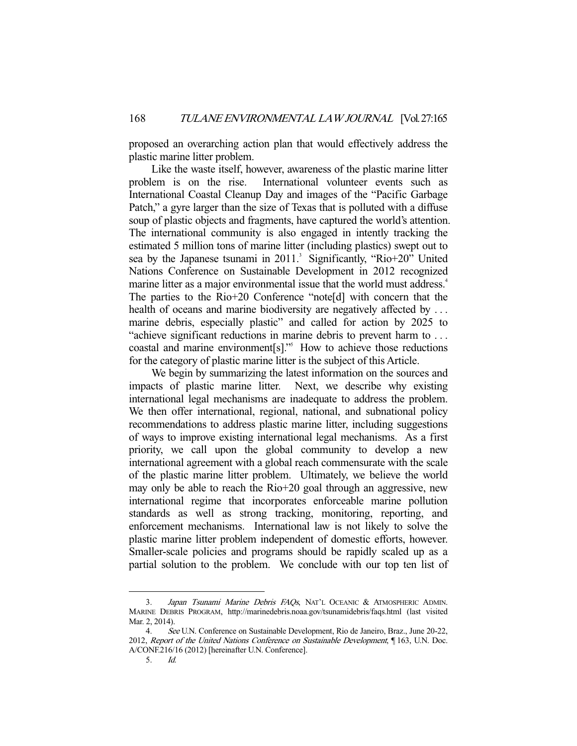proposed an overarching action plan that would effectively address the plastic marine litter problem.

Like the waste itself, however, awareness of the plastic marine litter problem is on the rise. International volunteer events such as International Coastal Cleanup Day and images of the "Pacific Garbage Patch," a gyre larger than the size of Texas that is polluted with a diffuse soup of plastic objects and fragments, have captured the world's attention. The international community is also engaged in intently tracking the estimated 5 million tons of marine litter (including plastics) swept out to sea by the Japanese tsunami in 2011.[3] Significantly, "Rio+20" United Nations Conference on Sustainable Development in 2012 recognized marine litter as a major environmental issue that the world must address.[4] The parties to the Rio+20 Conference "note[d] with concern that the health of oceans and marine biodiversity are negatively affected by . . . marine debris, especially plastic" and called for action by 2025 to "achieve significant reductions in marine debris to prevent harm to . . . coastal and marine environment[s]."[5] How to achieve those reductions for the category of plastic marine litter is the subject of this Article.

We begin by summarizing the latest information on the sources and impacts of plastic marine litter. Next, we describe why existing international legal mechanisms are inadequate to address the problem. We then offer international, regional, national, and subnational policy recommendations to address plastic marine litter, including suggestions of ways to improve existing international legal mechanisms. As a first priority, we call upon the global community to develop a new international agreement with a global reach commensurate with the scale of the plastic marine litter problem. Ultimately, we believe the world may only be able to reach the Rio+20 goal through an aggressive, new international regime that incorporates enforceable marine pollution standards as well as strong tracking, monitoring, reporting, and enforcement mechanisms. International law is not likely to solve the plastic marine litter problem independent of domestic efforts, however. Smaller-scale policies and programs should be rapidly scaled up as a partial solution to the problem. We conclude with our top ten list of

---

3. *Japan Tsunami Marine Debris FAQs*, NAT'L OCEANIC & ATMOSPHERIC ADMIN. MARINE DEBRIS PROGRAM, http://marinedebris.noaa.gov/tsunamidebris/faqs.html (last visited Mar. 2, 2014).

4. *See* U.N. Conference on Sustainable Development, Rio de Janeiro, Braz., June 20-22, 2012, *Report of the United Nations Conference on Sustainable Development*, ¶ 163, U.N. Doc. A/CONF.216/16 (2012) [hereinafter U.N. Conference].

5. *Id.*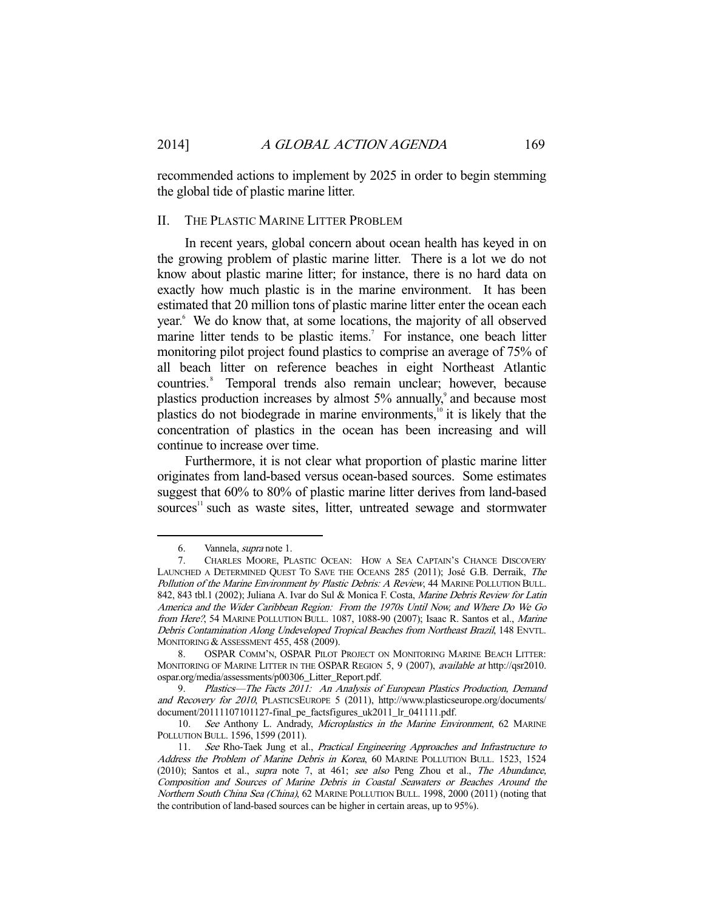recommended actions to implement by 2025 in order to begin stemming the global tide of plastic marine litter.

## II. THE PLASTIC MARINE LITTER PROBLEM

In recent years, global concern about ocean health has keyed in on the growing problem of plastic marine litter. There is a lot we do not know about plastic marine litter; for instance, there is no hard data on exactly how much plastic is in the marine environment. It has been estimated that 20 million tons of plastic marine litter enter the ocean each year.[6] We do know that, at some locations, the majority of all observed marine litter tends to be plastic items.[7] For instance, one beach litter monitoring pilot project found plastics to comprise an average of 75% of all beach litter on reference beaches in eight Northeast Atlantic countries.[8] Temporal trends also remain unclear; however, because plastics production increases by almost 5% annually,[9] and because most plastics do not biodegrade in marine environments,[10] it is likely that the concentration of plastics in the ocean has been increasing and will continue to increase over time.

Furthermore, it is not clear what proportion of plastic marine litter originates from land-based versus ocean-based sources. Some estimates suggest that 60% to 80% of plastic marine litter derives from land-based sources[11] such as waste sites, litter, untreated sewage and stormwater

---

6. Vannela, *supra* note 1.

7. CHARLES MOORE, PLASTIC OCEAN: HOW A SEA CAPTAIN'S CHANCE DISCOVERY LAUNCHED A DETERMINED QUEST TO SAVE THE OCEANS 285 (2011); José G.B. Derraik, *The Pollution of the Marine Environment by Plastic Debris: A Review*, 44 MARINE POLLUTION BULL. 842, 843 tbl.1 (2002); Juliana A. Ivar do Sul & Monica F. Costa, *Marine Debris Review for Latin America and the Wider Caribbean Region: From the 1970s Until Now, and Where Do We Go from Here?*, 54 MARINE POLLUTION BULL. 1087, 1088-90 (2007); Isaac R. Santos et al., *Marine Debris Contamination Along Undeveloped Tropical Beaches from Northeast Brazil*, 148 ENVTL. MONITORING & ASSESSMENT 455, 458 (2009).

8. OSPAR COMM'N, OSPAR PILOT PROJECT ON MONITORING MARINE BEACH LITTER: MONITORING OF MARINE LITTER IN THE OSPAR REGION 5, 9 (2007), *available at* http://qsr2010.ospar.org/media/assessments/p00306_Litter_Report.pdf.

9. *Plastics—The Facts 2011: An Analysis of European Plastics Production, Demand and Recovery for 2010*, PLASTICSEUROPE 5 (2011), http://www.plasticseurope.org/documents/document/20111107101127-final_pe_factsfigures_uk2011_lr_041111.pdf.

10. *See* Anthony L. Andrady, *Microplastics in the Marine Environment*, 62 MARINE POLLUTION BULL. 1596, 1599 (2011).

11. *See* Rho-Taek Jung et al., *Practical Engineering Approaches and Infrastructure to Address the Problem of Marine Debris in Korea*, 60 MARINE POLLUTION BULL. 1523, 1524 (2010); Santos et al., *supra* note 7, at 461; *see also* Peng Zhou et al., *The Abundance, Composition and Sources of Marine Debris in Coastal Seawaters or Beaches Around the Northern South China Sea (China)*, 62 MARINE POLLUTION BULL. 1998, 2000 (2011) (noting that the contribution of land-based sources can be higher in certain areas, up to 95%).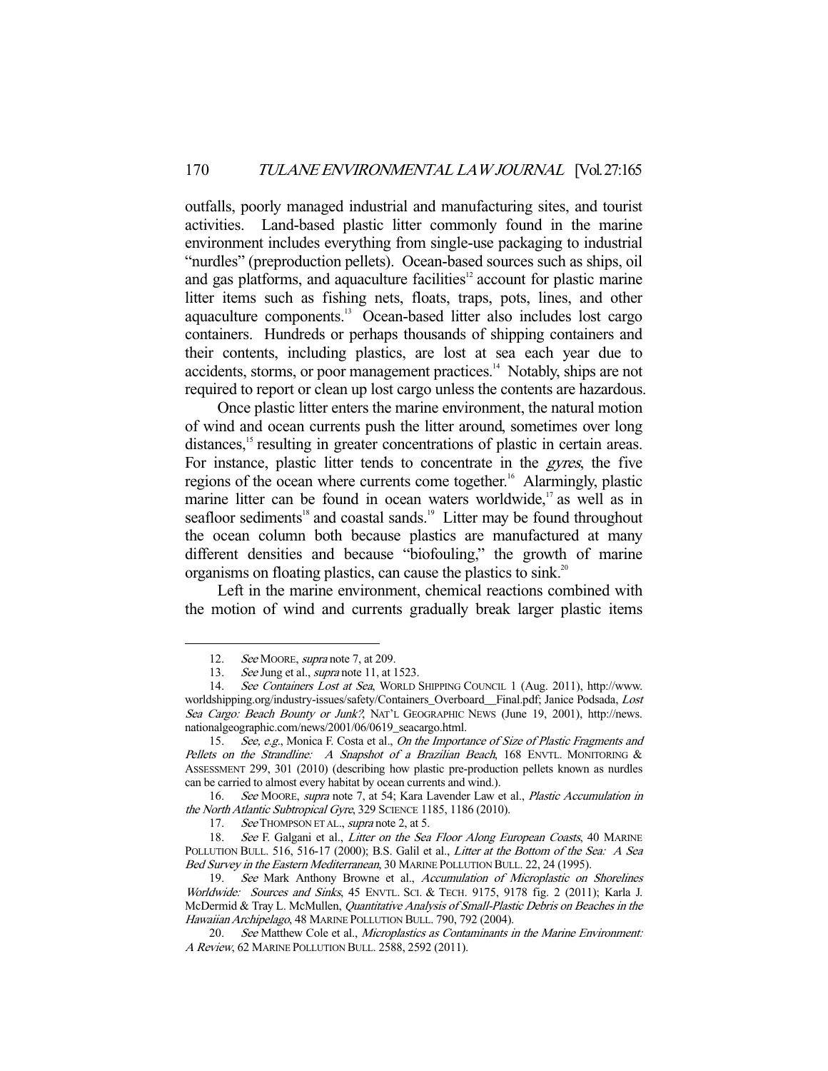outfalls, poorly managed industrial and manufacturing sites, and tourist activities. Land-based plastic litter commonly found in the marine environment includes everything from single-use packaging to industrial "nurdles" (preproduction pellets). Ocean-based sources such as ships, oil and gas platforms, and aquaculture facilities[12] account for plastic marine litter items such as fishing nets, floats, traps, pots, lines, and other aquaculture components.[13] Ocean-based litter also includes lost cargo containers. Hundreds or perhaps thousands of shipping containers and their contents, including plastics, are lost at sea each year due to accidents, storms, or poor management practices.[14] Notably, ships are not required to report or clean up lost cargo unless the contents are hazardous.

Once plastic litter enters the marine environment, the natural motion of wind and ocean currents push the litter around, sometimes over long distances,[15] resulting in greater concentrations of plastic in certain areas. For instance, plastic litter tends to concentrate in the *gyres*, the five regions of the ocean where currents come together.[16] Alarmingly, plastic marine litter can be found in ocean waters worldwide,[17] as well as in seafloor sediments[18] and coastal sands.[19] Litter may be found throughout the ocean column both because plastics are manufactured at many different densities and because "biofouling," the growth of marine organisms on floating plastics, can cause the plastics to sink.[20]

Left in the marine environment, chemical reactions combined with the motion of wind and currents gradually break larger plastic items

---

12. *See* MOORE, *supra* note 7, at 209.

13. *See* Jung et al., *supra* note 11, at 1523.

14. *See Containers Lost at Sea*, WORLD SHIPPING COUNCIL 1 (Aug. 2011), http://www.worldshipping.org/industry-issues/safety/Containers_Overboard__Final.pdf; Janice Podsada, *Lost Sea Cargo: Beach Bounty or Junk?*, NAT'L GEOGRAPHIC NEWS (June 19, 2001), http://news.nationalgeographic.com/news/2001/06/0619_seacargo.html.

15. *See, e.g.*, Monica F. Costa et al., *On the Importance of Size of Plastic Fragments and Pellets on the Strandline: A Snapshot of a Brazilian Beach*, 168 ENVTL. MONITORING & ASSESSMENT 299, 301 (2010) (describing how plastic pre-production pellets known as nurdles can be carried to almost every habitat by ocean currents and wind.).

16. *See* MOORE, *supra* note 7, at 54; Kara Lavender Law et al., *Plastic Accumulation in the North Atlantic Subtropical Gyre*, 329 SCIENCE 1185, 1186 (2010).

17. *See* THOMPSON ET AL., *supra* note 2, at 5.

18. *See* F. Galgani et al., *Litter on the Sea Floor Along European Coasts*, 40 MARINE POLLUTION BULL. 516, 516-17 (2000); B.S. Galil et al., *Litter at the Bottom of the Sea: A Sea Bed Survey in the Eastern Mediterranean*, 30 MARINE POLLUTION BULL. 22, 24 (1995).

19. *See* Mark Anthony Browne et al., *Accumulation of Microplastic on Shorelines Worldwide: Sources and Sinks*, 45 ENVTL. SCI. & TECH. 9175, 9178 fig. 2 (2011); Karla J. McDermid & Tray L. McMullen, *Quantitative Analysis of Small-Plastic Debris on Beaches in the Hawaiian Archipelago*, 48 MARINE POLLUTION BULL. 790, 792 (2004).

20. *See* Matthew Cole et al., *Microplastics as Contaminants in the Marine Environment: A Review*, 62 MARINE POLLUTION BULL. 2588, 2592 (2011).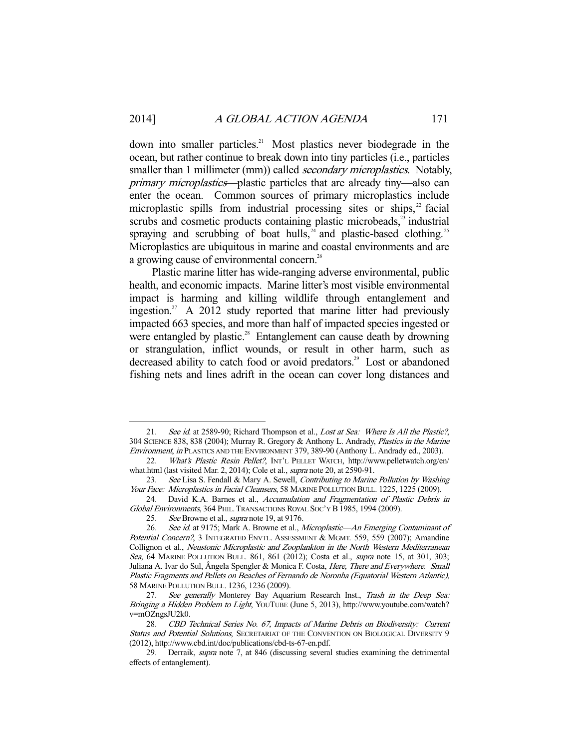down into smaller particles.[21] Most plastics never biodegrade in the ocean, but rather continue to break down into tiny particles (i.e., particles smaller than 1 millimeter (mm)) called *secondary microplastics*. Notably, *primary microplastics*—plastic particles that are already tiny—also can enter the ocean. Common sources of primary microplastics include microplastic spills from industrial processing sites or ships,[22] facial scrubs and cosmetic products containing plastic microbeads,[23] industrial spraying and scrubbing of boat hulls,[24] and plastic-based clothing.[25] Microplastics are ubiquitous in marine and coastal environments and are a growing cause of environmental concern.[26]

Plastic marine litter has wide-ranging adverse environmental, public health, and economic impacts. Marine litter's most visible environmental impact is harming and killing wildlife through entanglement and ingestion.[27] A 2012 study reported that marine litter had previously impacted 663 species, and more than half of impacted species ingested or were entangled by plastic.[28] Entanglement can cause death by drowning or strangulation, inflict wounds, or result in other harm, such as decreased ability to catch food or avoid predators.[29] Lost or abandoned fishing nets and lines adrift in the ocean can cover long distances and

---

21. *See id.* at 2589-90; Richard Thompson et al., *Lost at Sea: Where Is All the Plastic?*, 304 SCIENCE 838, 838 (2004); Murray R. Gregory & Anthony L. Andrady, *Plastics in the Marine Environment*, *in* PLASTICS AND THE ENVIRONMENT 379, 389-90 (Anthony L. Andrady ed., 2003).

22. *What's Plastic Resin Pellet?*, INT'L PELLET WATCH, http://www.pelletwatch.org/en/what.html (last visited Mar. 2, 2014); Cole et al., *supra* note 20, at 2590-91.

23. *See* Lisa S. Fendall & Mary A. Sewell, *Contributing to Marine Pollution by Washing Your Face: Microplastics in Facial Cleansers*, 58 MARINE POLLUTION BULL. 1225, 1225 (2009).

24. David K.A. Barnes et al., *Accumulation and Fragmentation of Plastic Debris in Global Environments*, 364 PHIL. TRANSACTIONS ROYAL SOC'Y B 1985, 1994 (2009).

25. *See* Browne et al., *supra* note 19, at 9176.

26. *See id.* at 9175; Mark A. Browne et al., *Microplastic—An Emerging Contaminant of Potential Concern?*, 3 INTEGRATED ENVTL. ASSESSMENT & MGMT. 559, 559 (2007); Amandine Collignon et al., *Neustonic Microplastic and Zooplankton in the North Western Mediterranean Sea*, 64 MARINE POLLUTION BULL. 861, 861 (2012); Costa et al., *supra* note 15, at 301, 303; Juliana A. Ivar do Sul, Ângela Spengler & Monica F. Costa, *Here, There and Everywhere. Small Plastic Fragments and Pellets on Beaches of Fernando de Noronha (Equatorial Western Atlantic)*, 58 MARINE POLLUTION BULL. 1236, 1236 (2009).

27. *See generally* Monterey Bay Aquarium Research Inst., *Trash in the Deep Sea: Bringing a Hidden Problem to Light*, YOUTUBE (June 5, 2013), http://www.youtube.com/watch?v=mOZngsJU2k0.

28. *CBD Technical Series No. 67, Impacts of Marine Debris on Biodiversity: Current Status and Potential Solutions*, SECRETARIAT OF THE CONVENTION ON BIOLOGICAL DIVERSITY 9 (2012), http://www.cbd.int/doc/publications/cbd-ts-67-en.pdf.

29. Derraik, *supra* note 7, at 846 (discussing several studies examining the detrimental effects of entanglement).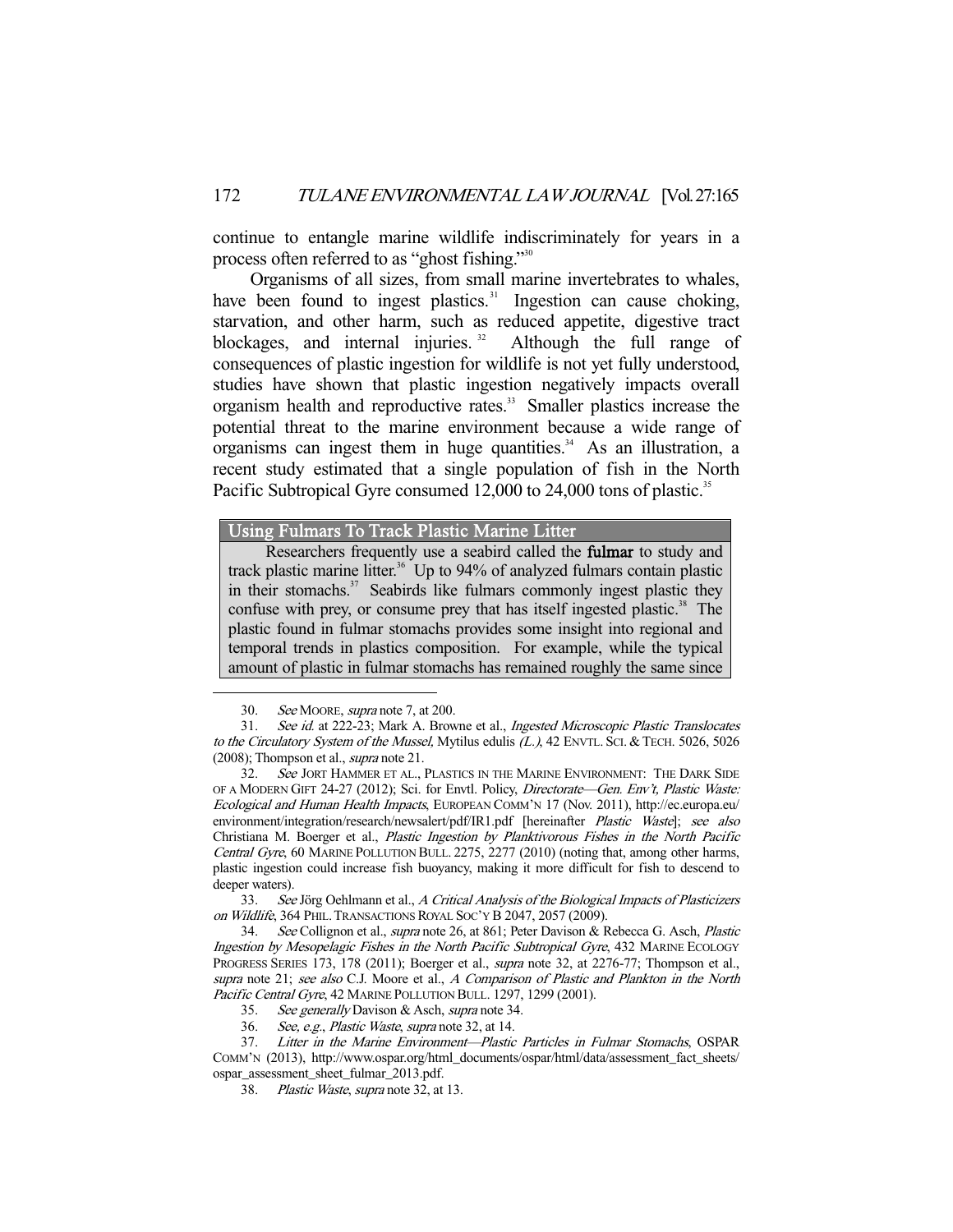continue to entangle marine wildlife indiscriminately for years in a process often referred to as "ghost fishing."[30]

Organisms of all sizes, from small marine invertebrates to whales, have been found to ingest plastics.[31] Ingestion can cause choking, starvation, and other harm, such as reduced appetite, digestive tract blockages, and internal injuries.[32] Although the full range of consequences of plastic ingestion for wildlife is not yet fully understood, studies have shown that plastic ingestion negatively impacts overall organism health and reproductive rates.[33] Smaller plastics increase the potential threat to the marine environment because a wide range of organisms can ingest them in huge quantities.[34] As an illustration, a recent study estimated that a single population of fish in the North Pacific Subtropical Gyre consumed 12,000 to 24,000 tons of plastic.[35]

### Using Fulmars To Track Plastic Marine Litter

Researchers frequently use a seabird called the **fulmar** to study and track plastic marine litter.[36] Up to 94% of analyzed fulmars contain plastic in their stomachs.[37] Seabirds like fulmars commonly ingest plastic they confuse with prey, or consume prey that has itself ingested plastic.[38] The plastic found in fulmar stomachs provides some insight into regional and temporal trends in plastics composition. For example, while the typical amount of plastic in fulmar stomachs has remained roughly the same since

---

30. *See* MOORE, *supra* note 7, at 200.

31. *See id.* at 222-23; Mark A. Browne et al., *Ingested Microscopic Plastic Translocates to the Circulatory System of the Mussel,* Mytilus edulis *(L.)*, 42 ENVTL. SCI. & TECH. 5026, 5026 (2008); Thompson et al., *supra* note 21.

32. *See* JORT HAMMER ET AL., PLASTICS IN THE MARINE ENVIRONMENT: THE DARK SIDE OF A MODERN GIFT 24-27 (2012); Sci. for Envtl. Policy, *Directorate—Gen. Env't, Plastic Waste: Ecological and Human Health Impacts*, EUROPEAN COMM'N 17 (Nov. 2011), http://ec.europa.eu/environment/integration/research/newsalert/pdf/IR1.pdf [hereinafter *Plastic Waste*]; *see also* Christiana M. Boerger et al., *Plastic Ingestion by Planktivorous Fishes in the North Pacific Central Gyre*, 60 MARINE POLLUTION BULL. 2275, 2277 (2010) (noting that, among other harms, plastic ingestion could increase fish buoyancy, making it more difficult for fish to descend to deeper waters).

33. *See* Jörg Oehlmann et al., *A Critical Analysis of the Biological Impacts of Plasticizers on Wildlife*, 364 PHIL. TRANSACTIONS ROYAL SOC'Y B 2047, 2057 (2009).

34. *See* Collignon et al., *supra* note 26, at 861; Peter Davison & Rebecca G. Asch, *Plastic Ingestion by Mesopelagic Fishes in the North Pacific Subtropical Gyre*, 432 MARINE ECOLOGY PROGRESS SERIES 173, 178 (2011); Boerger et al., *supra* note 32, at 2276-77; Thompson et al., *supra* note 21; *see also* C.J. Moore et al., *A Comparison of Plastic and Plankton in the North Pacific Central Gyre*, 42 MARINE POLLUTION BULL. 1297, 1299 (2001).

35. *See generally* Davison & Asch, *supra* note 34.

36. *See, e.g.*, *Plastic Waste*, *supra* note 32, at 14.

37. *Litter in the Marine Environment—Plastic Particles in Fulmar Stomachs*, OSPAR COMM'N (2013), http://www.ospar.org/html_documents/ospar/html/data/assessment_fact_sheets/ospar_assessment_sheet_fulmar_2013.pdf.

38. *Plastic Waste*, *supra* note 32, at 13.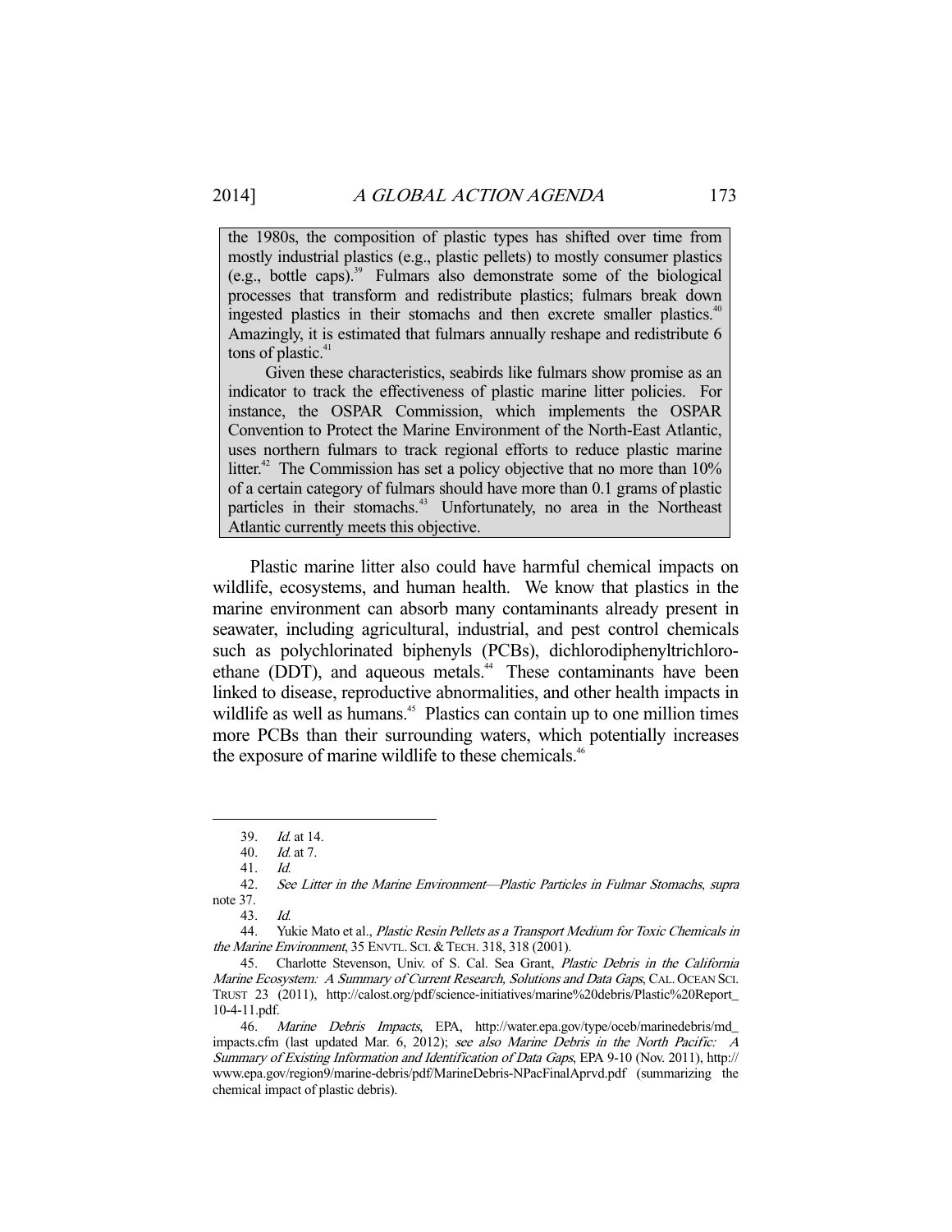the 1980s, the composition of plastic types has shifted over time from mostly industrial plastics (e.g., plastic pellets) to mostly consumer plastics (e.g., bottle caps).[39] Fulmars also demonstrate some of the biological processes that transform and redistribute plastics; fulmars break down ingested plastics in their stomachs and then excrete smaller plastics.[40] Amazingly, it is estimated that fulmars annually reshape and redistribute 6 tons of plastic.[41]

Given these characteristics, seabirds like fulmars show promise as an indicator to track the effectiveness of plastic marine litter policies. For instance, the OSPAR Commission, which implements the OSPAR Convention to Protect the Marine Environment of the North-East Atlantic, uses northern fulmars to track regional efforts to reduce plastic marine litter.[42] The Commission has set a policy objective that no more than 10% of a certain category of fulmars should have more than 0.1 grams of plastic particles in their stomachs.[43] Unfortunately, no area in the Northeast Atlantic currently meets this objective.

Plastic marine litter also could have harmful chemical impacts on wildlife, ecosystems, and human health. We know that plastics in the marine environment can absorb many contaminants already present in seawater, including agricultural, industrial, and pest control chemicals such as polychlorinated biphenyls (PCBs), dichlorodiphenyltrichloroethane (DDT), and aqueous metals.[44] These contaminants have been linked to disease, reproductive abnormalities, and other health impacts in wildlife as well as humans.[45] Plastics can contain up to one million times more PCBs than their surrounding waters, which potentially increases the exposure of marine wildlife to these chemicals.[46]

---

39. *Id.* at 14.

40. *Id.* at 7.

41. *Id.*

42. *See Litter in the Marine Environment—Plastic Particles in Fulmar Stomachs*, *supra* note 37.

43. *Id.*

44. Yukie Mato et al., *Plastic Resin Pellets as a Transport Medium for Toxic Chemicals in the Marine Environment*, 35 ENVTL. SCI. & TECH. 318, 318 (2001).

45. Charlotte Stevenson, Univ. of S. Cal. Sea Grant, *Plastic Debris in the California Marine Ecosystem: A Summary of Current Research, Solutions and Data Gaps*, CAL. OCEAN SCI. TRUST 23 (2011), http://calost.org/pdf/science-initiatives/marine%20debris/Plastic%20Report_10-4-11.pdf.

46. *Marine Debris Impacts*, EPA, http://water.epa.gov/type/oceb/marinedebris/md_impacts.cfm (last updated Mar. 6, 2012); *see also Marine Debris in the North Pacific: A Summary of Existing Information and Identification of Data Gaps*, EPA 9-10 (Nov. 2011), http://www.epa.gov/region9/marine-debris/pdf/MarineDebris-NPacFinalAprvd.pdf (summarizing the chemical impact of plastic debris).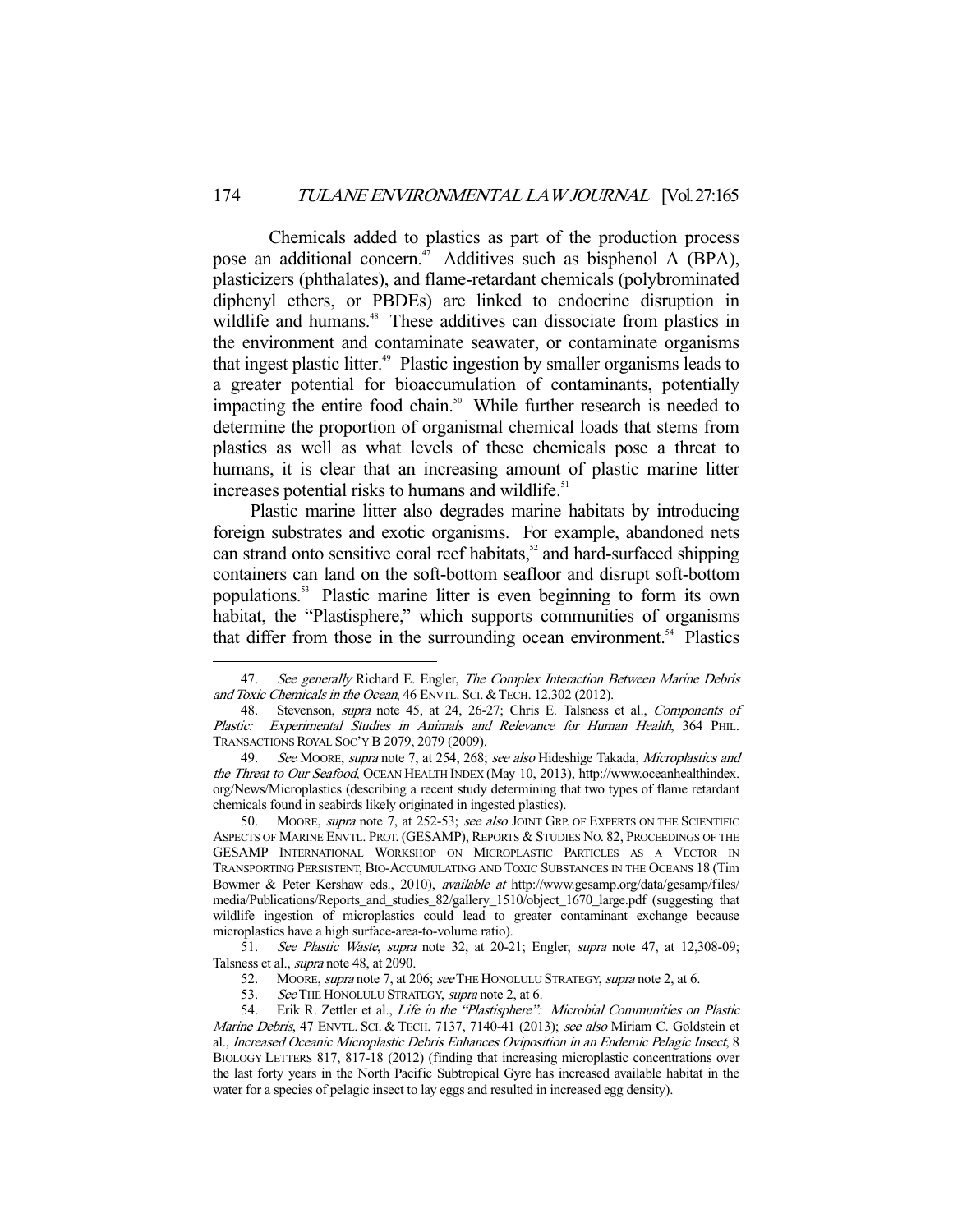Chemicals added to plastics as part of the production process pose an additional concern.[47] Additives such as bisphenol A (BPA), plasticizers (phthalates), and flame-retardant chemicals (polybrominated diphenyl ethers, or PBDEs) are linked to endocrine disruption in wildlife and humans.[48] These additives can dissociate from plastics in the environment and contaminate seawater, or contaminate organisms that ingest plastic litter.[49] Plastic ingestion by smaller organisms leads to a greater potential for bioaccumulation of contaminants, potentially impacting the entire food chain.[50] While further research is needed to determine the proportion of organismal chemical loads that stems from plastics as well as what levels of these chemicals pose a threat to humans, it is clear that an increasing amount of plastic marine litter increases potential risks to humans and wildlife.[51]

Plastic marine litter also degrades marine habitats by introducing foreign substrates and exotic organisms. For example, abandoned nets can strand onto sensitive coral reef habitats,[52] and hard-surfaced shipping containers can land on the soft-bottom seafloor and disrupt soft-bottom populations.[53] Plastic marine litter is even beginning to form its own habitat, the "Plastisphere," which supports communities of organisms that differ from those in the surrounding ocean environment.[54] Plastics

---

47. *See generally* Richard E. Engler, *The Complex Interaction Between Marine Debris and Toxic Chemicals in the Ocean*, 46 ENVTL. SCI. & TECH. 12,302 (2012).

48. Stevenson, *supra* note 45, at 24, 26-27; Chris E. Talsness et al., *Components of Plastic: Experimental Studies in Animals and Relevance for Human Health*, 364 PHIL. TRANSACTIONS ROYAL SOC'Y B 2079, 2079 (2009).

49. *See* MOORE, *supra* note 7, at 254, 268; *see also* Hideshige Takada, *Microplastics and the Threat to Our Seafood*, OCEAN HEALTH INDEX (May 10, 2013), http://www.oceanhealthindex.org/News/Microplastics (describing a recent study determining that two types of flame retardant chemicals found in seabirds likely originated in ingested plastics).

50. MOORE, *supra* note 7, at 252-53; *see also* JOINT GRP. OF EXPERTS ON THE SCIENTIFIC ASPECTS OF MARINE ENVTL. PROT. (GESAMP), REPORTS & STUDIES NO. 82, PROCEEDINGS OF THE GESAMP INTERNATIONAL WORKSHOP ON MICROPLASTIC PARTICLES AS A VECTOR IN TRANSPORTING PERSISTENT, BIO-ACCUMULATING AND TOXIC SUBSTANCES IN THE OCEANS 18 (Tim Bowmer & Peter Kershaw eds., 2010), *available at* http://www.gesamp.org/data/gesamp/files/media/Publications/Reports_and_studies_82/gallery_1510/object_1670_large.pdf (suggesting that wildlife ingestion of microplastics could lead to greater contaminant exchange because microplastics have a high surface-area-to-volume ratio).

51. *See Plastic Waste*, *supra* note 32, at 20-21; Engler, *supra* note 47, at 12,308-09; Talsness et al., *supra* note 48, at 2090.

52. MOORE, *supra* note 7, at 206; *see* THE HONOLULU STRATEGY, *supra* note 2, at 6.

53. *See* THE HONOLULU STRATEGY, *supra* note 2, at 6.

54. Erik R. Zettler et al., *Life in the "Plastisphere": Microbial Communities on Plastic Marine Debris*, 47 ENVTL. SCI. & TECH. 7137, 7140-41 (2013); *see also* Miriam C. Goldstein et al., *Increased Oceanic Microplastic Debris Enhances Oviposition in an Endemic Pelagic Insect*, 8 BIOLOGY LETTERS 817, 817-18 (2012) (finding that increasing microplastic concentrations over the last forty years in the North Pacific Subtropical Gyre has increased available habitat in the water for a species of pelagic insect to lay eggs and resulted in increased egg density).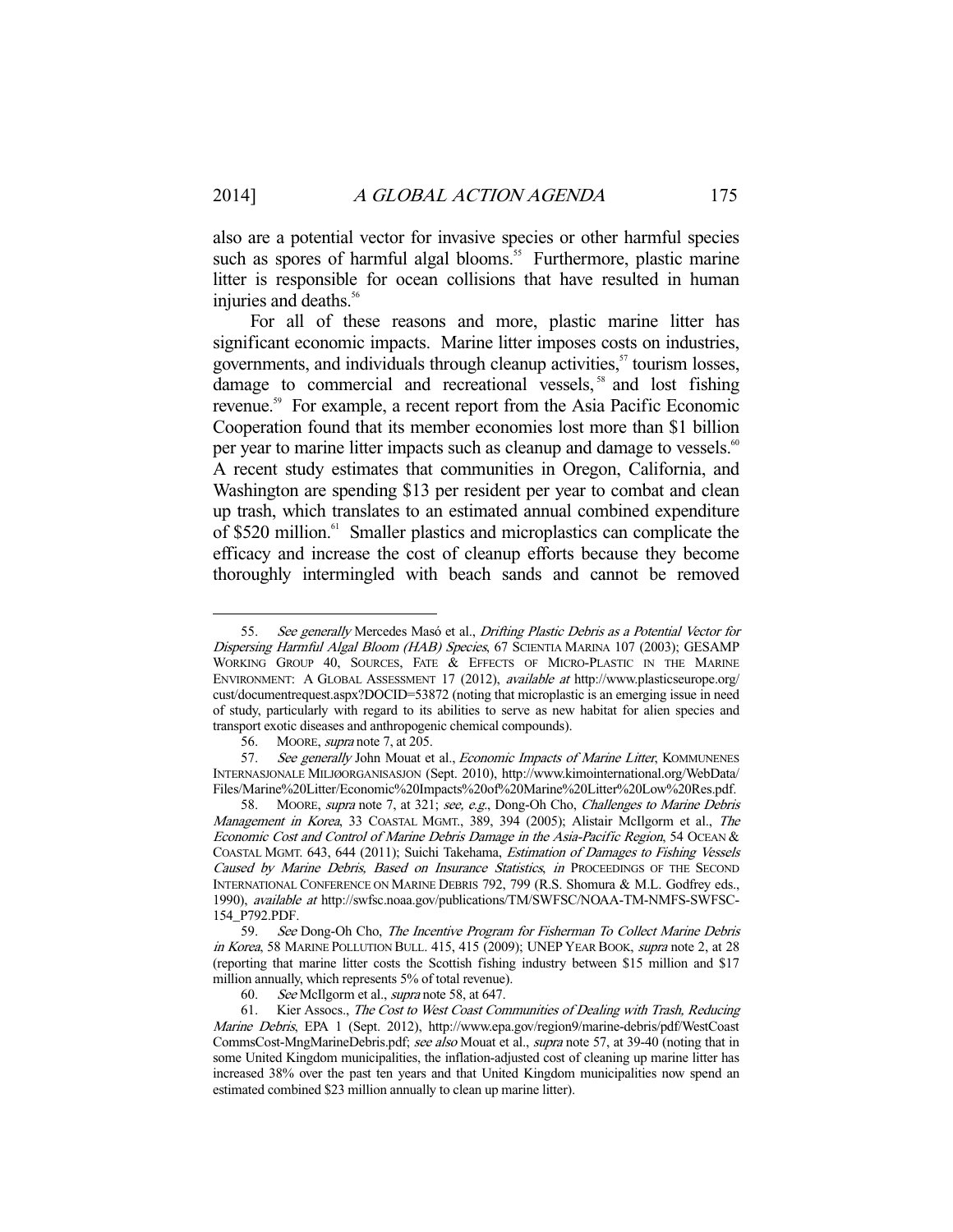also are a potential vector for invasive species or other harmful species such as spores of harmful algal blooms.[55] Furthermore, plastic marine litter is responsible for ocean collisions that have resulted in human injuries and deaths.[56]

For all of these reasons and more, plastic marine litter has significant economic impacts. Marine litter imposes costs on industries, governments, and individuals through cleanup activities,[57] tourism losses, damage to commercial and recreational vessels,[58] and lost fishing revenue.[59] For example, a recent report from the Asia Pacific Economic Cooperation found that its member economies lost more than $1 billion per year to marine litter impacts such as cleanup and damage to vessels.[60] A recent study estimates that communities in Oregon, California, and Washington are spending $13 per resident per year to combat and clean up trash, which translates to an estimated annual combined expenditure of $520 million.[61] Smaller plastics and microplastics can complicate the efficacy and increase the cost of cleanup efforts because they become thoroughly intermingled with beach sands and cannot be removed

---

55. *See generally* Mercedes Masó et al., *Drifting Plastic Debris as a Potential Vector for Dispersing Harmful Algal Bloom (HAB) Species*, 67 SCIENTIA MARINA 107 (2003); GESAMP WORKING GROUP 40, SOURCES, FATE & EFFECTS OF MICRO-PLASTIC IN THE MARINE ENVIRONMENT: A GLOBAL ASSESSMENT 17 (2012), *available at* http://www.plasticseurope.org/cust/documentrequest.aspx?DOCID=53872 (noting that microplastic is an emerging issue in need of study, particularly with regard to its abilities to serve as new habitat for alien species and transport exotic diseases and anthropogenic chemical compounds).

56. MOORE, *supra* note 7, at 205.

57. *See generally* John Mouat et al., *Economic Impacts of Marine Litter*, KOMMUNENES INTERNASJONALE MILJØORGANISASJON (Sept. 2010), http://www.kimointernational.org/WebData/Files/Marine%20Litter/Economic%20Impacts%20of%20Marine%20Litter%20Low%20Res.pdf.

58. MOORE, *supra* note 7, at 321; *see, e.g.*, Dong-Oh Cho, *Challenges to Marine Debris Management in Korea*, 33 COASTAL MGMT., 389, 394 (2005); Alistair McIlgorm et al., *The Economic Cost and Control of Marine Debris Damage in the Asia-Pacific Region*, 54 OCEAN & COASTAL MGMT. 643, 644 (2011); Suichi Takehama, *Estimation of Damages to Fishing Vessels Caused by Marine Debris, Based on Insurance Statistics*, *in* PROCEEDINGS OF THE SECOND INTERNATIONAL CONFERENCE ON MARINE DEBRIS 792, 799 (R.S. Shomura & M.L. Godfrey eds., 1990), *available at* http://swfsc.noaa.gov/publications/TM/SWFSC/NOAA-TM-NMFS-SWFSC-154_P792.PDF.

59. *See* Dong-Oh Cho, *The Incentive Program for Fisherman To Collect Marine Debris in Korea*, 58 MARINE POLLUTION BULL. 415, 415 (2009); UNEP YEAR BOOK, *supra* note 2, at 28 (reporting that marine litter costs the Scottish fishing industry between $15 million and $17 million annually, which represents 5% of total revenue).

60. *See* McIlgorm et al., *supra* note 58, at 647.

61. Kier Assocs., *The Cost to West Coast Communities of Dealing with Trash, Reducing Marine Debris*, EPA 1 (Sept. 2012), http://www.epa.gov/region9/marine-debris/pdf/WestCoastCommsCost-MngMarineDebris.pdf; *see also* Mouat et al., *supra* note 57, at 39-40 (noting that in some United Kingdom municipalities, the inflation-adjusted cost of cleaning up marine litter has increased 38% over the past ten years and that United Kingdom municipalities now spend an estimated combined $23 million annually to clean up marine litter).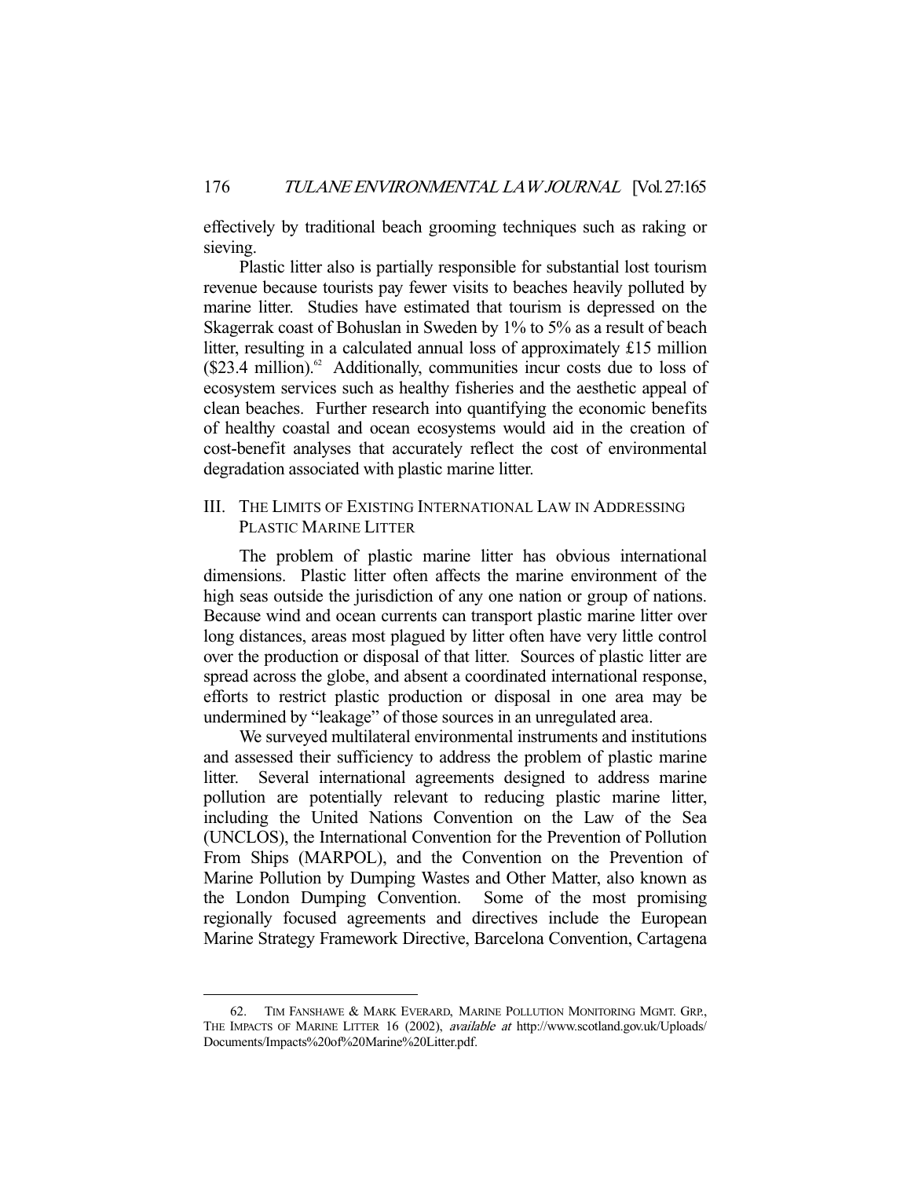effectively by traditional beach grooming techniques such as raking or sieving.

Plastic litter also is partially responsible for substantial lost tourism revenue because tourists pay fewer visits to beaches heavily polluted by marine litter. Studies have estimated that tourism is depressed on the Skagerrak coast of Bohuslan in Sweden by 1% to 5% as a result of beach litter, resulting in a calculated annual loss of approximately £15 million ($23.4 million).[62] Additionally, communities incur costs due to loss of ecosystem services such as healthy fisheries and the aesthetic appeal of clean beaches. Further research into quantifying the economic benefits of healthy coastal and ocean ecosystems would aid in the creation of cost-benefit analyses that accurately reflect the cost of environmental degradation associated with plastic marine litter.

## III. THE LIMITS OF EXISTING INTERNATIONAL LAW IN ADDRESSING PLASTIC MARINE LITTER

The problem of plastic marine litter has obvious international dimensions. Plastic litter often affects the marine environment of the high seas outside the jurisdiction of any one nation or group of nations. Because wind and ocean currents can transport plastic marine litter over long distances, areas most plagued by litter often have very little control over the production or disposal of that litter. Sources of plastic litter are spread across the globe, and absent a coordinated international response, efforts to restrict plastic production or disposal in one area may be undermined by "leakage" of those sources in an unregulated area.

We surveyed multilateral environmental instruments and institutions and assessed their sufficiency to address the problem of plastic marine litter. Several international agreements designed to address marine pollution are potentially relevant to reducing plastic marine litter, including the United Nations Convention on the Law of the Sea (UNCLOS), the International Convention for the Prevention of Pollution From Ships (MARPOL), and the Convention on the Prevention of Marine Pollution by Dumping Wastes and Other Matter, also known as the London Dumping Convention. Some of the most promising regionally focused agreements and directives include the European Marine Strategy Framework Directive, Barcelona Convention, Cartagena

---

62. TIM FANSHAWE & MARK EVERARD, MARINE POLLUTION MONITORING MGMT. GRP., THE IMPACTS OF MARINE LITTER 16 (2002), *available at* http://www.scotland.gov.uk/Uploads/Documents/Impacts%20of%20Marine%20Litter.pdf.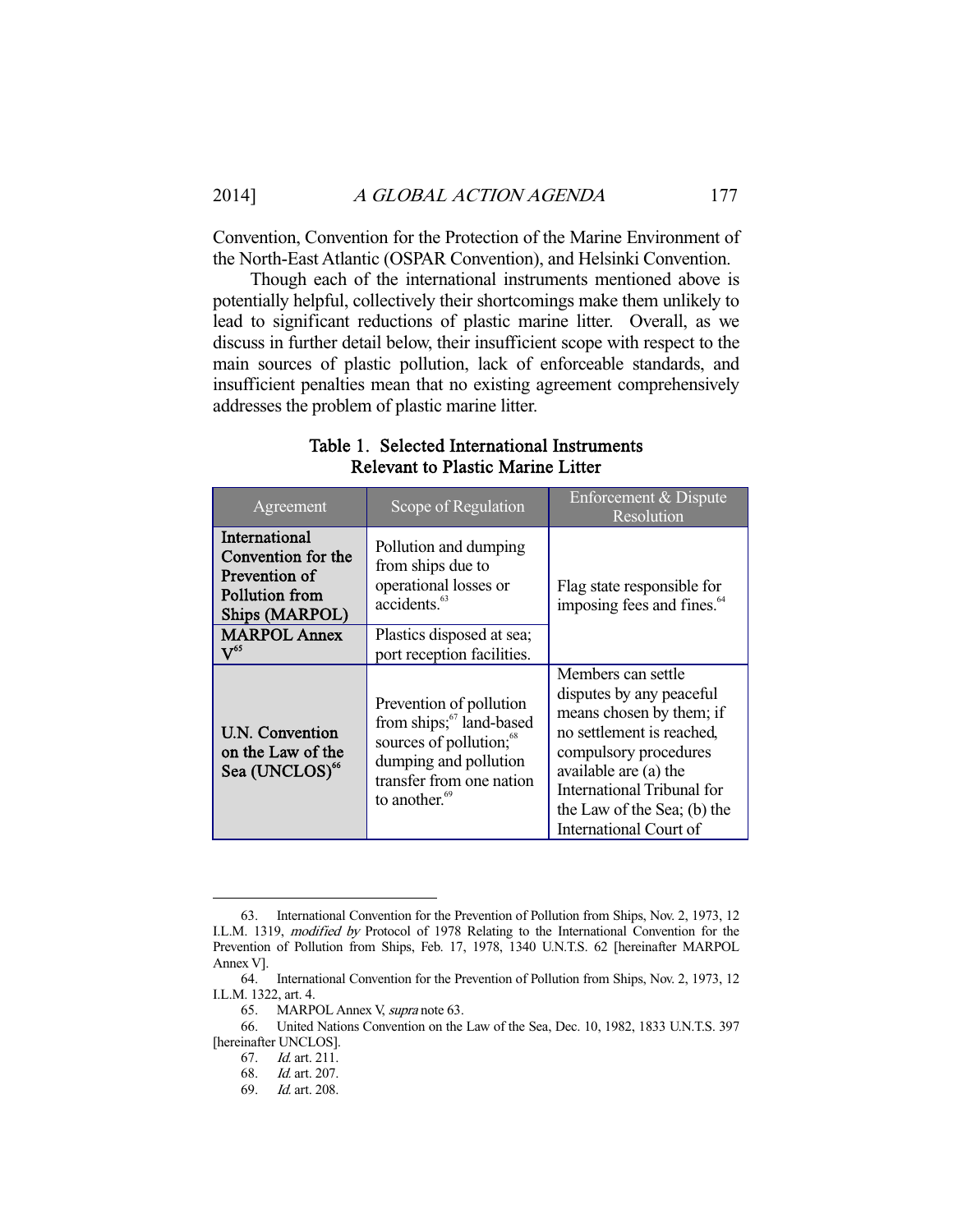Convention, Convention for the Protection of the Marine Environment of the North-East Atlantic (OSPAR Convention), and Helsinki Convention.

Though each of the international instruments mentioned above is potentially helpful, collectively their shortcomings make them unlikely to lead to significant reductions of plastic marine litter. Overall, as we discuss in further detail below, their insufficient scope with respect to the main sources of plastic pollution, lack of enforceable standards, and insufficient penalties mean that no existing agreement comprehensively addresses the problem of plastic marine litter.

**Table 1. Selected International Instruments Relevant to Plastic Marine Litter**

| Agreement | Scope of Regulation | Enforcement & Dispute Resolution |
|---|---|---|
| **International Convention for the Prevention of Pollution from Ships (MARPOL)** | Pollution and dumping from ships due to operational losses or accidents.[63] | Flag state responsible for imposing fees and fines.[64] |
| **MARPOL Annex V**[65] | Plastics disposed at sea; port reception facilities. | |
| **U.N. Convention on the Law of the Sea (UNCLOS)**[66] | Prevention of pollution from ships;[67] land-based sources of pollution;[68] dumping and pollution transfer from one nation to another.[69] | Members can settle disputes by any peaceful means chosen by them; if no settlement is reached, compulsory procedures available are (a) the International Tribunal for the Law of the Sea; (b) the International Court of |

63. International Convention for the Prevention of Pollution from Ships, Nov. 2, 1973, 12 I.L.M. 1319, *modified by* Protocol of 1978 Relating to the International Convention for the Prevention of Pollution from Ships, Feb. 17, 1978, 1340 U.N.T.S. 62 [hereinafter MARPOL Annex V].

64. International Convention for the Prevention of Pollution from Ships, Nov. 2, 1973, 12 I.L.M. 1322, art. 4.

65. MARPOL Annex V, *supra* note 63.

66. United Nations Convention on the Law of the Sea, Dec. 10, 1982, 1833 U.N.T.S. 397 [hereinafter UNCLOS].

67. *Id.* art. 211.

68. *Id.* art. 207.

69. *Id.* art. 208.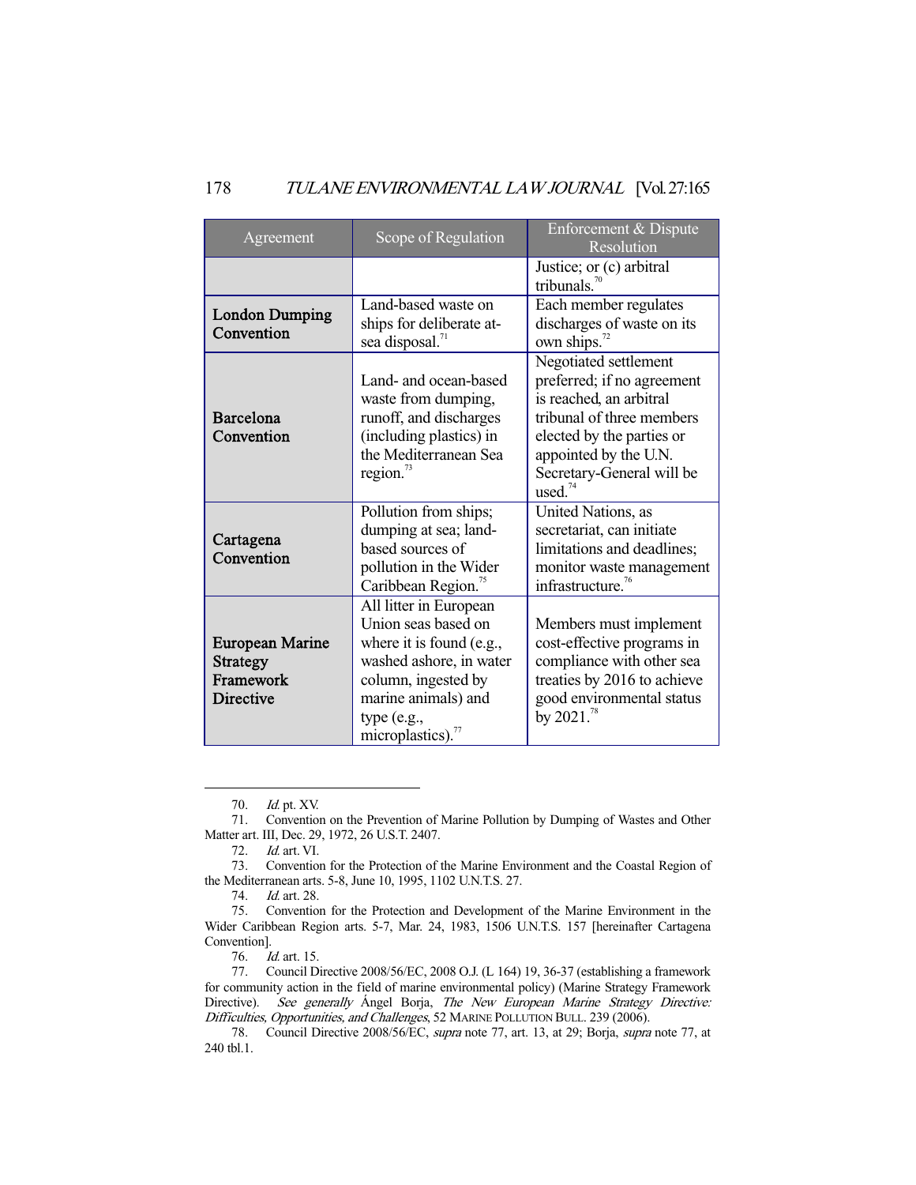| Agreement | Scope of Regulation | Enforcement & Dispute Resolution |
|---|---|---|
| | | Justice; or (c) arbitral tribunals.[70] |
| **London Dumping Convention** | Land-based waste on ships for deliberate at-sea disposal.[71] | Each member regulates discharges of waste on its own ships.[72] |
| **Barcelona Convention** | Land- and ocean-based waste from dumping, runoff, and discharges (including plastics) in the Mediterranean Sea region.[73] | Negotiated settlement preferred; if no agreement is reached, an arbitral tribunal of three members elected by the parties or appointed by the U.N. Secretary-General will be used.[74] |
| **Cartagena Convention** | Pollution from ships; dumping at sea; land-based sources of pollution in the Wider Caribbean Region.[75] | United Nations, as secretariat, can initiate limitations and deadlines; monitor waste management infrastructure.[76] |
| **European Marine Strategy Framework Directive** | All litter in European Union seas based on where it is found (e.g., washed ashore, in water column, ingested by marine animals) and type (e.g., microplastics).[77] | Members must implement cost-effective programs in compliance with other sea treaties by 2016 to achieve good environmental status by 2021.[78] |

70. *Id.* pt. XV.

71. Convention on the Prevention of Marine Pollution by Dumping of Wastes and Other Matter art. III, Dec. 29, 1972, 26 U.S.T. 2407.

72. *Id.* art. VI.

73. Convention for the Protection of the Marine Environment and the Coastal Region of the Mediterranean arts. 5-8, June 10, 1995, 1102 U.N.T.S. 27.

74. *Id.* art. 28.

75. Convention for the Protection and Development of the Marine Environment in the Wider Caribbean Region arts. 5-7, Mar. 24, 1983, 1506 U.N.T.S. 157 [hereinafter Cartagena Convention].

76. *Id.* art. 15.

77. Council Directive 2008/56/EC, 2008 O.J. (L 164) 19, 36-37 (establishing a framework for community action in the field of marine environmental policy) (Marine Strategy Framework Directive). *See generally* Ángel Borja, *The New European Marine Strategy Directive: Difficulties, Opportunities, and Challenges*, 52 MARINE POLLUTION BULL. 239 (2006).

78. Council Directive 2008/56/EC, *supra* note 77, art. 13, at 29; Borja, *supra* note 77, at 240 tbl.1.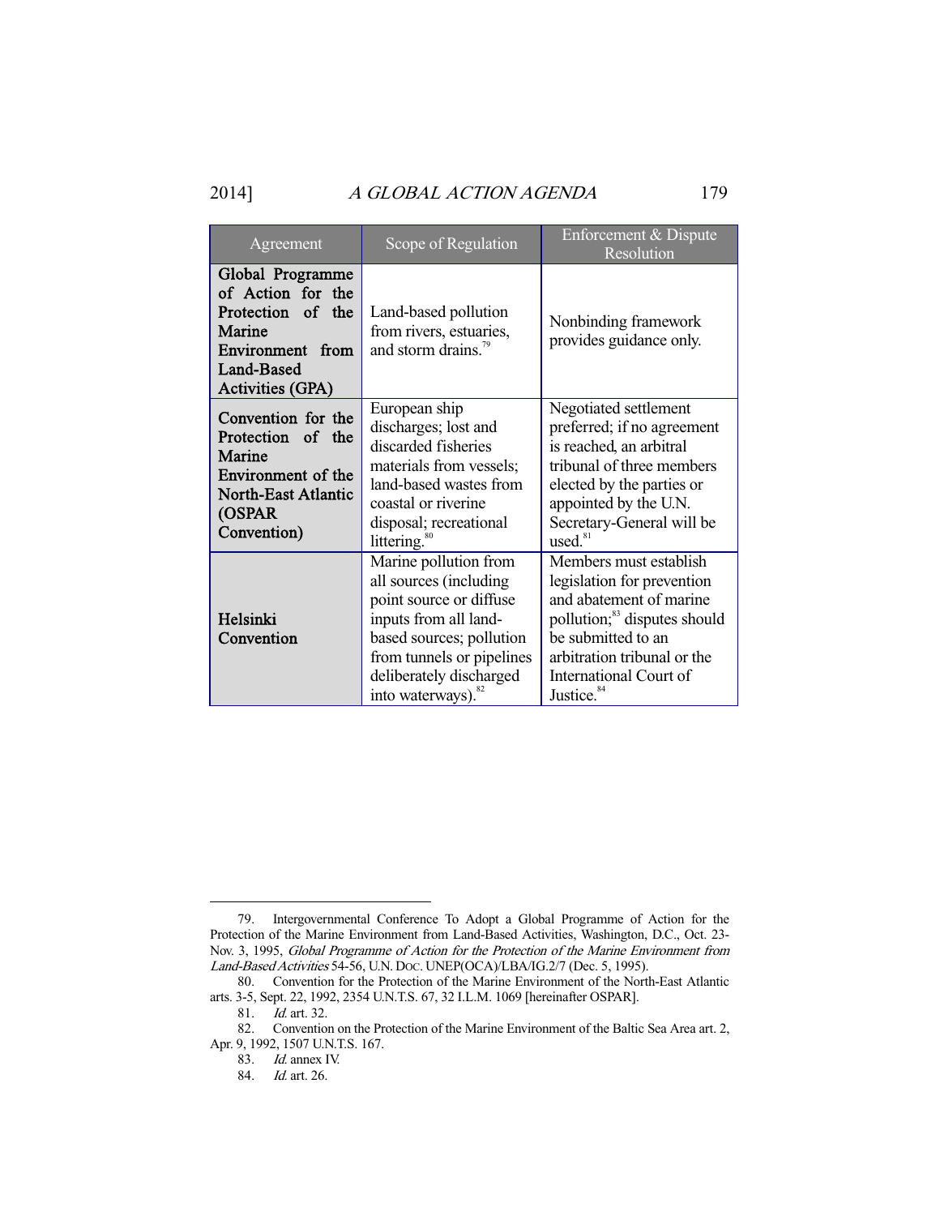| Agreement | Scope of Regulation | Enforcement & Dispute Resolution |
|---|---|---|
| **Global Programme of Action for the Protection of the Marine Environment from Land-Based Activities (GPA)** | Land-based pollution from rivers, estuaries, and storm drains.[79] | Nonbinding framework provides guidance only. |
| **Convention for the Protection of the Marine Environment of the North-East Atlantic (OSPAR Convention)** | European ship discharges; lost and discarded fisheries materials from vessels; land-based wastes from coastal or riverine disposal; recreational littering.[80] | Negotiated settlement preferred; if no agreement is reached, an arbitral tribunal of three members elected by the parties or appointed by the U.N. Secretary-General will be used.[81] |
| **Helsinki Convention** | Marine pollution from all sources (including point source or diffuse inputs from all land-based sources; pollution from tunnels or pipelines deliberately discharged into waterways).[82] | Members must establish legislation for prevention and abatement of marine pollution;[83] disputes should be submitted to an arbitration tribunal or the International Court of Justice.[84] |

---

79. Intergovernmental Conference To Adopt a Global Programme of Action for the Protection of the Marine Environment from Land-Based Activities, Washington, D.C., Oct. 23-Nov. 3, 1995, *Global Programme of Action for the Protection of the Marine Environment from Land-Based Activities* 54-56, U.N. DOC. UNEP(OCA)/LBA/IG.2/7 (Dec. 5, 1995).

80. Convention for the Protection of the Marine Environment of the North-East Atlantic arts. 3-5, Sept. 22, 1992, 2354 U.N.T.S. 67, 32 I.L.M. 1069 [hereinafter OSPAR].

81. *Id.* art. 32.

82. Convention on the Protection of the Marine Environment of the Baltic Sea Area art. 2, Apr. 9, 1992, 1507 U.N.T.S. 167.

83. *Id.* annex IV.

84. *Id.* art. 26.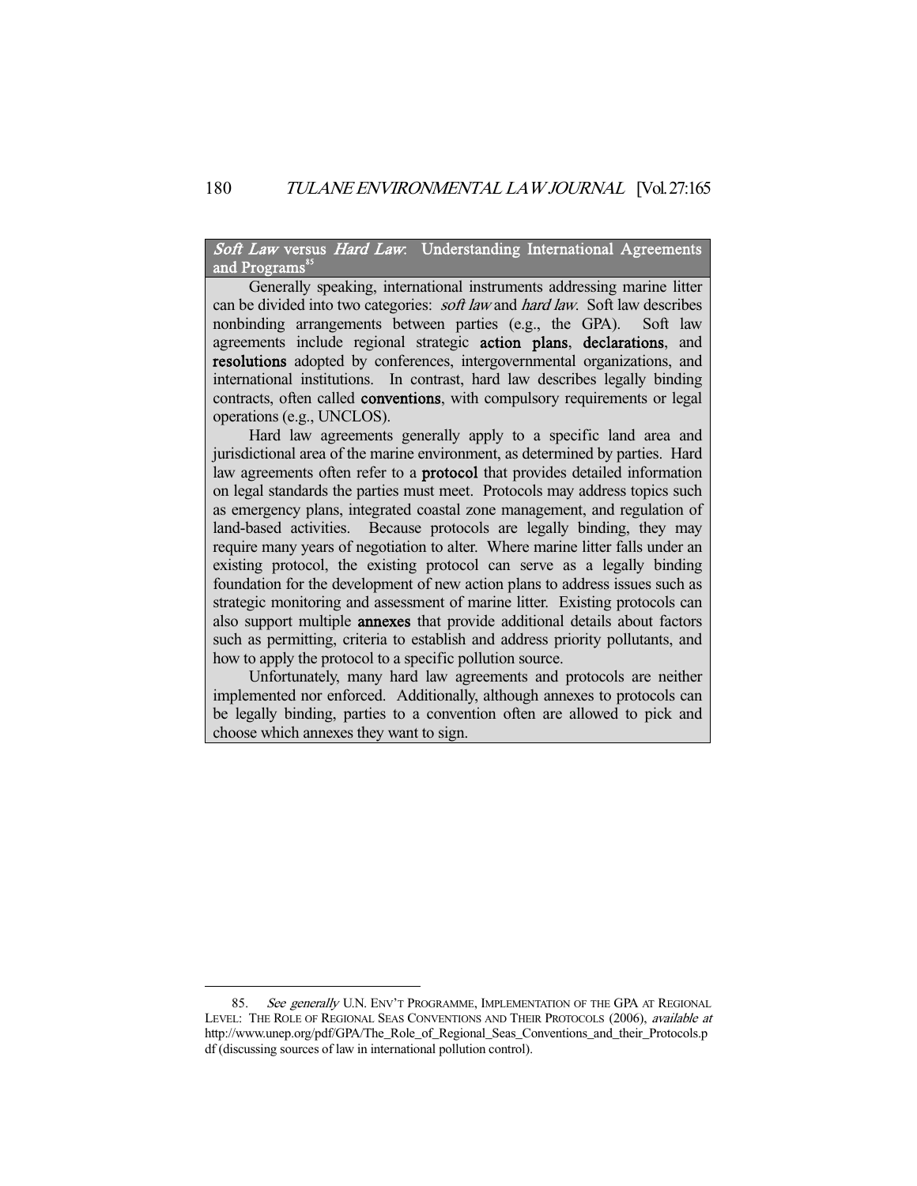### *Soft Law* versus *Hard Law*: Understanding International Agreements and Programs[85]

Generally speaking, international instruments addressing marine litter can be divided into two categories: *soft law* and *hard law*. Soft law describes nonbinding arrangements between parties (e.g., the GPA). Soft law agreements include regional strategic **action plans**, **declarations**, and **resolutions** adopted by conferences, intergovernmental organizations, and international institutions. In contrast, hard law describes legally binding contracts, often called **conventions**, with compulsory requirements or legal operations (e.g., UNCLOS).

Hard law agreements generally apply to a specific land area and jurisdictional area of the marine environment, as determined by parties. Hard law agreements often refer to a **protocol** that provides detailed information on legal standards the parties must meet. Protocols may address topics such as emergency plans, integrated coastal zone management, and regulation of land-based activities. Because protocols are legally binding, they may require many years of negotiation to alter. Where marine litter falls under an existing protocol, the existing protocol can serve as a legally binding foundation for the development of new action plans to address issues such as strategic monitoring and assessment of marine litter. Existing protocols can also support multiple **annexes** that provide additional details about factors such as permitting, criteria to establish and address priority pollutants, and how to apply the protocol to a specific pollution source.

Unfortunately, many hard law agreements and protocols are neither implemented nor enforced. Additionally, although annexes to protocols can be legally binding, parties to a convention often are allowed to pick and choose which annexes they want to sign.

---

85. *See generally* U.N. ENV'T PROGRAMME, IMPLEMENTATION OF THE GPA AT REGIONAL LEVEL: THE ROLE OF REGIONAL SEAS CONVENTIONS AND THEIR PROTOCOLS (2006), *available at* http://www.unep.org/pdf/GPA/The_Role_of_Regional_Seas_Conventions_and_their_Protocols.pdf (discussing sources of law in international pollution control).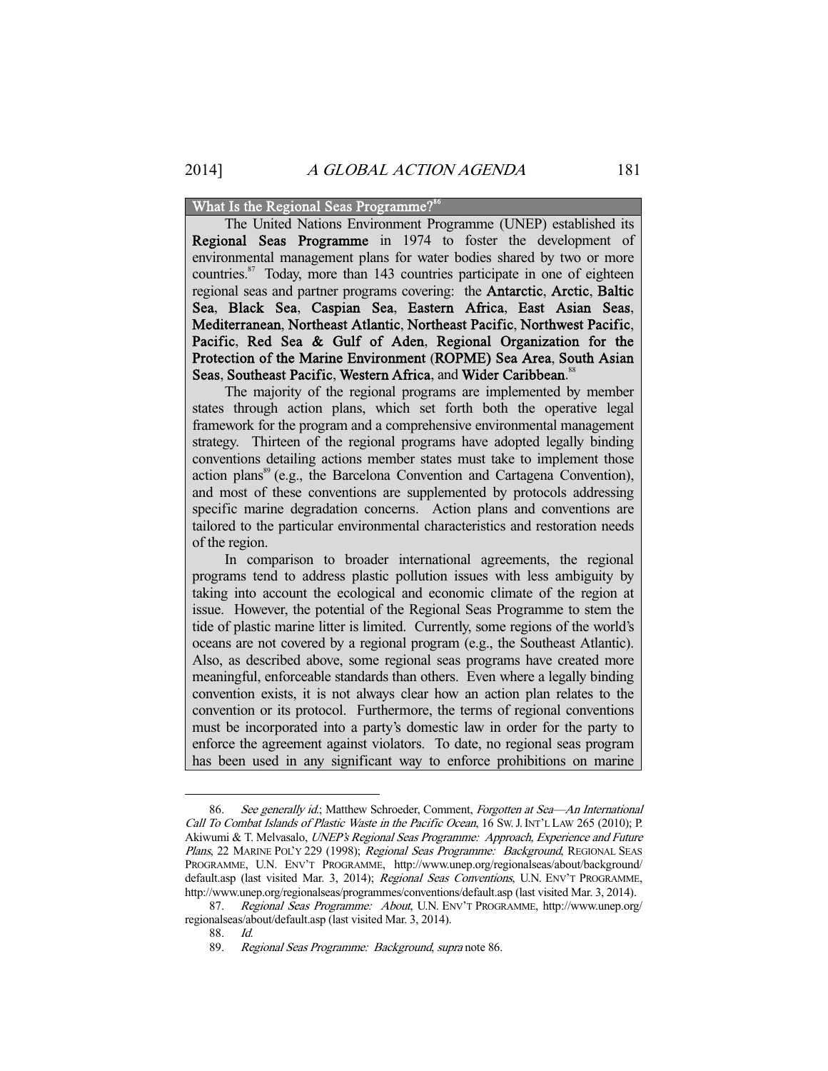### What Is the Regional Seas Programme?[86]

The United Nations Environment Programme (UNEP) established its **Regional Seas Programme** in 1974 to foster the development of environmental management plans for water bodies shared by two or more countries.[87] Today, more than 143 countries participate in one of eighteen regional seas and partner programs covering: the **Antarctic**, **Arctic**, **Baltic Sea**, **Black Sea**, **Caspian Sea**, **Eastern Africa**, **East Asian Seas**, **Mediterranean**, **Northeast Atlantic**, **Northeast Pacific**, **Northwest Pacific**, **Pacific**, **Red Sea & Gulf of Aden**, **Regional Organization for the Protection of the Marine Environment (ROPME) Sea Area**, **South Asian Seas**, **Southeast Pacific**, **Western Africa**, and **Wider Caribbean**.[88]

The majority of the regional programs are implemented by member states through action plans, which set forth both the operative legal framework for the program and a comprehensive environmental management strategy. Thirteen of the regional programs have adopted legally binding conventions detailing actions member states must take to implement those action plans[89] (e.g., the Barcelona Convention and Cartagena Convention), and most of these conventions are supplemented by protocols addressing specific marine degradation concerns. Action plans and conventions are tailored to the particular environmental characteristics and restoration needs of the region.

In comparison to broader international agreements, the regional programs tend to address plastic pollution issues with less ambiguity by taking into account the ecological and economic climate of the region at issue. However, the potential of the Regional Seas Programme to stem the tide of plastic marine litter is limited. Currently, some regions of the world's oceans are not covered by a regional program (e.g., the Southeast Atlantic). Also, as described above, some regional seas programs have created more meaningful, enforceable standards than others. Even where a legally binding convention exists, it is not always clear how an action plan relates to the convention or its protocol. Furthermore, the terms of regional conventions must be incorporated into a party's domestic law in order for the party to enforce the agreement against violators. To date, no regional seas program has been used in any significant way to enforce prohibitions on marine

---

86. *See generally id.*; Matthew Schroeder, Comment, *Forgotten at Sea—An International Call To Combat Islands of Plastic Waste in the Pacific Ocean*, 16 SW. J. INT'L LAW 265 (2010); P. Akiwumi & T. Melvasalo, *UNEP's Regional Seas Programme: Approach, Experience and Future Plans*, 22 MARINE POL'Y 229 (1998); *Regional Seas Programme: Background*, REGIONAL SEAS PROGRAMME, U.N. ENV'T PROGRAMME, http://www.unep.org/regionalseas/about/background/default.asp (last visited Mar. 3, 2014); *Regional Seas Conventions*, U.N. ENV'T PROGRAMME, http://www.unep.org/regionalseas/programmes/conventions/default.asp (last visited Mar. 3, 2014).

87. *Regional Seas Programme: About*, U.N. ENV'T PROGRAMME, http://www.unep.org/regionalseas/about/default.asp (last visited Mar. 3, 2014).

88. *Id.*

89. *Regional Seas Programme: Background*, *supra* note 86.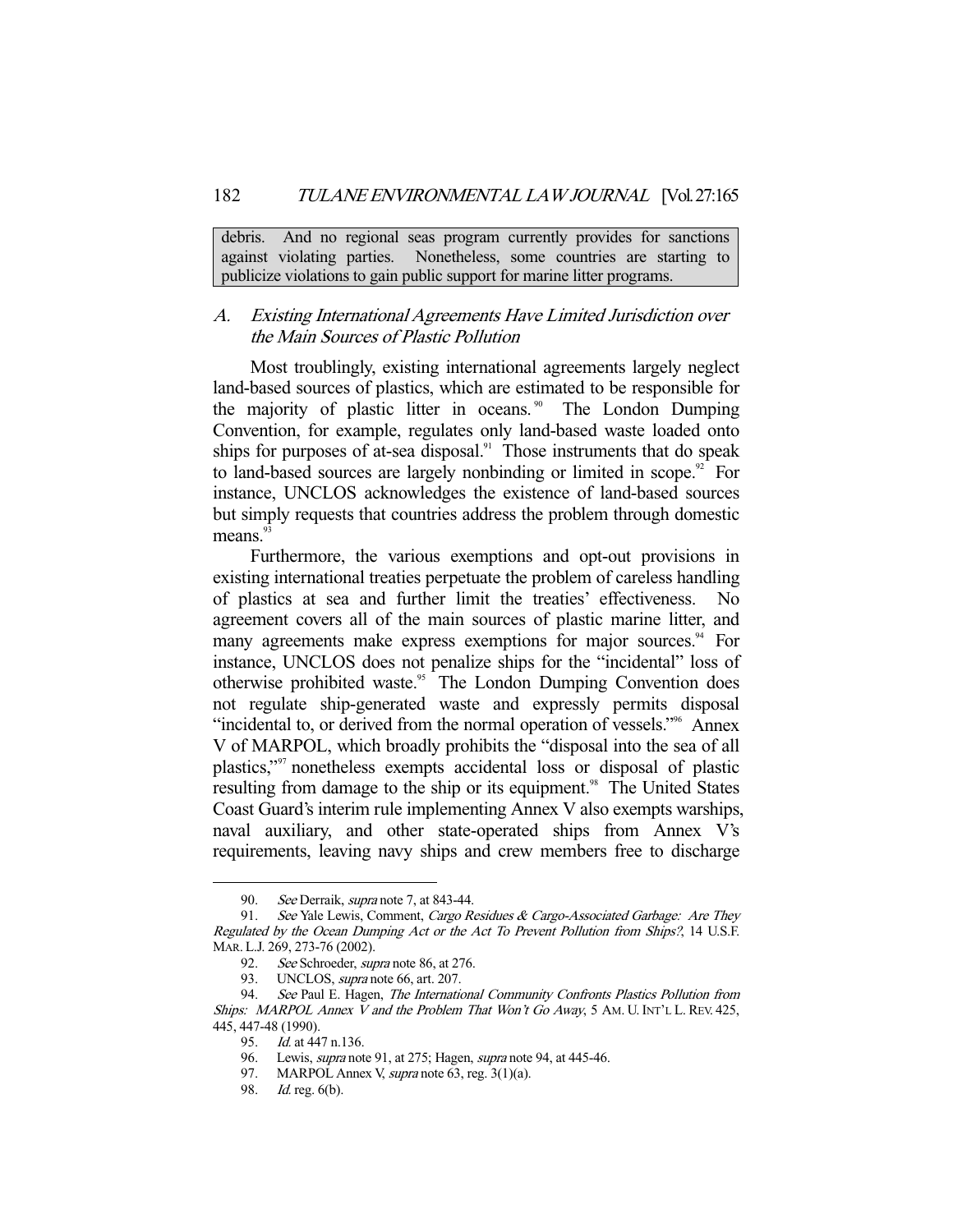debris. And no regional seas program currently provides for sanctions against violating parties. Nonetheless, some countries are starting to publicize violations to gain public support for marine litter programs.

## A. *Existing International Agreements Have Limited Jurisdiction over the Main Sources of Plastic Pollution*

Most troublingly, existing international agreements largely neglect land-based sources of plastics, which are estimated to be responsible for the majority of plastic litter in oceans.[90] The London Dumping Convention, for example, regulates only land-based waste loaded onto ships for purposes of at-sea disposal.[91] Those instruments that do speak to land-based sources are largely nonbinding or limited in scope.[92] For instance, UNCLOS acknowledges the existence of land-based sources but simply requests that countries address the problem through domestic means.[93]

Furthermore, the various exemptions and opt-out provisions in existing international treaties perpetuate the problem of careless handling of plastics at sea and further limit the treaties' effectiveness. No agreement covers all of the main sources of plastic marine litter, and many agreements make express exemptions for major sources.[94] For instance, UNCLOS does not penalize ships for the "incidental" loss of otherwise prohibited waste.[95] The London Dumping Convention does not regulate ship-generated waste and expressly permits disposal "incidental to, or derived from the normal operation of vessels."[96] Annex V of MARPOL, which broadly prohibits the "disposal into the sea of all plastics,"[97] nonetheless exempts accidental loss or disposal of plastic resulting from damage to the ship or its equipment.[98] The United States Coast Guard's interim rule implementing Annex V also exempts warships, naval auxiliary, and other state-operated ships from Annex V's requirements, leaving navy ships and crew members free to discharge

---

90. *See* Derraik, *supra* note 7, at 843-44.

91. *See* Yale Lewis, Comment, *Cargo Residues & Cargo-Associated Garbage: Are They Regulated by the Ocean Dumping Act or the Act To Prevent Pollution from Ships?*, 14 U.S.F. MAR. L.J. 269, 273-76 (2002).

92. *See* Schroeder, *supra* note 86, at 276.

93. UNCLOS, *supra* note 66, art. 207.

94. *See* Paul E. Hagen, *The International Community Confronts Plastics Pollution from Ships: MARPOL Annex V and the Problem That Won't Go Away*, 5 AM. U. INT'L L. REV. 425, 445, 447-48 (1990).

95. *Id.* at 447 n.136.

96. Lewis, *supra* note 91, at 275; Hagen, *supra* note 94, at 445-46.

97. MARPOL Annex V, *supra* note 63, reg. 3(1)(a).

98. *Id.* reg. 6(b).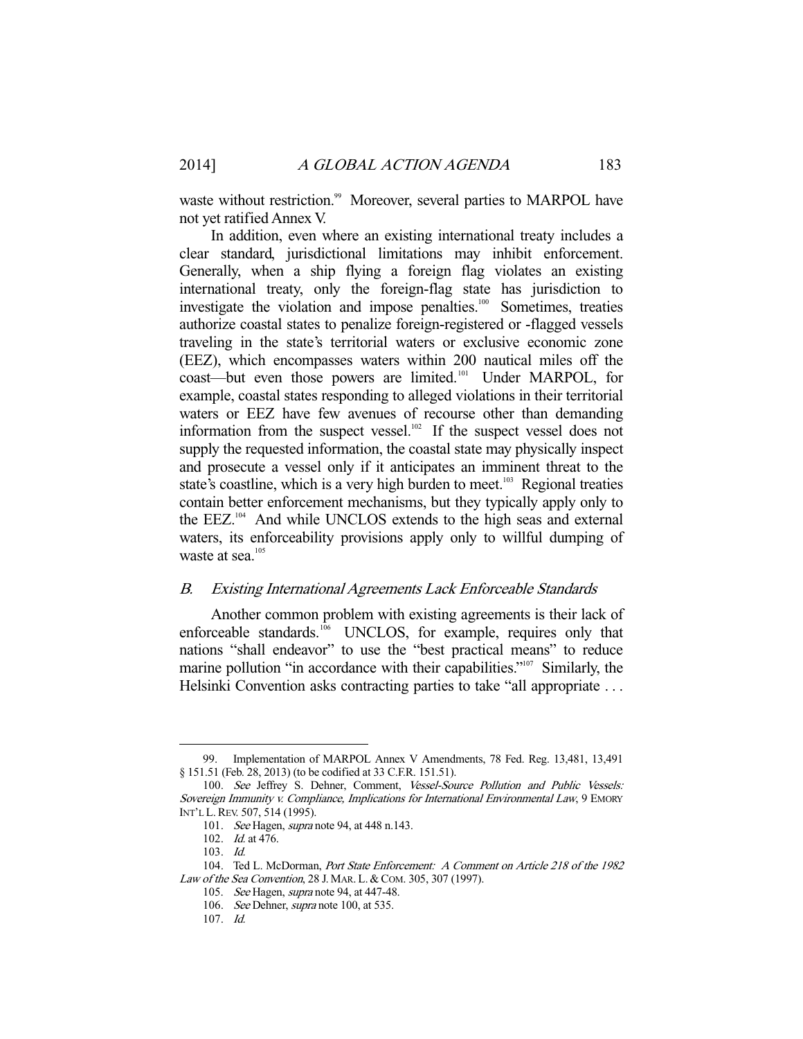waste without restriction.[99] Moreover, several parties to MARPOL have not yet ratified Annex V.

In addition, even where an existing international treaty includes a clear standard, jurisdictional limitations may inhibit enforcement. Generally, when a ship flying a foreign flag violates an existing international treaty, only the foreign-flag state has jurisdiction to investigate the violation and impose penalties.[100] Sometimes, treaties authorize coastal states to penalize foreign-registered or -flagged vessels traveling in the state's territorial waters or exclusive economic zone (EEZ), which encompasses waters within 200 nautical miles off the coast—but even those powers are limited.[101] Under MARPOL, for example, coastal states responding to alleged violations in their territorial waters or EEZ have few avenues of recourse other than demanding information from the suspect vessel.[102] If the suspect vessel does not supply the requested information, the coastal state may physically inspect and prosecute a vessel only if it anticipates an imminent threat to the state's coastline, which is a very high burden to meet.[103] Regional treaties contain better enforcement mechanisms, but they typically apply only to the EEZ.[104] And while UNCLOS extends to the high seas and external waters, its enforceability provisions apply only to willful dumping of waste at sea.[105]

### *B. Existing International Agreements Lack Enforceable Standards*

Another common problem with existing agreements is their lack of enforceable standards.[106] UNCLOS, for example, requires only that nations "shall endeavor" to use the "best practical means" to reduce marine pollution "in accordance with their capabilities."[107] Similarly, the Helsinki Convention asks contracting parties to take "all appropriate . . .

---

99. Implementation of MARPOL Annex V Amendments, 78 Fed. Reg. 13,481, 13,491 § 151.51 (Feb. 28, 2013) (to be codified at 33 C.F.R. 151.51).

100. *See* Jeffrey S. Dehner, Comment, *Vessel-Source Pollution and Public Vessels: Sovereign Immunity v. Compliance, Implications for International Environmental Law*, 9 EMORY INT'L L. REV. 507, 514 (1995).

101. *See* Hagen, *supra* note 94, at 448 n.143.

102. *Id.* at 476.

103. *Id.*

104. Ted L. McDorman, *Port State Enforcement: A Comment on Article 218 of the 1982 Law of the Sea Convention*, 28 J. MAR. L. & COM. 305, 307 (1997).

105. *See* Hagen, *supra* note 94, at 447-48.

106. *See* Dehner, *supra* note 100, at 535.

107. *Id.*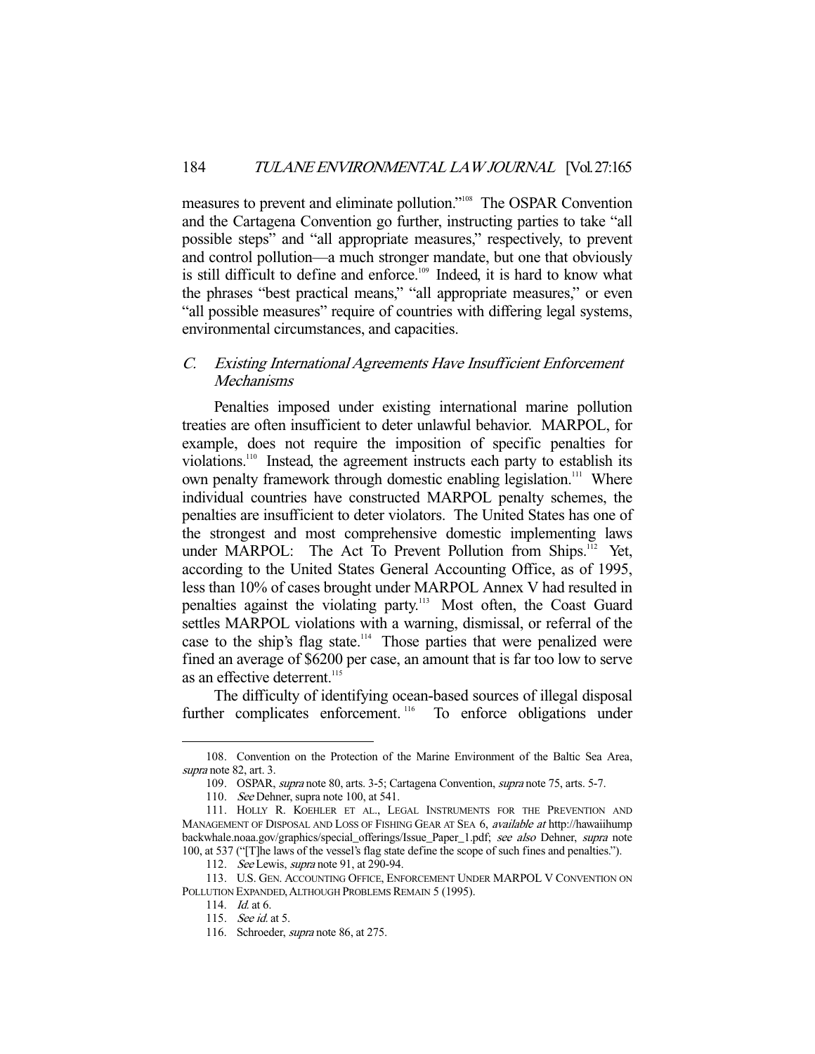measures to prevent and eliminate pollution."[108] The OSPAR Convention and the Cartagena Convention go further, instructing parties to take "all possible steps" and "all appropriate measures," respectively, to prevent and control pollution—a much stronger mandate, but one that obviously is still difficult to define and enforce.[109] Indeed, it is hard to know what the phrases "best practical means," "all appropriate measures," or even "all possible measures" require of countries with differing legal systems, environmental circumstances, and capacities.

### *C. Existing International Agreements Have Insufficient Enforcement Mechanisms*

Penalties imposed under existing international marine pollution treaties are often insufficient to deter unlawful behavior. MARPOL, for example, does not require the imposition of specific penalties for violations.[110] Instead, the agreement instructs each party to establish its own penalty framework through domestic enabling legislation.[111] Where individual countries have constructed MARPOL penalty schemes, the penalties are insufficient to deter violators. The United States has one of the strongest and most comprehensive domestic implementing laws under MARPOL: The Act To Prevent Pollution from Ships.[112] Yet, according to the United States General Accounting Office, as of 1995, less than 10% of cases brought under MARPOL Annex V had resulted in penalties against the violating party.[113] Most often, the Coast Guard settles MARPOL violations with a warning, dismissal, or referral of the case to the ship's flag state.[114] Those parties that were penalized were fined an average of $6200 per case, an amount that is far too low to serve as an effective deterrent.[115]

The difficulty of identifying ocean-based sources of illegal disposal further complicates enforcement.[116] To enforce obligations under

---

108. Convention on the Protection of the Marine Environment of the Baltic Sea Area, *supra* note 82, art. 3.

109. OSPAR, *supra* note 80, arts. 3-5; Cartagena Convention, *supra* note 75, arts. 5-7.

110. *See* Dehner, supra note 100, at 541.

111. HOLLY R. KOEHLER ET AL., LEGAL INSTRUMENTS FOR THE PREVENTION AND MANAGEMENT OF DISPOSAL AND LOSS OF FISHING GEAR AT SEA 6, *available at* http://hawaiihumpbackwhale.noaa.gov/graphics/special_offerings/Issue_Paper_1.pdf; *see also* Dehner, *supra* note 100, at 537 ("[T]he laws of the vessel's flag state define the scope of such fines and penalties.").

112. *See* Lewis, *supra* note 91, at 290-94.

113. U.S. GEN. ACCOUNTING OFFICE, ENFORCEMENT UNDER MARPOL V CONVENTION ON POLLUTION EXPANDED, ALTHOUGH PROBLEMS REMAIN 5 (1995).

114. *Id.* at 6.

115. *See id.* at 5.

116. Schroeder, *supra* note 86, at 275.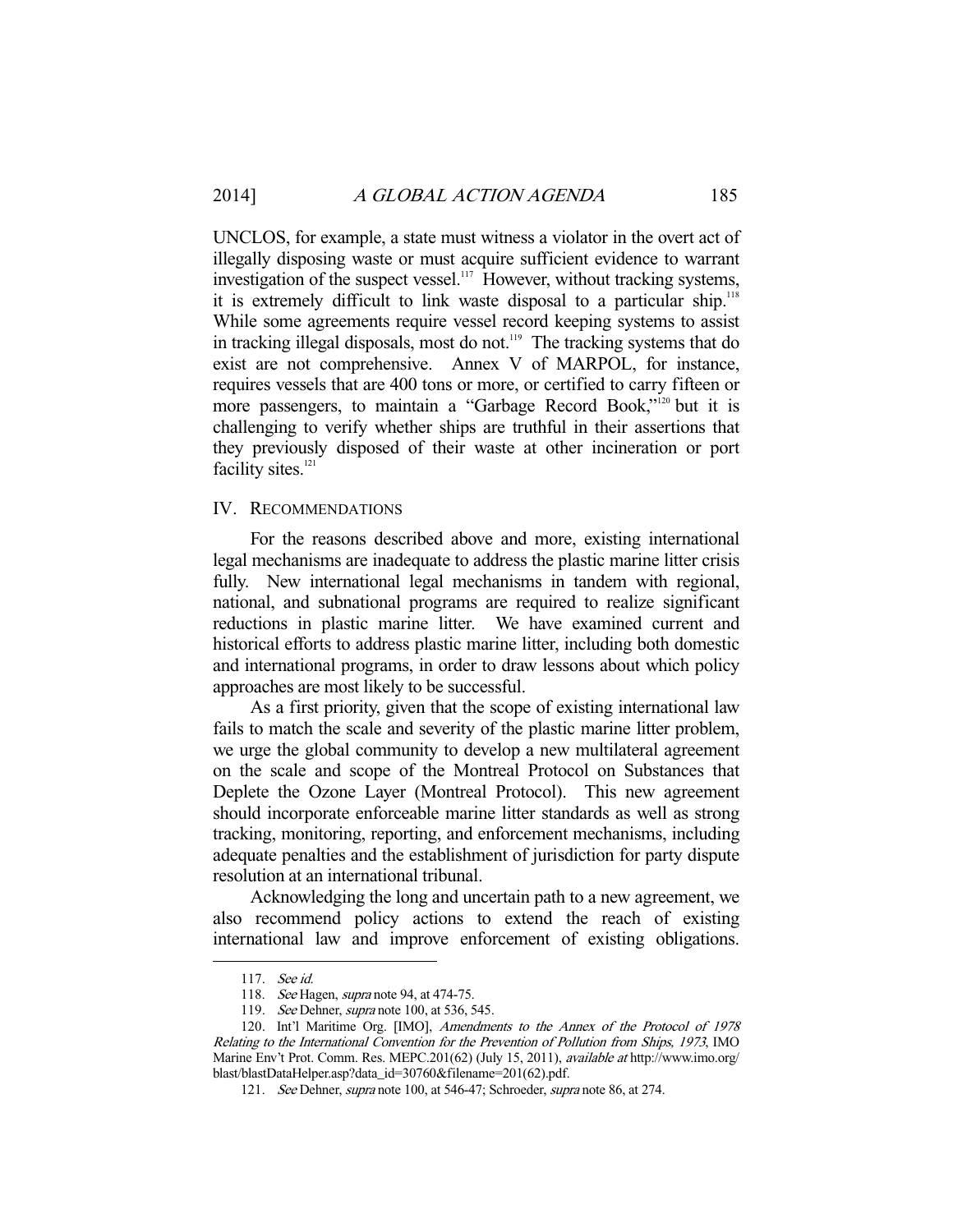UNCLOS, for example, a state must witness a violator in the overt act of illegally disposing waste or must acquire sufficient evidence to warrant investigation of the suspect vessel.[117] However, without tracking systems, it is extremely difficult to link waste disposal to a particular ship.[118] While some agreements require vessel record keeping systems to assist in tracking illegal disposals, most do not.[119] The tracking systems that do exist are not comprehensive. Annex V of MARPOL, for instance, requires vessels that are 400 tons or more, or certified to carry fifteen or more passengers, to maintain a "Garbage Record Book,"[120] but it is challenging to verify whether ships are truthful in their assertions that they previously disposed of their waste at other incineration or port facility sites.[121]

## IV. Recommendations

For the reasons described above and more, existing international legal mechanisms are inadequate to address the plastic marine litter crisis fully. New international legal mechanisms in tandem with regional, national, and subnational programs are required to realize significant reductions in plastic marine litter. We have examined current and historical efforts to address plastic marine litter, including both domestic and international programs, in order to draw lessons about which policy approaches are most likely to be successful.

As a first priority, given that the scope of existing international law fails to match the scale and severity of the plastic marine litter problem, we urge the global community to develop a new multilateral agreement on the scale and scope of the Montreal Protocol on Substances that Deplete the Ozone Layer (Montreal Protocol). This new agreement should incorporate enforceable marine litter standards as well as strong tracking, monitoring, reporting, and enforcement mechanisms, including adequate penalties and the establishment of jurisdiction for party dispute resolution at an international tribunal.

Acknowledging the long and uncertain path to a new agreement, we also recommend policy actions to extend the reach of existing international law and improve enforcement of existing obligations.

---

117. *See id.*

118. *See* Hagen, *supra* note 94, at 474-75.

119. *See* Dehner, *supra* note 100, at 536, 545.

120. Int'l Maritime Org. [IMO], *Amendments to the Annex of the Protocol of 1978 Relating to the International Convention for the Prevention of Pollution from Ships, 1973*, IMO Marine Env't Prot. Comm. Res. MEPC.201(62) (July 15, 2011), *available at* http://www.imo.org/blast/blastDataHelper.asp?data_id=30760&filename=201(62).pdf.

121. *See* Dehner, *supra* note 100, at 546-47; Schroeder, *supra* note 86, at 274.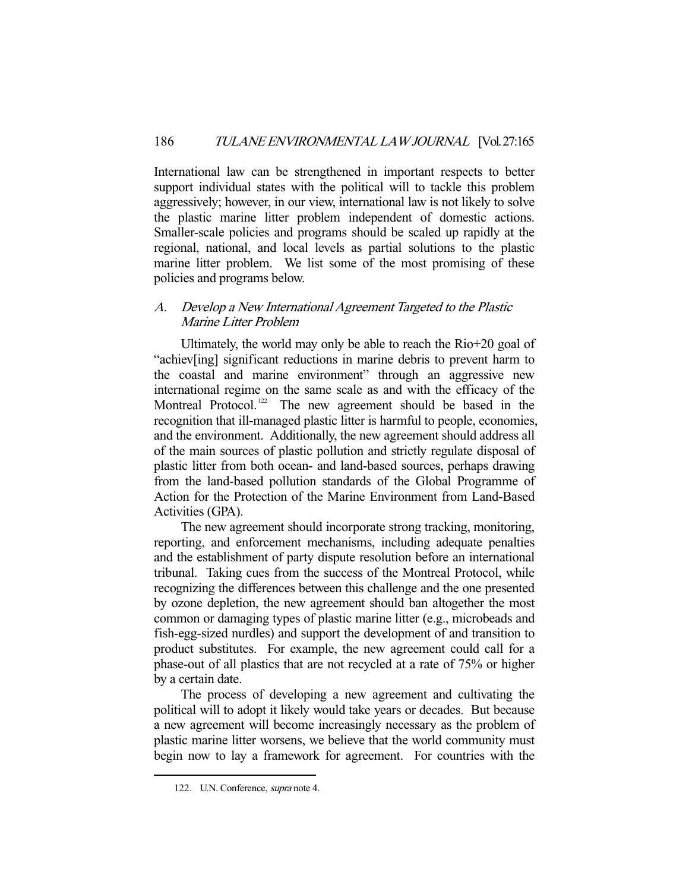International law can be strengthened in important respects to better support individual states with the political will to tackle this problem aggressively; however, in our view, international law is not likely to solve the plastic marine litter problem independent of domestic actions. Smaller-scale policies and programs should be scaled up rapidly at the regional, national, and local levels as partial solutions to the plastic marine litter problem. We list some of the most promising of these policies and programs below.

### *A. Develop a New International Agreement Targeted to the Plastic Marine Litter Problem*

Ultimately, the world may only be able to reach the Rio+20 goal of "achiev[ing] significant reductions in marine debris to prevent harm to the coastal and marine environment" through an aggressive new international regime on the same scale as and with the efficacy of the Montreal Protocol.[122] The new agreement should be based in the recognition that ill-managed plastic litter is harmful to people, economies, and the environment. Additionally, the new agreement should address all of the main sources of plastic pollution and strictly regulate disposal of plastic litter from both ocean- and land-based sources, perhaps drawing from the land-based pollution standards of the Global Programme of Action for the Protection of the Marine Environment from Land-Based Activities (GPA).

The new agreement should incorporate strong tracking, monitoring, reporting, and enforcement mechanisms, including adequate penalties and the establishment of party dispute resolution before an international tribunal. Taking cues from the success of the Montreal Protocol, while recognizing the differences between this challenge and the one presented by ozone depletion, the new agreement should ban altogether the most common or damaging types of plastic marine litter (e.g., microbeads and fish-egg-sized nurdles) and support the development of and transition to product substitutes. For example, the new agreement could call for a phase-out of all plastics that are not recycled at a rate of 75% or higher by a certain date.

The process of developing a new agreement and cultivating the political will to adopt it likely would take years or decades. But because a new agreement will become increasingly necessary as the problem of plastic marine litter worsens, we believe that the world community must begin now to lay a framework for agreement. For countries with the

---

122. U.N. Conference, *supra* note 4.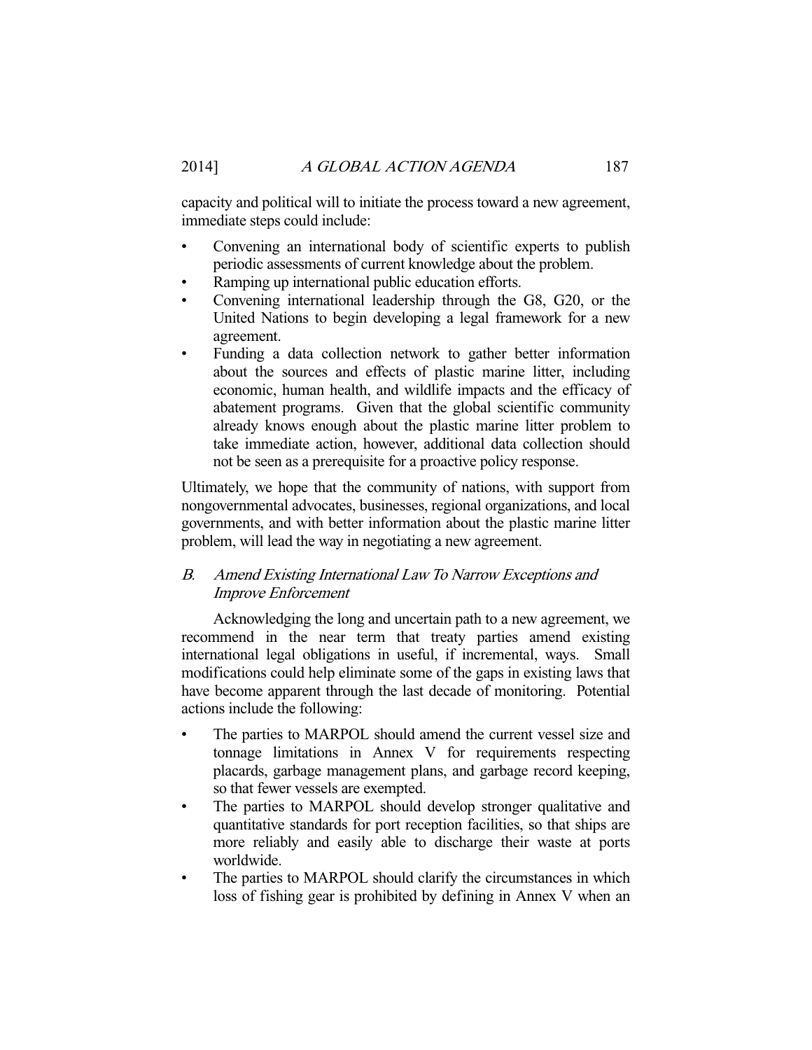capacity and political will to initiate the process toward a new agreement, immediate steps could include:

- Convening an international body of scientific experts to publish periodic assessments of current knowledge about the problem.
- Ramping up international public education efforts.
- Convening international leadership through the G8, G20, or the United Nations to begin developing a legal framework for a new agreement.
- Funding a data collection network to gather better information about the sources and effects of plastic marine litter, including economic, human health, and wildlife impacts and the efficacy of abatement programs. Given that the global scientific community already knows enough about the plastic marine litter problem to take immediate action, however, additional data collection should not be seen as a prerequisite for a proactive policy response.

Ultimately, we hope that the community of nations, with support from nongovernmental advocates, businesses, regional organizations, and local governments, and with better information about the plastic marine litter problem, will lead the way in negotiating a new agreement.

### B. *Amend Existing International Law To Narrow Exceptions and Improve Enforcement*

Acknowledging the long and uncertain path to a new agreement, we recommend in the near term that treaty parties amend existing international legal obligations in useful, if incremental, ways. Small modifications could help eliminate some of the gaps in existing laws that have become apparent through the last decade of monitoring. Potential actions include the following:

- The parties to MARPOL should amend the current vessel size and tonnage limitations in Annex V for requirements respecting placards, garbage management plans, and garbage record keeping, so that fewer vessels are exempted.
- The parties to MARPOL should develop stronger qualitative and quantitative standards for port reception facilities, so that ships are more reliably and easily able to discharge their waste at ports worldwide.
- The parties to MARPOL should clarify the circumstances in which loss of fishing gear is prohibited by defining in Annex V when an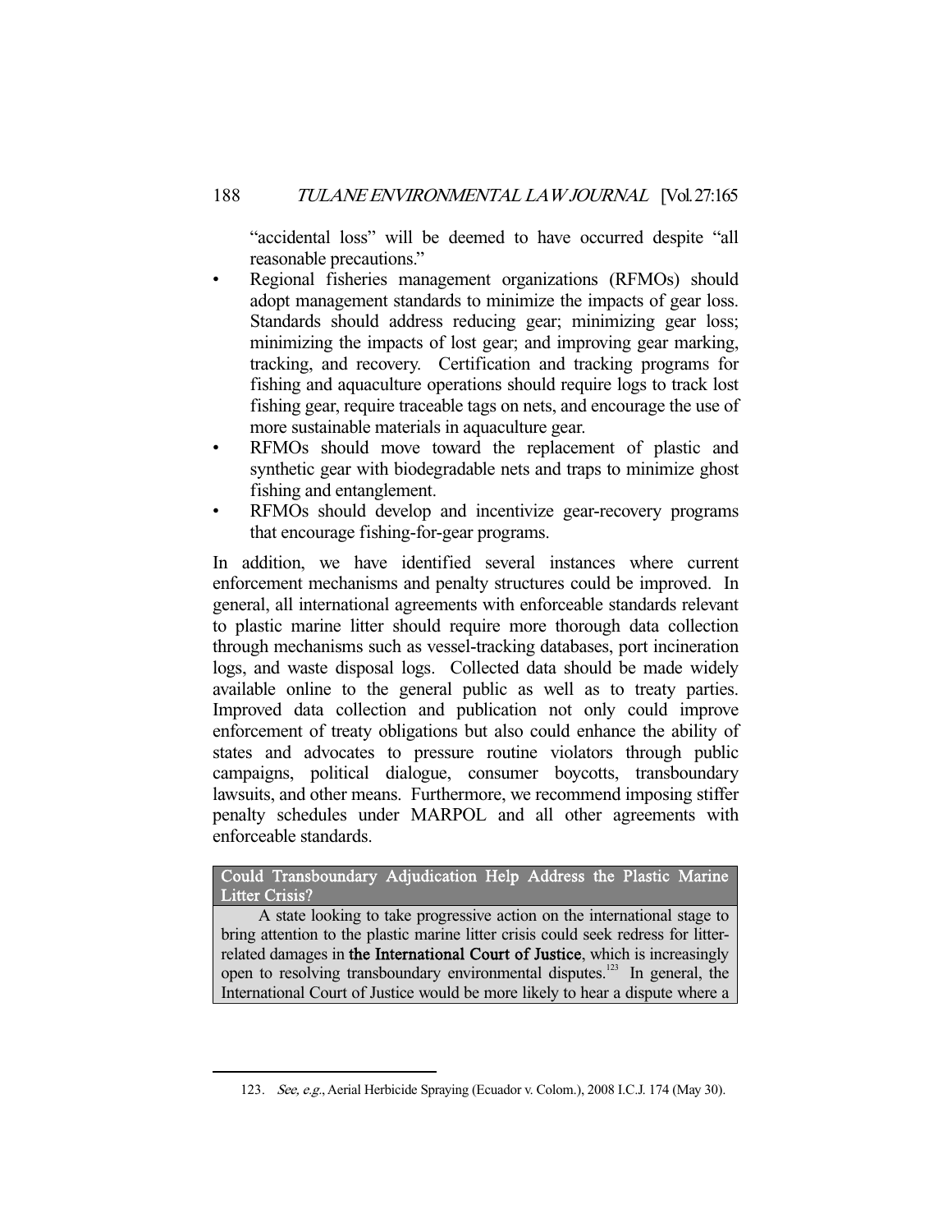"accidental loss" will be deemed to have occurred despite "all reasonable precautions."

- Regional fisheries management organizations (RFMOs) should adopt management standards to minimize the impacts of gear loss. Standards should address reducing gear; minimizing gear loss; minimizing the impacts of lost gear; and improving gear marking, tracking, and recovery. Certification and tracking programs for fishing and aquaculture operations should require logs to track lost fishing gear, require traceable tags on nets, and encourage the use of more sustainable materials in aquaculture gear.
- RFMOs should move toward the replacement of plastic and synthetic gear with biodegradable nets and traps to minimize ghost fishing and entanglement.
- RFMOs should develop and incentivize gear-recovery programs that encourage fishing-for-gear programs.

In addition, we have identified several instances where current enforcement mechanisms and penalty structures could be improved. In general, all international agreements with enforceable standards relevant to plastic marine litter should require more thorough data collection through mechanisms such as vessel-tracking databases, port incineration logs, and waste disposal logs. Collected data should be made widely available online to the general public as well as to treaty parties. Improved data collection and publication not only could improve enforcement of treaty obligations but also could enhance the ability of states and advocates to pressure routine violators through public campaigns, political dialogue, consumer boycotts, transboundary lawsuits, and other means. Furthermore, we recommend imposing stiffer penalty schedules under MARPOL and all other agreements with enforceable standards.

**Could Transboundary Adjudication Help Address the Plastic Marine Litter Crisis?**

A state looking to take progressive action on the international stage to bring attention to the plastic marine litter crisis could seek redress for litter-related damages in **the International Court of Justice**, which is increasingly open to resolving transboundary environmental disputes.[123] In general, the International Court of Justice would be more likely to hear a dispute where a

123. *See, e.g.*, Aerial Herbicide Spraying (Ecuador v. Colom.), 2008 I.C.J. 174 (May 30).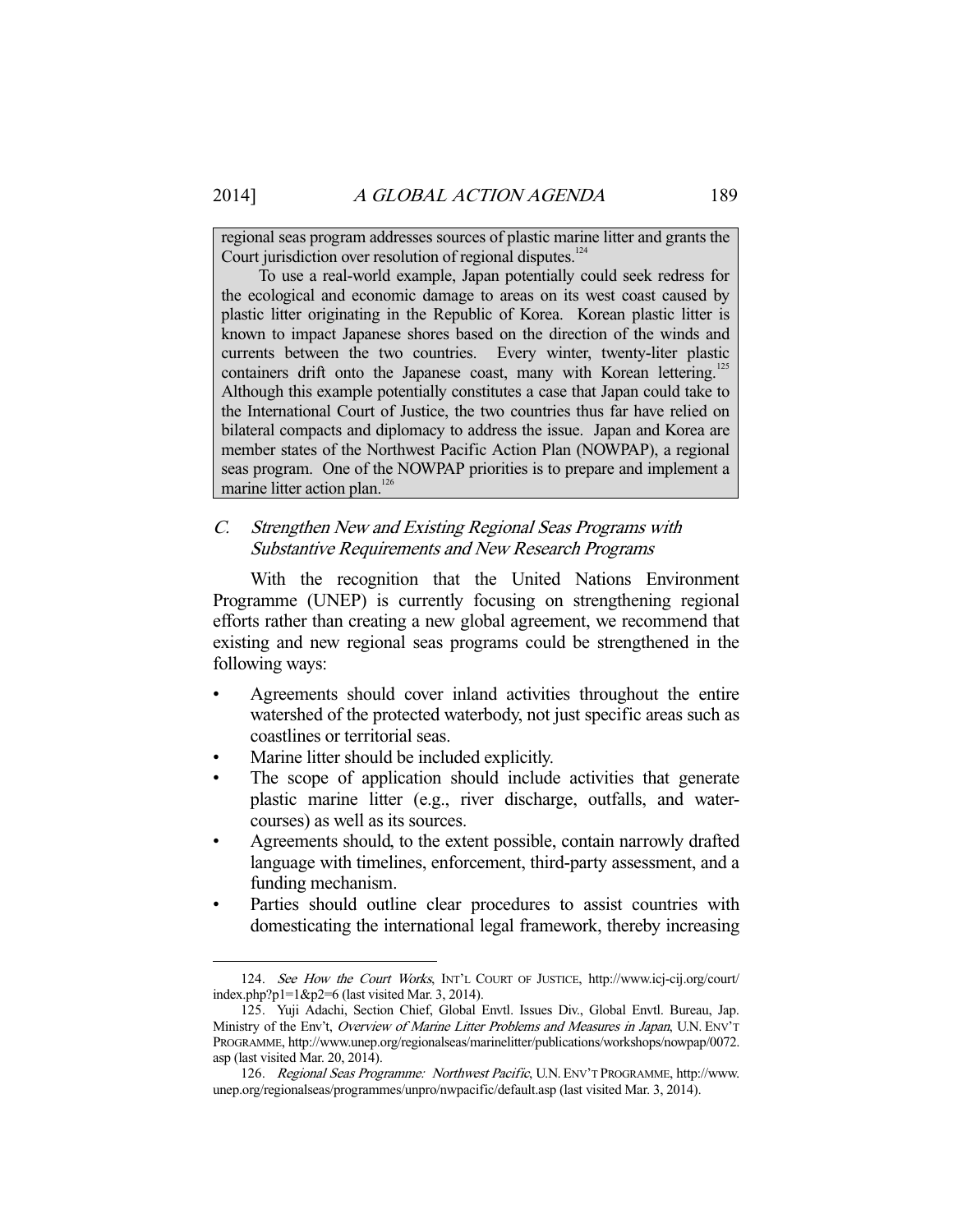regional seas program addresses sources of plastic marine litter and grants the Court jurisdiction over resolution of regional disputes.[124]

To use a real-world example, Japan potentially could seek redress for the ecological and economic damage to areas on its west coast caused by plastic litter originating in the Republic of Korea. Korean plastic litter is known to impact Japanese shores based on the direction of the winds and currents between the two countries. Every winter, twenty-liter plastic containers drift onto the Japanese coast, many with Korean lettering.[125] Although this example potentially constitutes a case that Japan could take to the International Court of Justice, the two countries thus far have relied on bilateral compacts and diplomacy to address the issue. Japan and Korea are member states of the Northwest Pacific Action Plan (NOWPAP), a regional seas program. One of the NOWPAP priorities is to prepare and implement a marine litter action plan.[126]

### *C. Strengthen New and Existing Regional Seas Programs with Substantive Requirements and New Research Programs*

With the recognition that the United Nations Environment Programme (UNEP) is currently focusing on strengthening regional efforts rather than creating a new global agreement, we recommend that existing and new regional seas programs could be strengthened in the following ways:

- Agreements should cover inland activities throughout the entire watershed of the protected waterbody, not just specific areas such as coastlines or territorial seas.
- Marine litter should be included explicitly.
- The scope of application should include activities that generate plastic marine litter (e.g., river discharge, outfalls, and water-courses) as well as its sources.
- Agreements should, to the extent possible, contain narrowly drafted language with timelines, enforcement, third-party assessment, and a funding mechanism.
- Parties should outline clear procedures to assist countries with domesticating the international legal framework, thereby increasing

---

124. *See How the Court Works*, INT'L COURT OF JUSTICE, http://www.icj-cij.org/court/index.php?p1=1&p2=6 (last visited Mar. 3, 2014).

125. Yuji Adachi, Section Chief, Global Envtl. Issues Div., Global Envtl. Bureau, Jap. Ministry of the Env't, *Overview of Marine Litter Problems and Measures in Japan*, U.N. ENV'T PROGRAMME, http://www.unep.org/regionalseas/marinelitter/publications/workshops/nowpap/0072.asp (last visited Mar. 20, 2014).

126. *Regional Seas Programme: Northwest Pacific*, U.N. ENV'T PROGRAMME, http://www.unep.org/regionalseas/programmes/unpro/nwpacific/default.asp (last visited Mar. 3, 2014).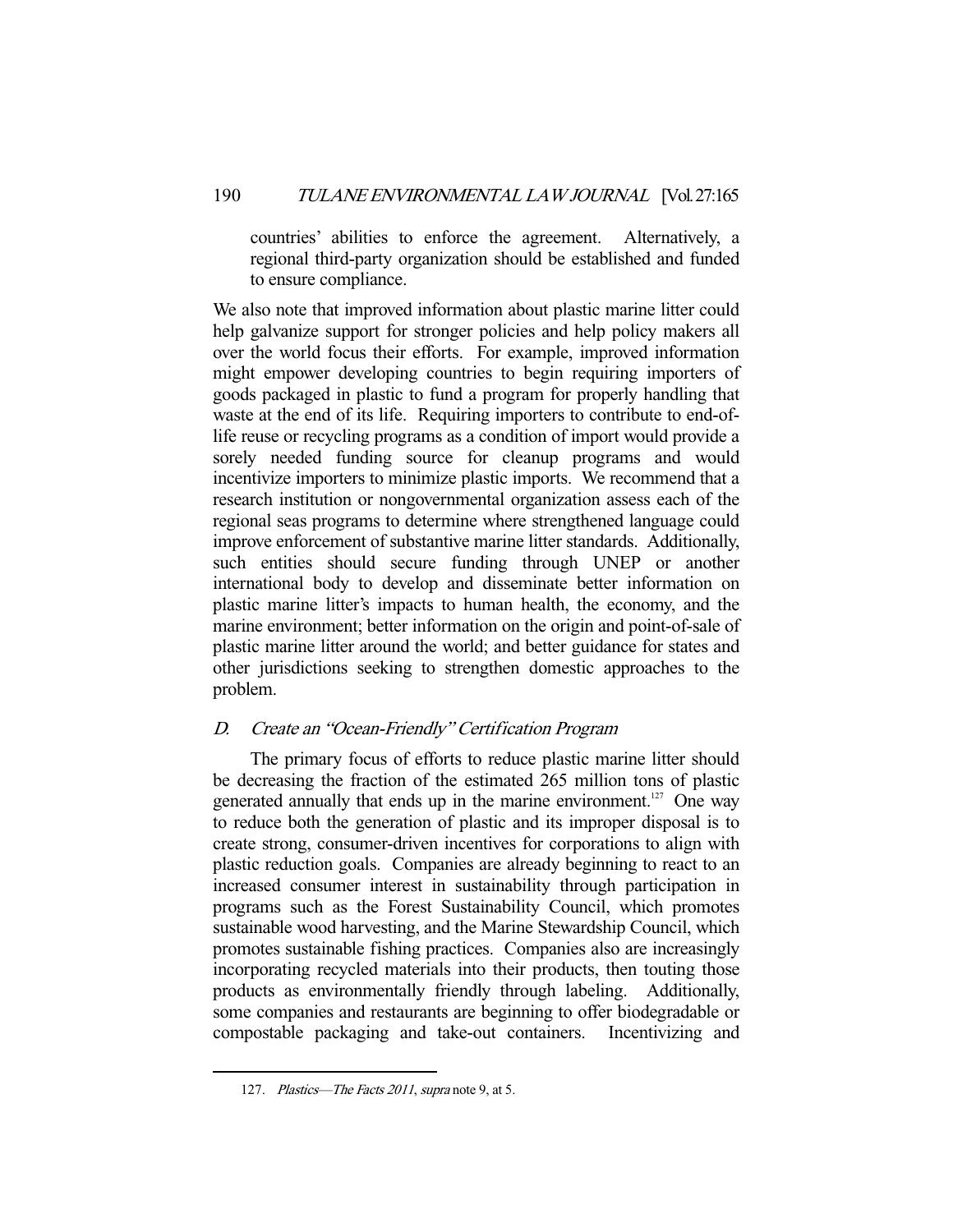countries' abilities to enforce the agreement. Alternatively, a regional third-party organization should be established and funded to ensure compliance.

We also note that improved information about plastic marine litter could help galvanize support for stronger policies and help policy makers all over the world focus their efforts. For example, improved information might empower developing countries to begin requiring importers of goods packaged in plastic to fund a program for properly handling that waste at the end of its life. Requiring importers to contribute to end-of-life reuse or recycling programs as a condition of import would provide a sorely needed funding source for cleanup programs and would incentivize importers to minimize plastic imports. We recommend that a research institution or nongovernmental organization assess each of the regional seas programs to determine where strengthened language could improve enforcement of substantive marine litter standards. Additionally, such entities should secure funding through UNEP or another international body to develop and disseminate better information on plastic marine litter's impacts to human health, the economy, and the marine environment; better information on the origin and point-of-sale of plastic marine litter around the world; and better guidance for states and other jurisdictions seeking to strengthen domestic approaches to the problem.

### D. *Create an "Ocean-Friendly" Certification Program*

The primary focus of efforts to reduce plastic marine litter should be decreasing the fraction of the estimated 265 million tons of plastic generated annually that ends up in the marine environment.[127] One way to reduce both the generation of plastic and its improper disposal is to create strong, consumer-driven incentives for corporations to align with plastic reduction goals. Companies are already beginning to react to an increased consumer interest in sustainability through participation in programs such as the Forest Sustainability Council, which promotes sustainable wood harvesting, and the Marine Stewardship Council, which promotes sustainable fishing practices. Companies also are increasingly incorporating recycled materials into their products, then touting those products as environmentally friendly through labeling. Additionally, some companies and restaurants are beginning to offer biodegradable or compostable packaging and take-out containers. Incentivizing and

127. *Plastics—The Facts 2011*, *supra* note 9, at 5.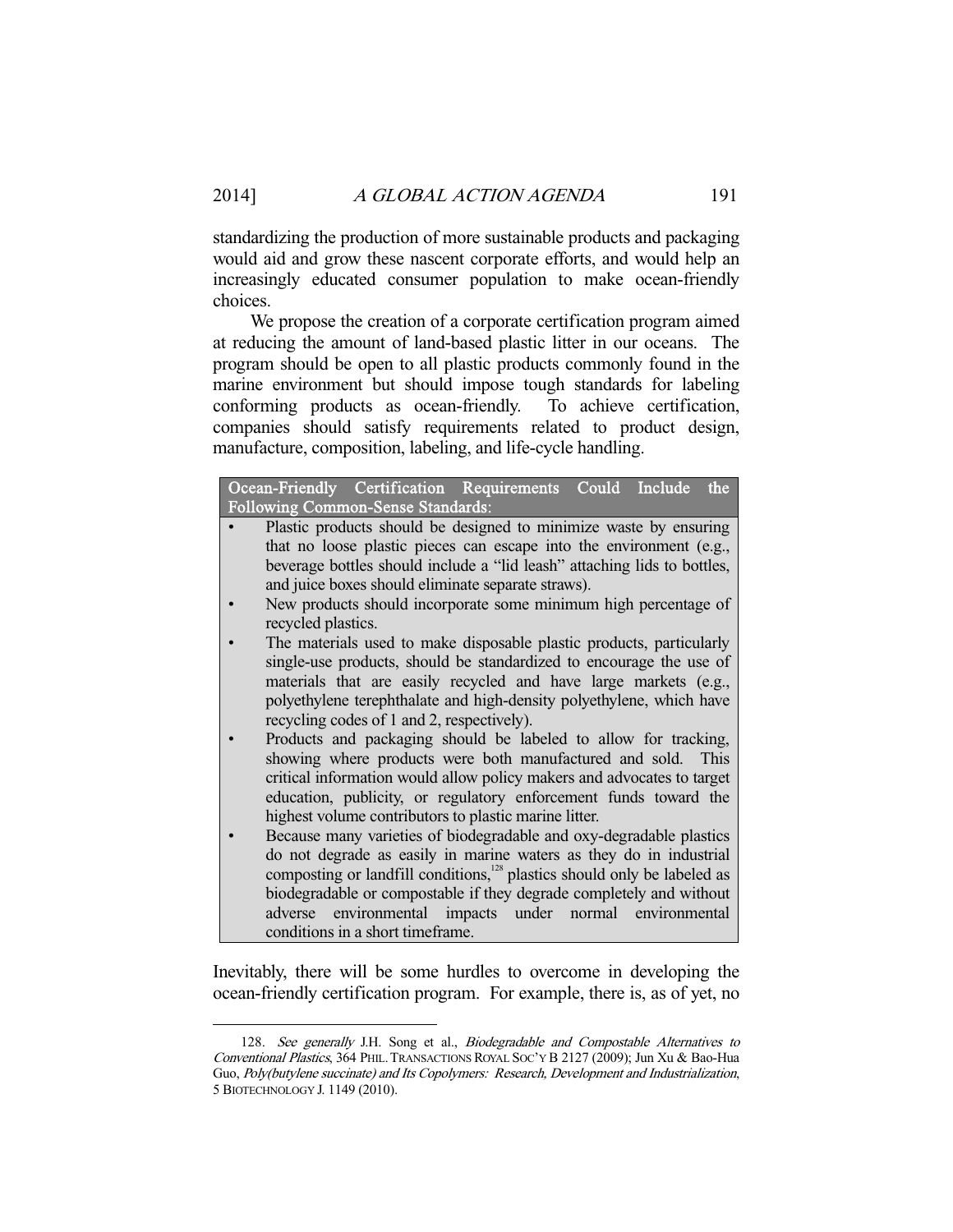standardizing the production of more sustainable products and packaging would aid and grow these nascent corporate efforts, and would help an increasingly educated consumer population to make ocean-friendly choices.

We propose the creation of a corporate certification program aimed at reducing the amount of land-based plastic litter in our oceans. The program should be open to all plastic products commonly found in the marine environment but should impose tough standards for labeling conforming products as ocean-friendly. To achieve certification, companies should satisfy requirements related to product design, manufacture, composition, labeling, and life-cycle handling.

| Ocean-Friendly Certification Requirements Could Include the Following Common-Sense Standards: |
|---|
| • Plastic products should be designed to minimize waste by ensuring that no loose plastic pieces can escape into the environment (e.g., beverage bottles should include a "lid leash" attaching lids to bottles, and juice boxes should eliminate separate straws). |
| • New products should incorporate some minimum high percentage of recycled plastics. |
| • The materials used to make disposable plastic products, particularly single-use products, should be standardized to encourage the use of materials that are easily recycled and have large markets (e.g., polyethylene terephthalate and high-density polyethylene, which have recycling codes of 1 and 2, respectively). |
| • Products and packaging should be labeled to allow for tracking, showing where products were both manufactured and sold. This critical information would allow policy makers and advocates to target education, publicity, or regulatory enforcement funds toward the highest volume contributors to plastic marine litter. |
| • Because many varieties of biodegradable and oxy-degradable plastics do not degrade as easily in marine waters as they do in industrial composting or landfill conditions,[128] plastics should only be labeled as biodegradable or compostable if they degrade completely and without adverse environmental impacts under normal environmental conditions in a short timeframe. |

Inevitably, there will be some hurdles to overcome in developing the ocean-friendly certification program. For example, there is, as of yet, no

---

128. *See generally* J.H. Song et al., *Biodegradable and Compostable Alternatives to Conventional Plastics*, 364 PHIL. TRANSACTIONS ROYAL SOC'Y B 2127 (2009); Jun Xu & Bao-Hua Guo, *Poly(butylene succinate) and Its Copolymers: Research, Development and Industrialization*, 5 BIOTECHNOLOGY J. 1149 (2010).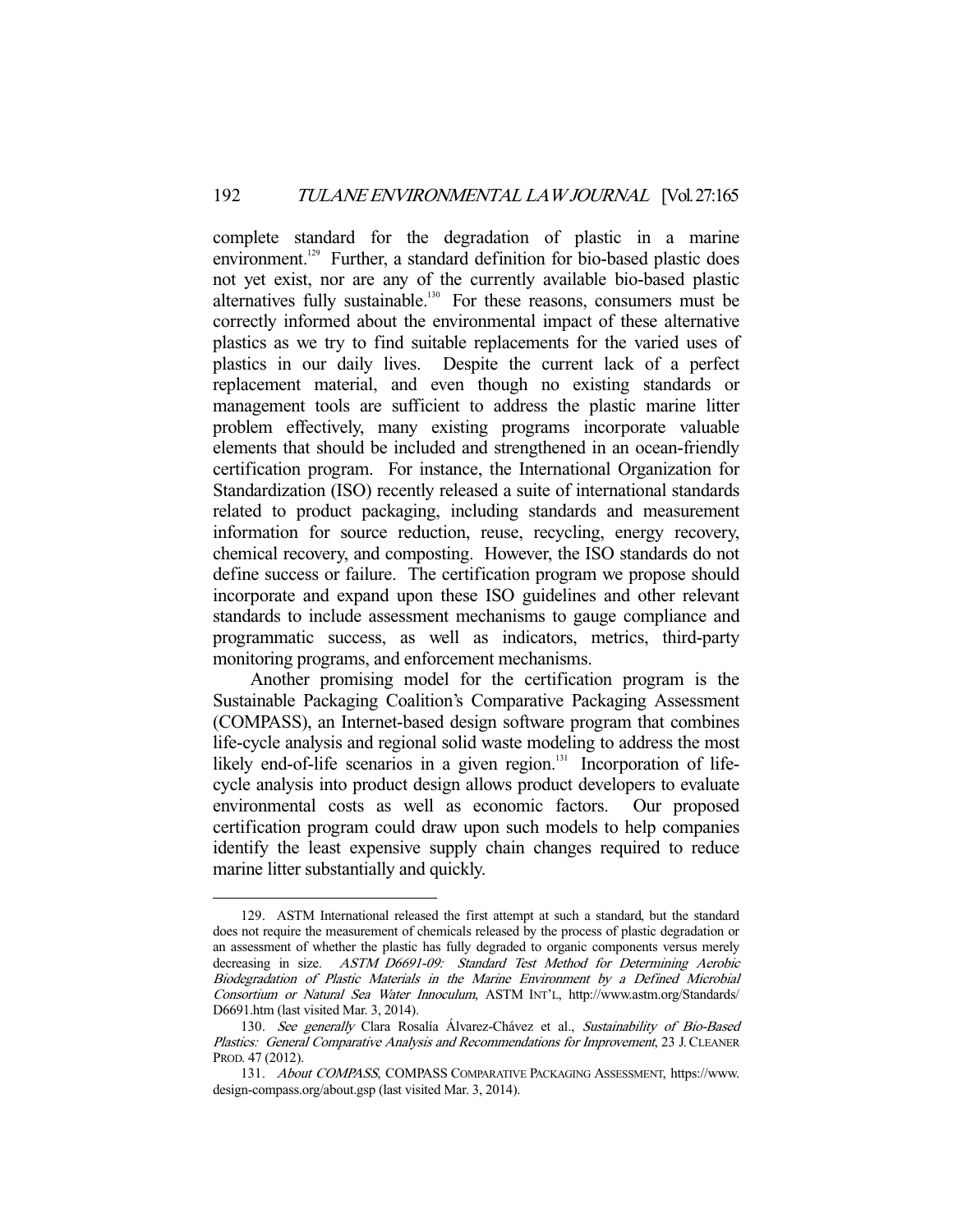complete standard for the degradation of plastic in a marine environment.[129] Further, a standard definition for bio-based plastic does not yet exist, nor are any of the currently available bio-based plastic alternatives fully sustainable.[130] For these reasons, consumers must be correctly informed about the environmental impact of these alternative plastics as we try to find suitable replacements for the varied uses of plastics in our daily lives. Despite the current lack of a perfect replacement material, and even though no existing standards or management tools are sufficient to address the plastic marine litter problem effectively, many existing programs incorporate valuable elements that should be included and strengthened in an ocean-friendly certification program. For instance, the International Organization for Standardization (ISO) recently released a suite of international standards related to product packaging, including standards and measurement information for source reduction, reuse, recycling, energy recovery, chemical recovery, and composting. However, the ISO standards do not define success or failure. The certification program we propose should incorporate and expand upon these ISO guidelines and other relevant standards to include assessment mechanisms to gauge compliance and programmatic success, as well as indicators, metrics, third-party monitoring programs, and enforcement mechanisms.

Another promising model for the certification program is the Sustainable Packaging Coalition's Comparative Packaging Assessment (COMPASS), an Internet-based design software program that combines life-cycle analysis and regional solid waste modeling to address the most likely end-of-life scenarios in a given region.[131] Incorporation of life-cycle analysis into product design allows product developers to evaluate environmental costs as well as economic factors. Our proposed certification program could draw upon such models to help companies identify the least expensive supply chain changes required to reduce marine litter substantially and quickly.

---

129. ASTM International released the first attempt at such a standard, but the standard does not require the measurement of chemicals released by the process of plastic degradation or an assessment of whether the plastic has fully degraded to organic components versus merely decreasing in size. *ASTM D6691-09: Standard Test Method for Determining Aerobic Biodegradation of Plastic Materials in the Marine Environment by a Defined Microbial Consortium or Natural Sea Water Innoculum*, ASTM INT'L, http://www.astm.org/Standards/D6691.htm (last visited Mar. 3, 2014).

130. *See generally* Clara Rosalía Álvarez-Chávez et al., *Sustainability of Bio-Based Plastics: General Comparative Analysis and Recommendations for Improvement*, 23 J. CLEANER PROD. 47 (2012).

131. *About COMPASS*, COMPASS COMPARATIVE PACKAGING ASSESSMENT, https://www.design-compass.org/about.gsp (last visited Mar. 3, 2014).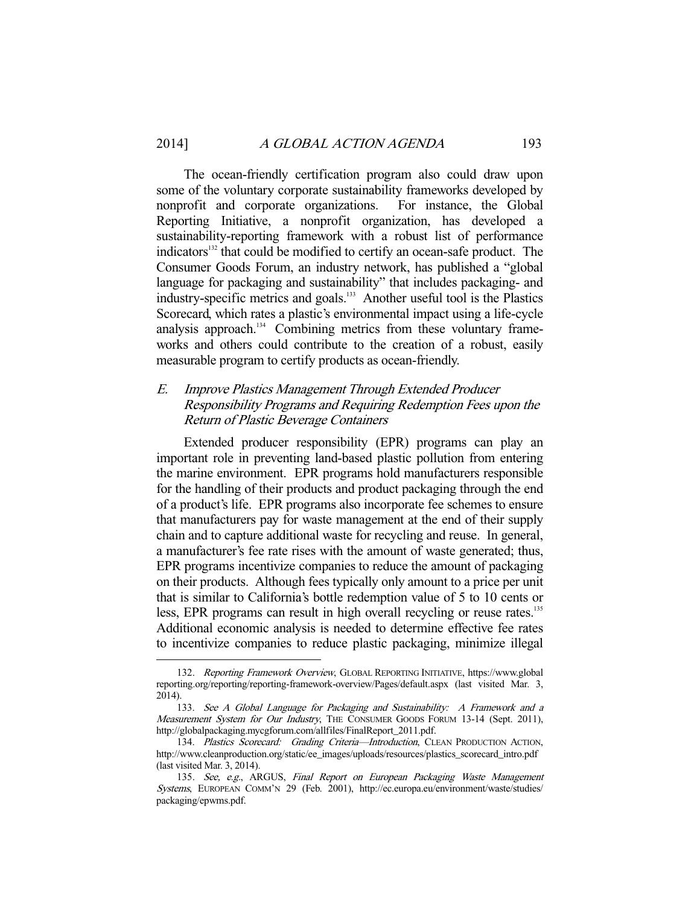The ocean-friendly certification program also could draw upon some of the voluntary corporate sustainability frameworks developed by nonprofit and corporate organizations. For instance, the Global Reporting Initiative, a nonprofit organization, has developed a sustainability-reporting framework with a robust list of performance indicators[132] that could be modified to certify an ocean-safe product. The Consumer Goods Forum, an industry network, has published a "global language for packaging and sustainability" that includes packaging- and industry-specific metrics and goals.[133] Another useful tool is the Plastics Scorecard, which rates a plastic's environmental impact using a life-cycle analysis approach.[134] Combining metrics from these voluntary frameworks and others could contribute to the creation of a robust, easily measurable program to certify products as ocean-friendly.

### *E. Improve Plastics Management Through Extended Producer Responsibility Programs and Requiring Redemption Fees upon the Return of Plastic Beverage Containers*

Extended producer responsibility (EPR) programs can play an important role in preventing land-based plastic pollution from entering the marine environment. EPR programs hold manufacturers responsible for the handling of their products and product packaging through the end of a product's life. EPR programs also incorporate fee schemes to ensure that manufacturers pay for waste management at the end of their supply chain and to capture additional waste for recycling and reuse. In general, a manufacturer's fee rate rises with the amount of waste generated; thus, EPR programs incentivize companies to reduce the amount of packaging on their products. Although fees typically only amount to a price per unit that is similar to California's bottle redemption value of 5 to 10 cents or less, EPR programs can result in high overall recycling or reuse rates.[135] Additional economic analysis is needed to determine effective fee rates to incentivize companies to reduce plastic packaging, minimize illegal

---

132. *Reporting Framework Overview*, GLOBAL REPORTING INITIATIVE, https://www.globalreporting.org/reporting/reporting-framework-overview/Pages/default.aspx (last visited Mar. 3, 2014).

133. *See A Global Language for Packaging and Sustainability: A Framework and a Measurement System for Our Industry*, THE CONSUMER GOODS FORUM 13-14 (Sept. 2011), http://globalpackaging.mycgforum.com/allfiles/FinalReport_2011.pdf.

134. *Plastics Scorecard: Grading Criteria—Introduction*, CLEAN PRODUCTION ACTION, http://www.cleanproduction.org/static/ee_images/uploads/resources/plastics_scorecard_intro.pdf (last visited Mar. 3, 2014).

135. *See, e.g.*, ARGUS, *Final Report on European Packaging Waste Management Systems*, EUROPEAN COMM'N 29 (Feb. 2001), http://ec.europa.eu/environment/waste/studies/packaging/epwms.pdf.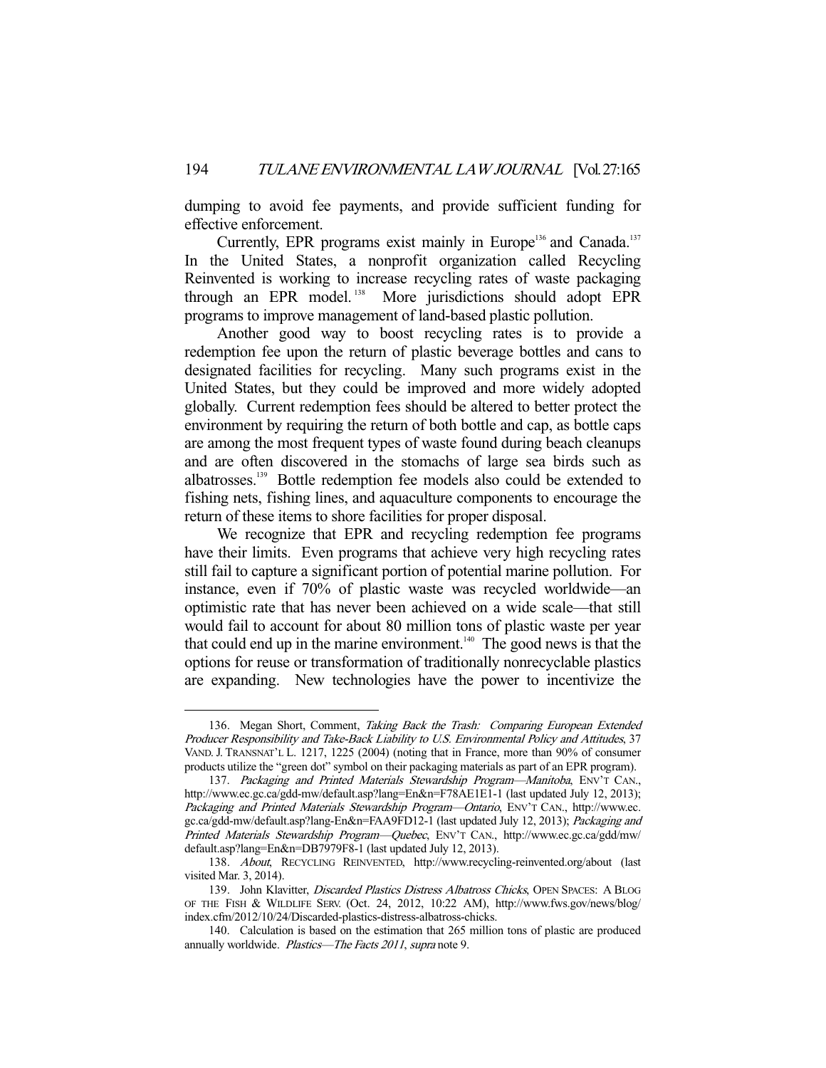dumping to avoid fee payments, and provide sufficient funding for effective enforcement.

Currently, EPR programs exist mainly in Europe[136] and Canada.[137] In the United States, a nonprofit organization called Recycling Reinvented is working to increase recycling rates of waste packaging through an EPR model.[138] More jurisdictions should adopt EPR programs to improve management of land-based plastic pollution.

Another good way to boost recycling rates is to provide a redemption fee upon the return of plastic beverage bottles and cans to designated facilities for recycling. Many such programs exist in the United States, but they could be improved and more widely adopted globally. Current redemption fees should be altered to better protect the environment by requiring the return of both bottle and cap, as bottle caps are among the most frequent types of waste found during beach cleanups and are often discovered in the stomachs of large sea birds such as albatrosses.[139] Bottle redemption fee models also could be extended to fishing nets, fishing lines, and aquaculture components to encourage the return of these items to shore facilities for proper disposal.

We recognize that EPR and recycling redemption fee programs have their limits. Even programs that achieve very high recycling rates still fail to capture a significant portion of potential marine pollution. For instance, even if 70% of plastic waste was recycled worldwide—an optimistic rate that has never been achieved on a wide scale—that still would fail to account for about 80 million tons of plastic waste per year that could end up in the marine environment.[140] The good news is that the options for reuse or transformation of traditionally nonrecyclable plastics are expanding. New technologies have the power to incentivize the

---

136. Megan Short, Comment, *Taking Back the Trash: Comparing European Extended Producer Responsibility and Take-Back Liability to U.S. Environmental Policy and Attitudes*, 37 VAND. J. TRANSNAT'L L. 1217, 1225 (2004) (noting that in France, more than 90% of consumer products utilize the "green dot" symbol on their packaging materials as part of an EPR program).

137. *Packaging and Printed Materials Stewardship Program—Manitoba*, ENV'T CAN., http://www.ec.gc.ca/gdd-mw/default.asp?lang=En&n=F78AE1E1-1 (last updated July 12, 2013); *Packaging and Printed Materials Stewardship Program—Ontario*, ENV'T CAN., http://www.ec.gc.ca/gdd-mw/default.asp?lang-En&n=FAA9FD12-1 (last updated July 12, 2013); *Packaging and Printed Materials Stewardship Program—Quebec*, ENV'T CAN., http://www.ec.gc.ca/gdd/mw/default.asp?lang=En&n=DB7979F8-1 (last updated July 12, 2013).

138. *About*, RECYCLING REINVENTED, http://www.recycling-reinvented.org/about (last visited Mar. 3, 2014).

139. John Klavitter, *Discarded Plastics Distress Albatross Chicks*, OPEN SPACES: A BLOG OF THE FISH & WILDLIFE SERV. (Oct. 24, 2012, 10:22 AM), http://www.fws.gov/news/blog/index.cfm/2012/10/24/Discarded-plastics-distress-albatross-chicks.

140. Calculation is based on the estimation that 265 million tons of plastic are produced annually worldwide. *Plastics—The Facts 2011*, *supra* note 9.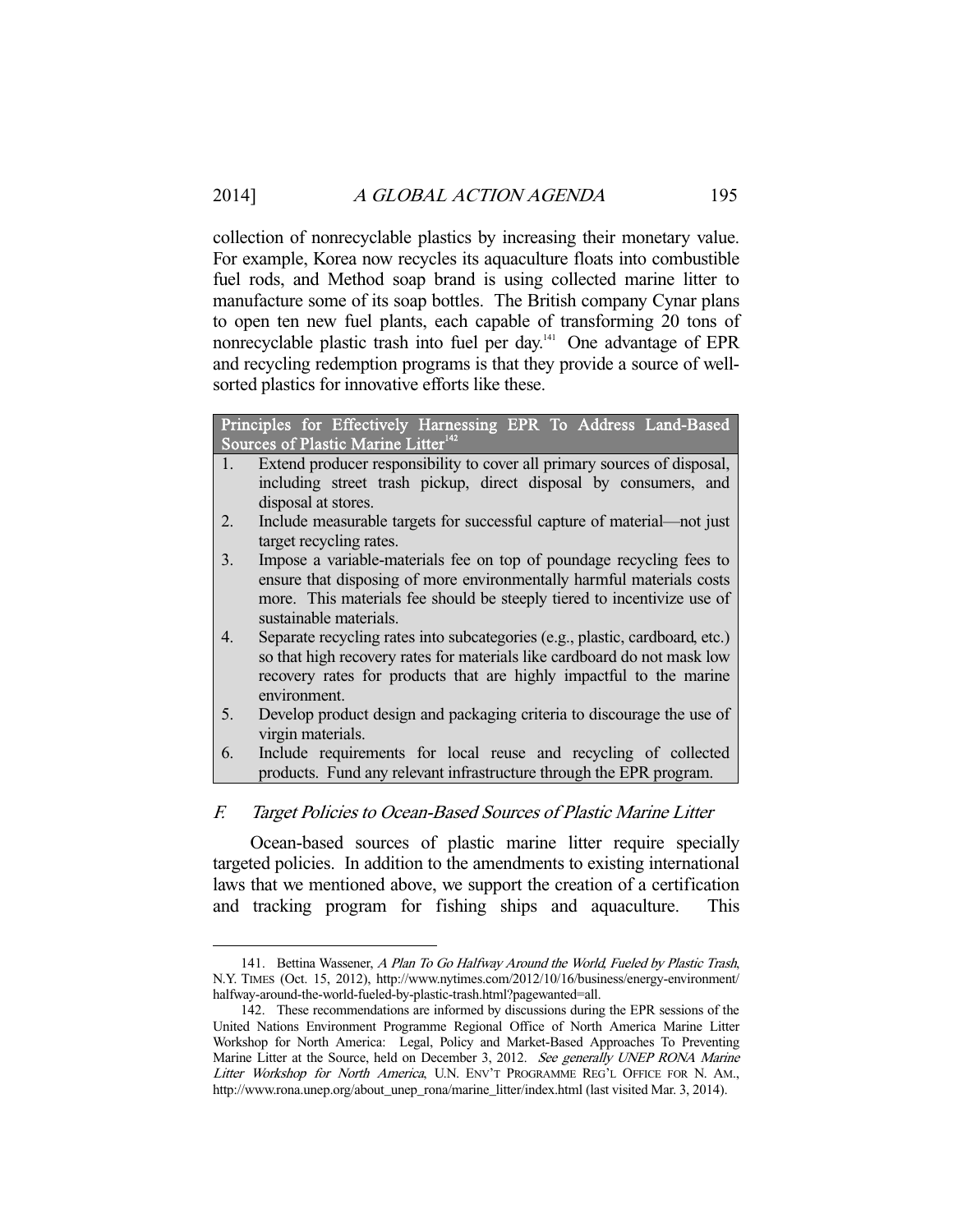collection of nonrecyclable plastics by increasing their monetary value. For example, Korea now recycles its aquaculture floats into combustible fuel rods, and Method soap brand is using collected marine litter to manufacture some of its soap bottles. The British company Cynar plans to open ten new fuel plants, each capable of transforming 20 tons of nonrecyclable plastic trash into fuel per day.[141] One advantage of EPR and recycling redemption programs is that they provide a source of well-sorted plastics for innovative efforts like these.

| Principles for Effectively Harnessing EPR To Address Land-Based Sources of Plastic Marine Litter[142] |
|---|
| 1. Extend producer responsibility to cover all primary sources of disposal, including street trash pickup, direct disposal by consumers, and disposal at stores. |
| 2. Include measurable targets for successful capture of material—not just target recycling rates. |
| 3. Impose a variable-materials fee on top of poundage recycling fees to ensure that disposing of more environmentally harmful materials costs more. This materials fee should be steeply tiered to incentivize use of sustainable materials. |
| 4. Separate recycling rates into subcategories (e.g., plastic, cardboard, etc.) so that high recovery rates for materials like cardboard do not mask low recovery rates for products that are highly impactful to the marine environment. |
| 5. Develop product design and packaging criteria to discourage the use of virgin materials. |
| 6. Include requirements for local reuse and recycling of collected products. Fund any relevant infrastructure through the EPR program. |

### *F. Target Policies to Ocean-Based Sources of Plastic Marine Litter*

Ocean-based sources of plastic marine litter require specially targeted policies. In addition to the amendments to existing international laws that we mentioned above, we support the creation of a certification and tracking program for fishing ships and aquaculture. This

---

141. Bettina Wassener, *A Plan To Go Halfway Around the World, Fueled by Plastic Trash*, N.Y. TIMES (Oct. 15, 2012), http://www.nytimes.com/2012/10/16/business/energy-environment/halfway-around-the-world-fueled-by-plastic-trash.html?pagewanted=all.

142. These recommendations are informed by discussions during the EPR sessions of the United Nations Environment Programme Regional Office of North America Marine Litter Workshop for North America: Legal, Policy and Market-Based Approaches To Preventing Marine Litter at the Source, held on December 3, 2012. *See generally UNEP RONA Marine Litter Workshop for North America*, U.N. ENV'T PROGRAMME REG'L OFFICE FOR N. AM., http://www.rona.unep.org/about_unep_rona/marine_litter/index.html (last visited Mar. 3, 2014).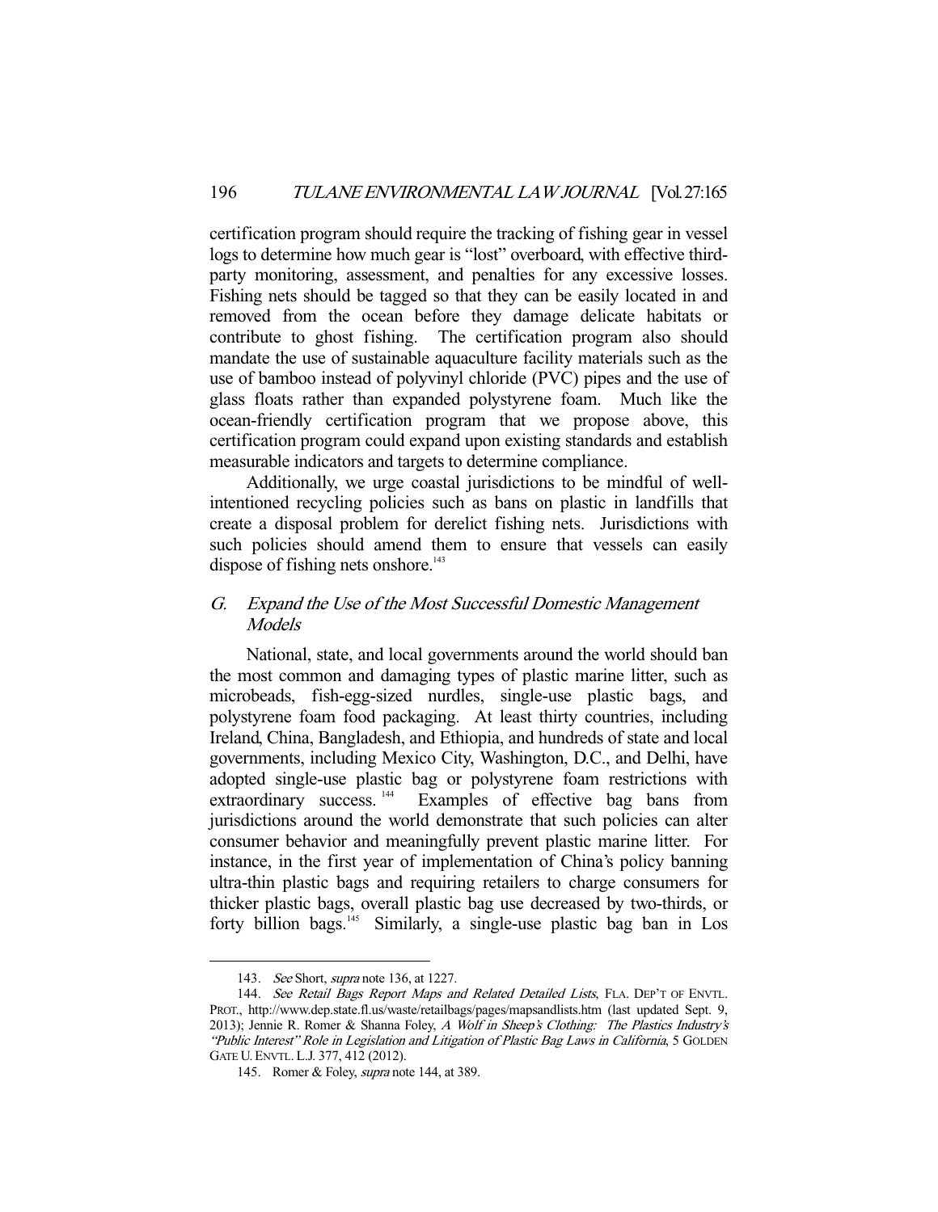certification program should require the tracking of fishing gear in vessel logs to determine how much gear is "lost" overboard, with effective third-party monitoring, assessment, and penalties for any excessive losses. Fishing nets should be tagged so that they can be easily located in and removed from the ocean before they damage delicate habitats or contribute to ghost fishing. The certification program also should mandate the use of sustainable aquaculture facility materials such as the use of bamboo instead of polyvinyl chloride (PVC) pipes and the use of glass floats rather than expanded polystyrene foam. Much like the ocean-friendly certification program that we propose above, this certification program could expand upon existing standards and establish measurable indicators and targets to determine compliance.

Additionally, we urge coastal jurisdictions to be mindful of well-intentioned recycling policies such as bans on plastic in landfills that create a disposal problem for derelict fishing nets. Jurisdictions with such policies should amend them to ensure that vessels can easily dispose of fishing nets onshore.[143]

## *G. Expand the Use of the Most Successful Domestic Management Models*

National, state, and local governments around the world should ban the most common and damaging types of plastic marine litter, such as microbeads, fish-egg-sized nurdles, single-use plastic bags, and polystyrene foam food packaging. At least thirty countries, including Ireland, China, Bangladesh, and Ethiopia, and hundreds of state and local governments, including Mexico City, Washington, D.C., and Delhi, have adopted single-use plastic bag or polystyrene foam restrictions with extraordinary success.[144] Examples of effective bag bans from jurisdictions around the world demonstrate that such policies can alter consumer behavior and meaningfully prevent plastic marine litter. For instance, in the first year of implementation of China's policy banning ultra-thin plastic bags and requiring retailers to charge consumers for thicker plastic bags, overall plastic bag use decreased by two-thirds, or forty billion bags.[145] Similarly, a single-use plastic bag ban in Los

---

143. *See* Short, *supra* note 136, at 1227.

144. *See Retail Bags Report Maps and Related Detailed Lists*, FLA. DEP'T OF ENVTL. PROT., http://www.dep.state.fl.us/waste/retailbags/pages/mapsandlists.htm (last updated Sept. 9, 2013); Jennie R. Romer & Shanna Foley, *A Wolf in Sheep's Clothing: The Plastics Industry's "Public Interest" Role in Legislation and Litigation of Plastic Bag Laws in California*, 5 GOLDEN GATE U. ENVTL. L.J. 377, 412 (2012).

145. Romer & Foley, *supra* note 144, at 389.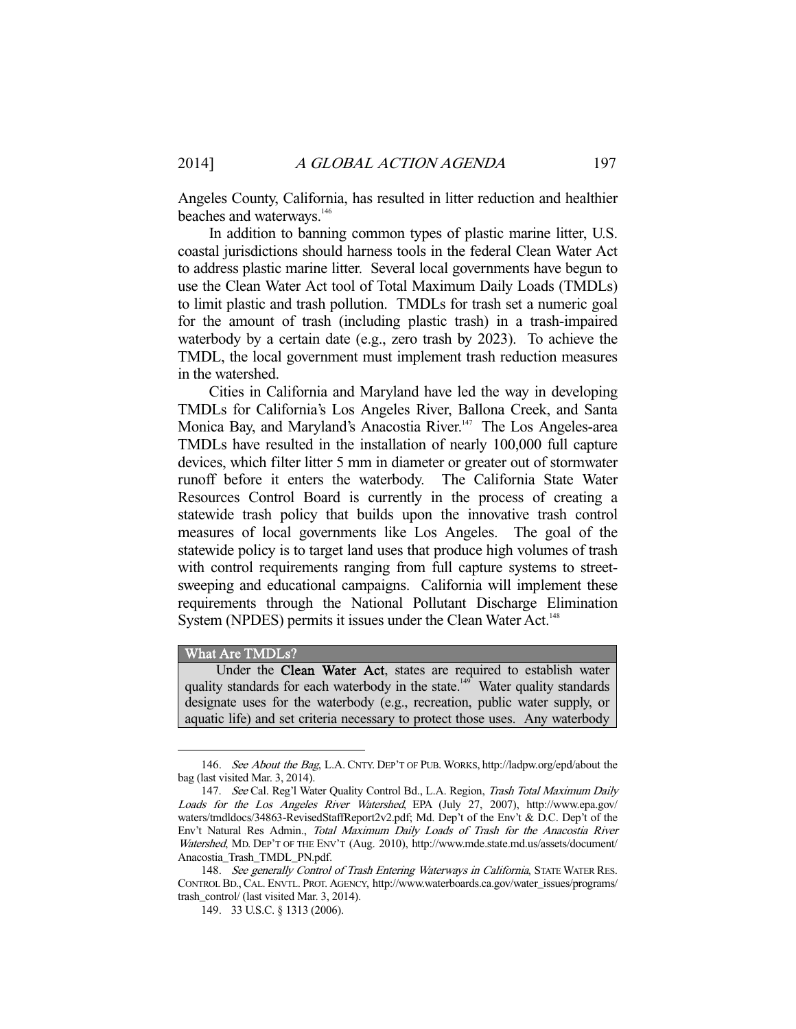Angeles County, California, has resulted in litter reduction and healthier beaches and waterways.[146]

In addition to banning common types of plastic marine litter, U.S. coastal jurisdictions should harness tools in the federal Clean Water Act to address plastic marine litter. Several local governments have begun to use the Clean Water Act tool of Total Maximum Daily Loads (TMDLs) to limit plastic and trash pollution. TMDLs for trash set a numeric goal for the amount of trash (including plastic trash) in a trash-impaired waterbody by a certain date (e.g., zero trash by 2023). To achieve the TMDL, the local government must implement trash reduction measures in the watershed.

Cities in California and Maryland have led the way in developing TMDLs for California's Los Angeles River, Ballona Creek, and Santa Monica Bay, and Maryland's Anacostia River.[147] The Los Angeles-area TMDLs have resulted in the installation of nearly 100,000 full capture devices, which filter litter 5 mm in diameter or greater out of stormwater runoff before it enters the waterbody. The California State Water Resources Control Board is currently in the process of creating a statewide trash policy that builds upon the innovative trash control measures of local governments like Los Angeles. The goal of the statewide policy is to target land uses that produce high volumes of trash with control requirements ranging from full capture systems to street-sweeping and educational campaigns. California will implement these requirements through the National Pollutant Discharge Elimination System (NPDES) permits it issues under the Clean Water Act.[148]

**What Are TMDLs?**

Under the **Clean Water Act**, states are required to establish water quality standards for each waterbody in the state.[149] Water quality standards designate uses for the waterbody (e.g., recreation, public water supply, or aquatic life) and set criteria necessary to protect those uses. Any waterbody

---

146. *See About the Bag*, L.A. CNTY. DEP'T OF PUB. WORKS, http://ladpw.org/epd/about the bag (last visited Mar. 3, 2014).

147. *See* Cal. Reg'l Water Quality Control Bd., L.A. Region, *Trash Total Maximum Daily Loads for the Los Angeles River Watershed*, EPA (July 27, 2007), http://www.epa.gov/waters/tmdldocs/34863-RevisedStaffReport2v2.pdf; Md. Dep't of the Env't & D.C. Dep't of the Env't Natural Res Admin., *Total Maximum Daily Loads of Trash for the Anacostia River Watershed*, MD. DEP'T OF THE ENV'T (Aug. 2010), http://www.mde.state.md.us/assets/document/Anacostia_Trash_TMDL_PN.pdf.

148. *See generally Control of Trash Entering Waterways in California*, STATE WATER RES. CONTROL BD., CAL. ENVTL. PROT. AGENCY, http://www.waterboards.ca.gov/water_issues/programs/trash_control/ (last visited Mar. 3, 2014).

149. 33 U.S.C. § 1313 (2006).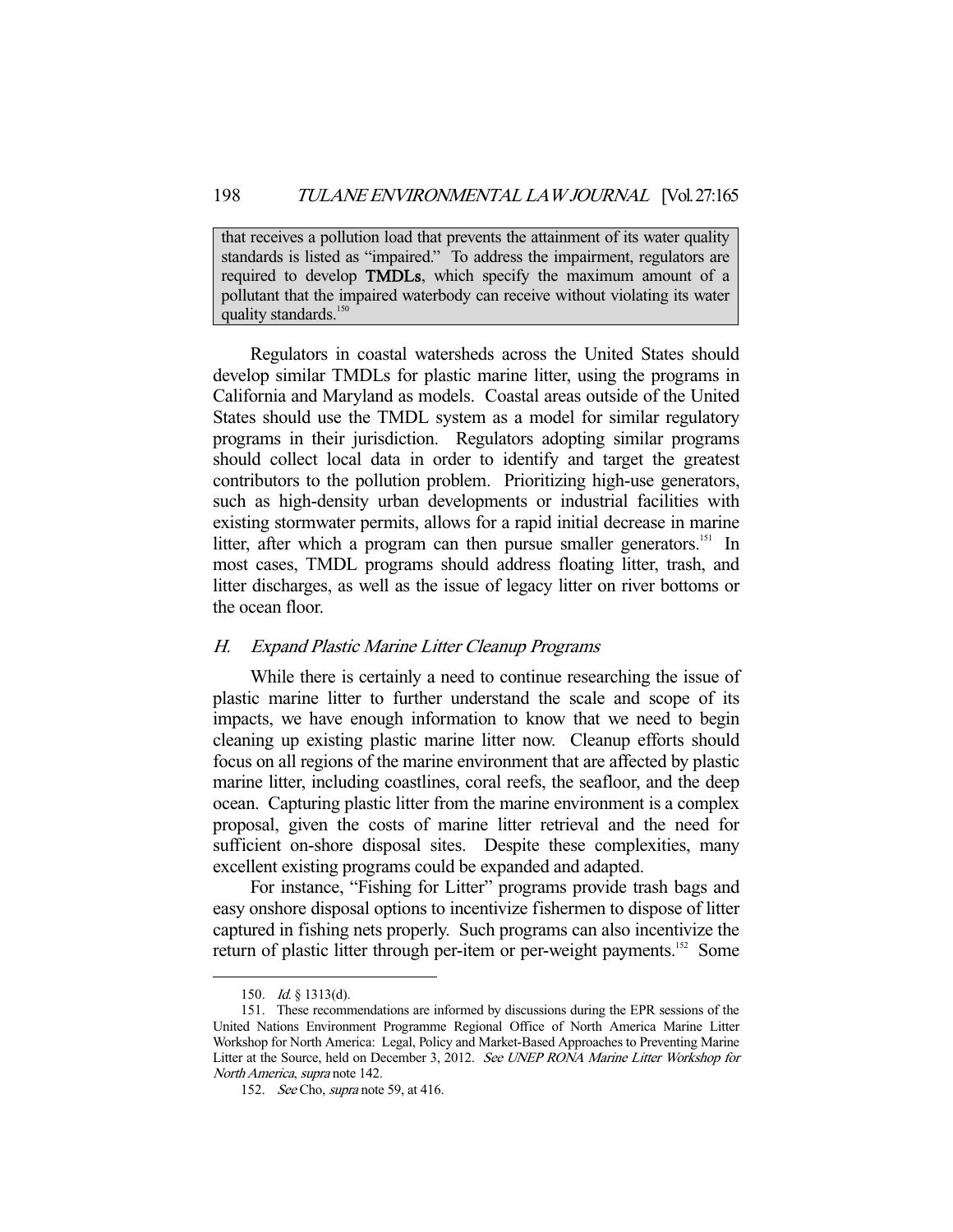that receives a pollution load that prevents the attainment of its water quality standards is listed as "impaired." To address the impairment, regulators are required to develop **TMDLs**, which specify the maximum amount of a pollutant that the impaired waterbody can receive without violating its water quality standards.[150]

Regulators in coastal watersheds across the United States should develop similar TMDLs for plastic marine litter, using the programs in California and Maryland as models. Coastal areas outside of the United States should use the TMDL system as a model for similar regulatory programs in their jurisdiction. Regulators adopting similar programs should collect local data in order to identify and target the greatest contributors to the pollution problem. Prioritizing high-use generators, such as high-density urban developments or industrial facilities with existing stormwater permits, allows for a rapid initial decrease in marine litter, after which a program can then pursue smaller generators.[151] In most cases, TMDL programs should address floating litter, trash, and litter discharges, as well as the issue of legacy litter on river bottoms or the ocean floor.

### *H. Expand Plastic Marine Litter Cleanup Programs*

While there is certainly a need to continue researching the issue of plastic marine litter to further understand the scale and scope of its impacts, we have enough information to know that we need to begin cleaning up existing plastic marine litter now. Cleanup efforts should focus on all regions of the marine environment that are affected by plastic marine litter, including coastlines, coral reefs, the seafloor, and the deep ocean. Capturing plastic litter from the marine environment is a complex proposal, given the costs of marine litter retrieval and the need for sufficient on-shore disposal sites. Despite these complexities, many excellent existing programs could be expanded and adapted.

For instance, "Fishing for Litter" programs provide trash bags and easy onshore disposal options to incentivize fishermen to dispose of litter captured in fishing nets properly. Such programs can also incentivize the return of plastic litter through per-item or per-weight payments.[152] Some

---

150. *Id.* § 1313(d).

151. These recommendations are informed by discussions during the EPR sessions of the United Nations Environment Programme Regional Office of North America Marine Litter Workshop for North America: Legal, Policy and Market-Based Approaches to Preventing Marine Litter at the Source, held on December 3, 2012. *See UNEP RONA Marine Litter Workshop for North America*, *supra* note 142.

152. *See* Cho, *supra* note 59, at 416.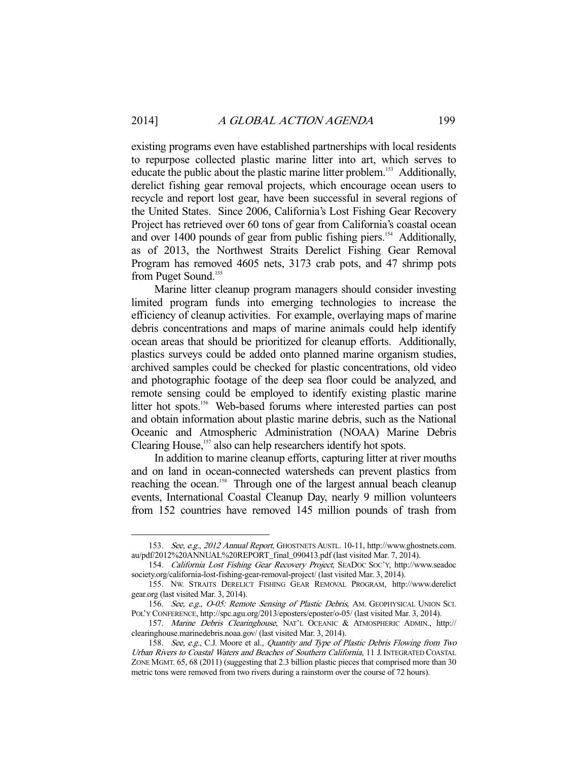existing programs even have established partnerships with local residents to repurpose collected plastic marine litter into art, which serves to educate the public about the plastic marine litter problem.[153] Additionally, derelict fishing gear removal projects, which encourage ocean users to recycle and report lost gear, have been successful in several regions of the United States. Since 2006, California's Lost Fishing Gear Recovery Project has retrieved over 60 tons of gear from California's coastal ocean and over 1400 pounds of gear from public fishing piers.[154] Additionally, as of 2013, the Northwest Straits Derelict Fishing Gear Removal Program has removed 4605 nets, 3173 crab pots, and 47 shrimp pots from Puget Sound.[155]

Marine litter cleanup program managers should consider investing limited program funds into emerging technologies to increase the efficiency of cleanup activities. For example, overlaying maps of marine debris concentrations and maps of marine animals could help identify ocean areas that should be prioritized for cleanup efforts. Additionally, plastics surveys could be added onto planned marine organism studies, archived samples could be checked for plastic concentrations, old video and photographic footage of the deep sea floor could be analyzed, and remote sensing could be employed to identify existing plastic marine litter hot spots.[156] Web-based forums where interested parties can post and obtain information about plastic marine debris, such as the National Oceanic and Atmospheric Administration (NOAA) Marine Debris Clearing House,[157] also can help researchers identify hot spots.

In addition to marine cleanup efforts, capturing litter at river mouths and on land in ocean-connected watersheds can prevent plastics from reaching the ocean.[158] Through one of the largest annual beach cleanup events, International Coastal Cleanup Day, nearly 9 million volunteers from 152 countries have removed 145 million pounds of trash from

---

153. *See, e.g.*, *2012 Annual Report*, GHOSTNETS AUSTL. 10-11, http://www.ghostnets.com.au/pdf/2012%20ANNUAL%20REPORT_final_090413.pdf (last visited Mar. 7, 2014).

154. *California Lost Fishing Gear Recovery Project*, SEADOC SOC'Y, http://www.seadocsociety.org/california-lost-fishing-gear-removal-project/ (last visited Mar. 3, 2014).

155. NW. STRAITS DERELICT FISHING GEAR REMOVAL PROGRAM, http://www.derelictgear.org (last visited Mar. 3, 2014).

156. *See, e.g.*, *O-05: Remote Sensing of Plastic Debris*, AM. GEOPHYSICAL UNION SCI. POL'Y CONFERENCE, http://spc.agu.org/2013/eposters/eposter/o-05/ (last visited Mar. 3, 2014).

157. *Marine Debris Clearinghouse*, NAT'L OCEANIC & ATMOSPHERIC ADMIN., http://clearinghouse.marinedebris.noaa.gov/ (last visited Mar. 3, 2014).

158. *See, e.g.*, C.J. Moore et al., *Quantity and Type of Plastic Debris Flowing from Two Urban Rivers to Coastal Waters and Beaches of Southern California*, 11 J. INTEGRATED COASTAL ZONE MGMT. 65, 68 (2011) (suggesting that 2.3 billion plastic pieces that comprised more than 30 metric tons were removed from two rivers during a rainstorm over the course of 72 hours).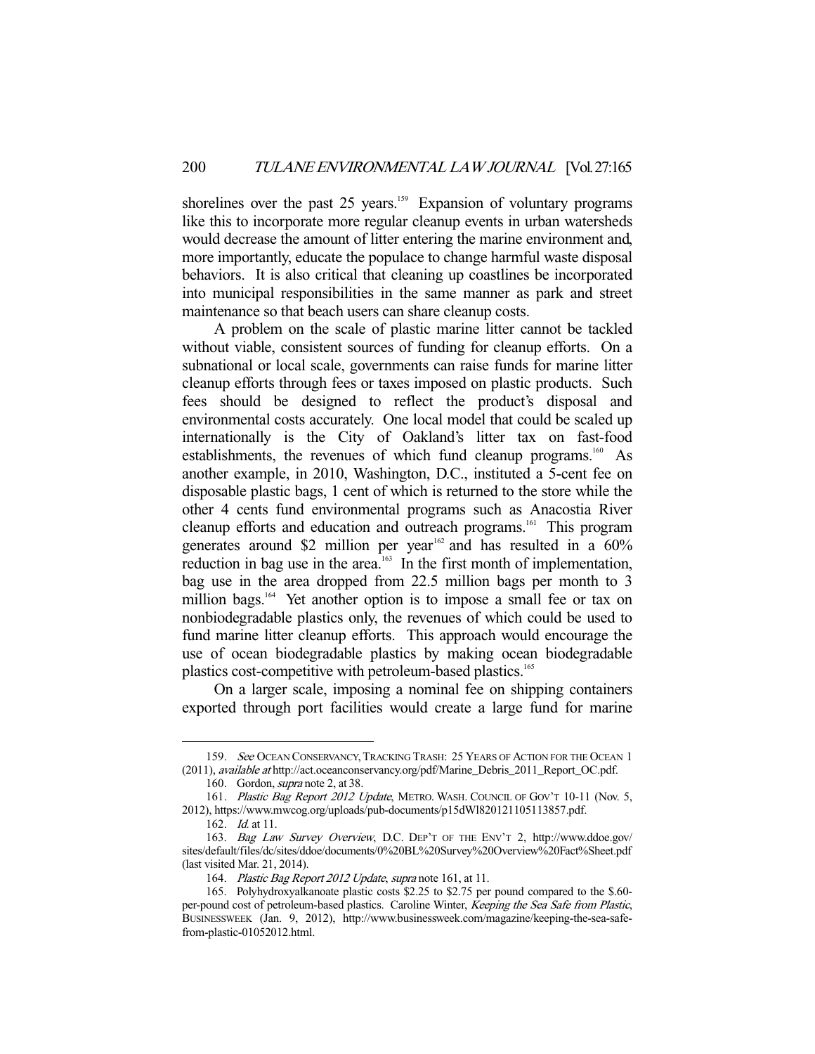shorelines over the past 25 years.[159] Expansion of voluntary programs like this to incorporate more regular cleanup events in urban watersheds would decrease the amount of litter entering the marine environment and, more importantly, educate the populace to change harmful waste disposal behaviors. It is also critical that cleaning up coastlines be incorporated into municipal responsibilities in the same manner as park and street maintenance so that beach users can share cleanup costs.

A problem on the scale of plastic marine litter cannot be tackled without viable, consistent sources of funding for cleanup efforts. On a subnational or local scale, governments can raise funds for marine litter cleanup efforts through fees or taxes imposed on plastic products. Such fees should be designed to reflect the product's disposal and environmental costs accurately. One local model that could be scaled up internationally is the City of Oakland's litter tax on fast-food establishments, the revenues of which fund cleanup programs.[160] As another example, in 2010, Washington, D.C., instituted a 5-cent fee on disposable plastic bags, 1 cent of which is returned to the store while the other 4 cents fund environmental programs such as Anacostia River cleanup efforts and education and outreach programs.[161] This program generates around $2 million per year[162] and has resulted in a 60% reduction in bag use in the area.[163] In the first month of implementation, bag use in the area dropped from 22.5 million bags per month to 3 million bags.[164] Yet another option is to impose a small fee or tax on nonbiodegradable plastics only, the revenues of which could be used to fund marine litter cleanup efforts. This approach would encourage the use of ocean biodegradable plastics by making ocean biodegradable plastics cost-competitive with petroleum-based plastics.[165]

On a larger scale, imposing a nominal fee on shipping containers exported through port facilities would create a large fund for marine

---

159. *See* OCEAN CONSERVANCY, TRACKING TRASH: 25 YEARS OF ACTION FOR THE OCEAN 1 (2011), *available at* http://act.oceanconservancy.org/pdf/Marine_Debris_2011_Report_OC.pdf.

160. Gordon, *supra* note 2, at 38.

161. *Plastic Bag Report 2012 Update*, METRO. WASH. COUNCIL OF GOV'T 10-11 (Nov. 5, 2012), https://www.mwcog.org/uploads/pub-documents/p15dWl820121105113857.pdf.

162. *Id.* at 11.

163. *Bag Law Survey Overview*, D.C. DEP'T OF THE ENV'T 2, http://www.ddoe.gov/sites/default/files/dc/sites/ddoe/documents/0%20BL%20Survey%20Overview%20Fact%Sheet.pdf (last visited Mar. 21, 2014).

164. *Plastic Bag Report 2012 Update*, *supra* note 161, at 11.

165. Polyhydroxyalkanoate plastic costs $2.25 to $2.75 per pound compared to the $.60-per-pound cost of petroleum-based plastics. Caroline Winter, *Keeping the Sea Safe from Plastic*, BUSINESSWEEK (Jan. 9, 2012), http://www.businessweek.com/magazine/keeping-the-sea-safe-from-plastic-01052012.html.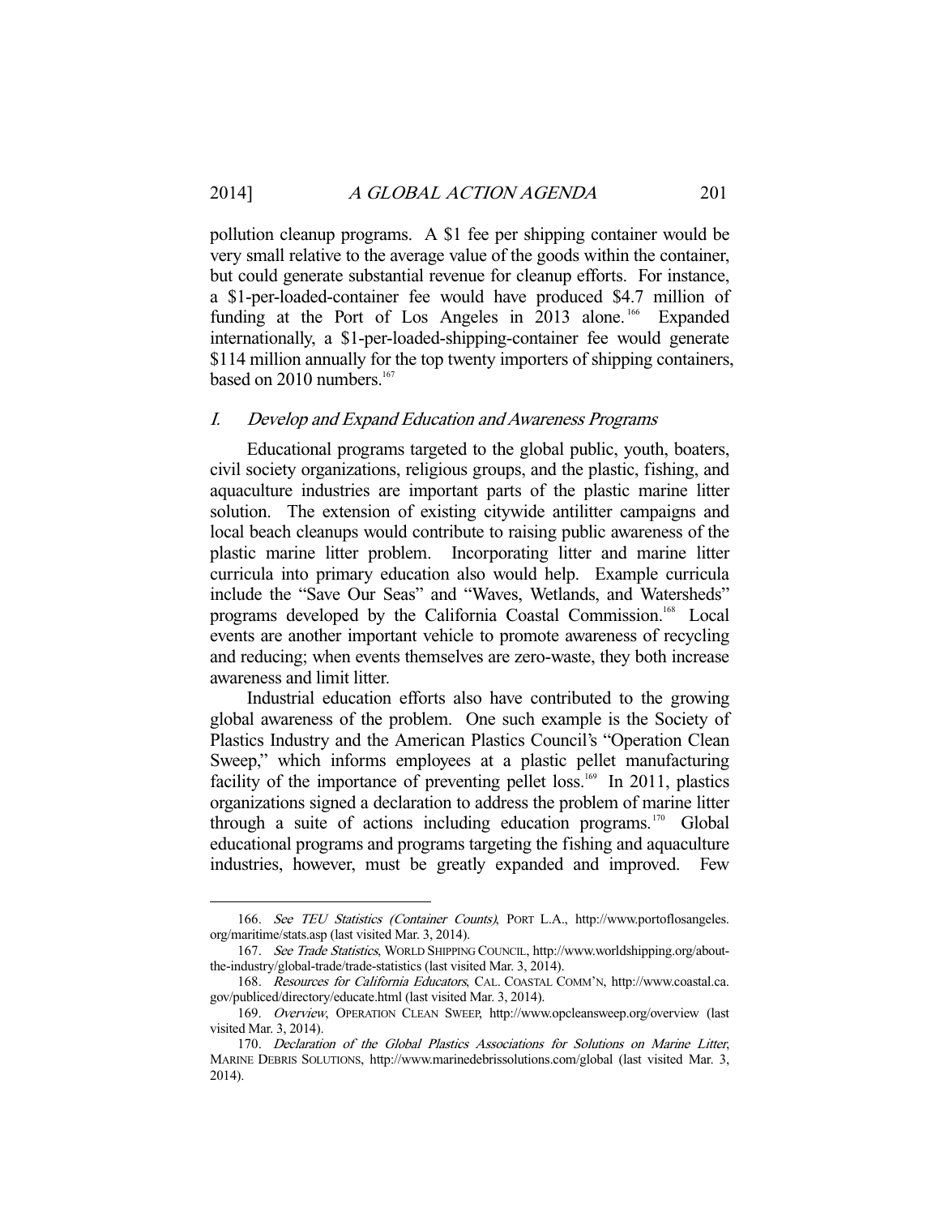pollution cleanup programs. A $1 fee per shipping container would be very small relative to the average value of the goods within the container, but could generate substantial revenue for cleanup efforts. For instance, a $1-per-loaded-container fee would have produced $4.7 million of funding at the Port of Los Angeles in 2013 alone.[166] Expanded internationally, a $1-per-loaded-shipping-container fee would generate $114 million annually for the top twenty importers of shipping containers, based on 2010 numbers.[167]

### *I. Develop and Expand Education and Awareness Programs*

Educational programs targeted to the global public, youth, boaters, civil society organizations, religious groups, and the plastic, fishing, and aquaculture industries are important parts of the plastic marine litter solution. The extension of existing citywide antilitter campaigns and local beach cleanups would contribute to raising public awareness of the plastic marine litter problem. Incorporating litter and marine litter curricula into primary education also would help. Example curricula include the "Save Our Seas" and "Waves, Wetlands, and Watersheds" programs developed by the California Coastal Commission.[168] Local events are another important vehicle to promote awareness of recycling and reducing; when events themselves are zero-waste, they both increase awareness and limit litter.

Industrial education efforts also have contributed to the growing global awareness of the problem. One such example is the Society of Plastics Industry and the American Plastics Council's "Operation Clean Sweep," which informs employees at a plastic pellet manufacturing facility of the importance of preventing pellet loss.[169] In 2011, plastics organizations signed a declaration to address the problem of marine litter through a suite of actions including education programs.[170] Global educational programs and programs targeting the fishing and aquaculture industries, however, must be greatly expanded and improved. Few

---

166. *See TEU Statistics (Container Counts)*, PORT L.A., http://www.portoflosangeles.org/maritime/stats.asp (last visited Mar. 3, 2014).

167. *See Trade Statistics*, WORLD SHIPPING COUNCIL, http://www.worldshipping.org/about-the-industry/global-trade/trade-statistics (last visited Mar. 3, 2014).

168. *Resources for California Educators*, CAL. COASTAL COMM'N, http://www.coastal.ca.gov/publiced/directory/educate.html (last visited Mar. 3, 2014).

169. *Overview*, OPERATION CLEAN SWEEP, http://www.opcleansweep.org/overview (last visited Mar. 3, 2014).

170. *Declaration of the Global Plastics Associations for Solutions on Marine Litter*, MARINE DEBRIS SOLUTIONS, http://www.marinedebrissolutions.com/global (last visited Mar. 3, 2014).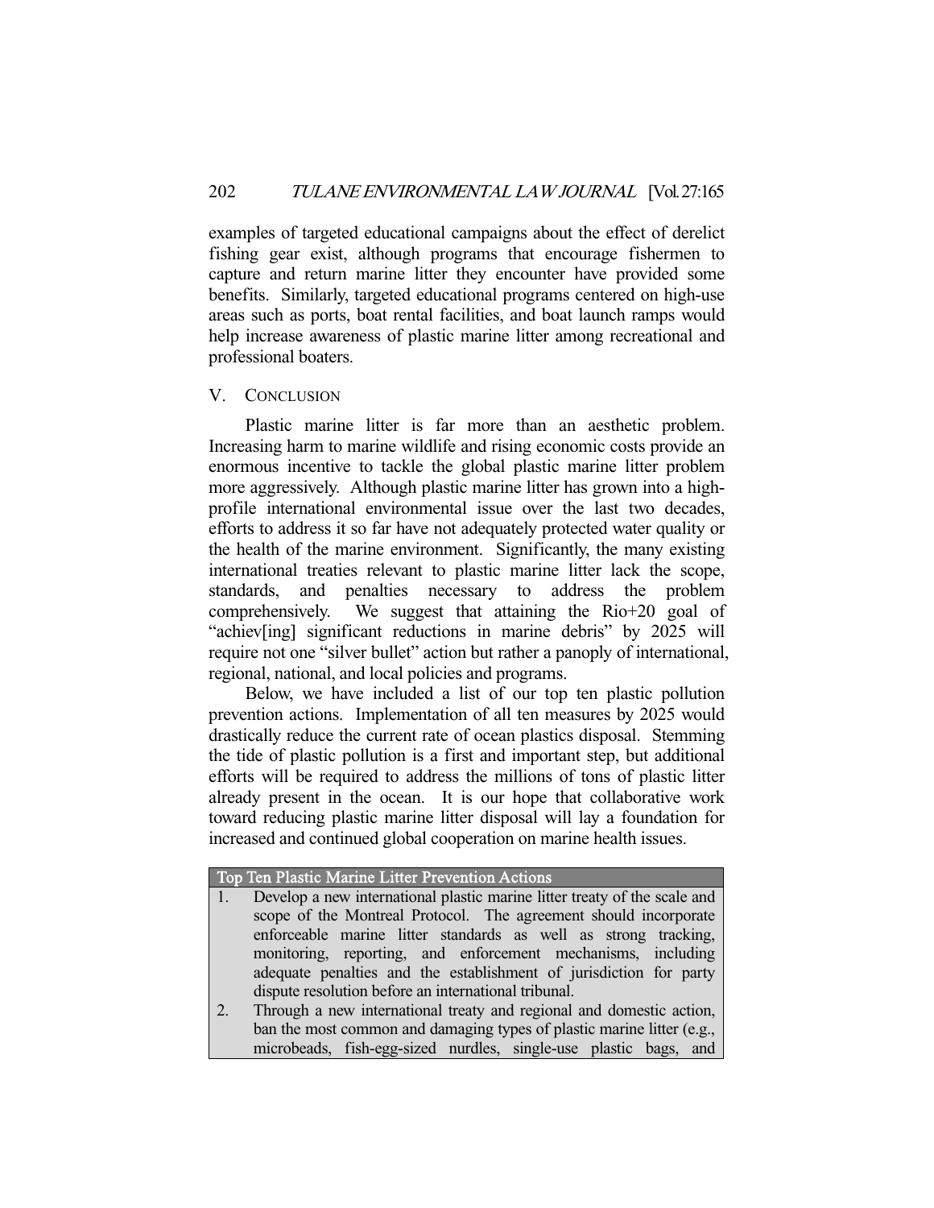examples of targeted educational campaigns about the effect of derelict fishing gear exist, although programs that encourage fishermen to capture and return marine litter they encounter have provided some benefits. Similarly, targeted educational programs centered on high-use areas such as ports, boat rental facilities, and boat launch ramps would help increase awareness of plastic marine litter among recreational and professional boaters.

## V. Conclusion

Plastic marine litter is far more than an aesthetic problem. Increasing harm to marine wildlife and rising economic costs provide an enormous incentive to tackle the global plastic marine litter problem more aggressively. Although plastic marine litter has grown into a high-profile international environmental issue over the last two decades, efforts to address it so far have not adequately protected water quality or the health of the marine environment. Significantly, the many existing international treaties relevant to plastic marine litter lack the scope, standards, and penalties necessary to address the problem comprehensively. We suggest that attaining the Rio+20 goal of "achiev[ing] significant reductions in marine debris" by 2025 will require not one "silver bullet" action but rather a panoply of international, regional, national, and local policies and programs.

Below, we have included a list of our top ten plastic pollution prevention actions. Implementation of all ten measures by 2025 would drastically reduce the current rate of ocean plastics disposal. Stemming the tide of plastic pollution is a first and important step, but additional efforts will be required to address the millions of tons of plastic litter already present in the ocean. It is our hope that collaborative work toward reducing plastic marine litter disposal will lay a foundation for increased and continued global cooperation on marine health issues.

| Top Ten Plastic Marine Litter Prevention Actions |
|---|
| 1. Develop a new international plastic marine litter treaty of the scale and scope of the Montreal Protocol. The agreement should incorporate enforceable marine litter standards as well as strong tracking, monitoring, reporting, and enforcement mechanisms, including adequate penalties and the establishment of jurisdiction for party dispute resolution before an international tribunal. |
| 2. Through a new international treaty and regional and domestic action, ban the most common and damaging types of plastic marine litter (e.g., microbeads, fish-egg-sized nurdles, single-use plastic bags, and |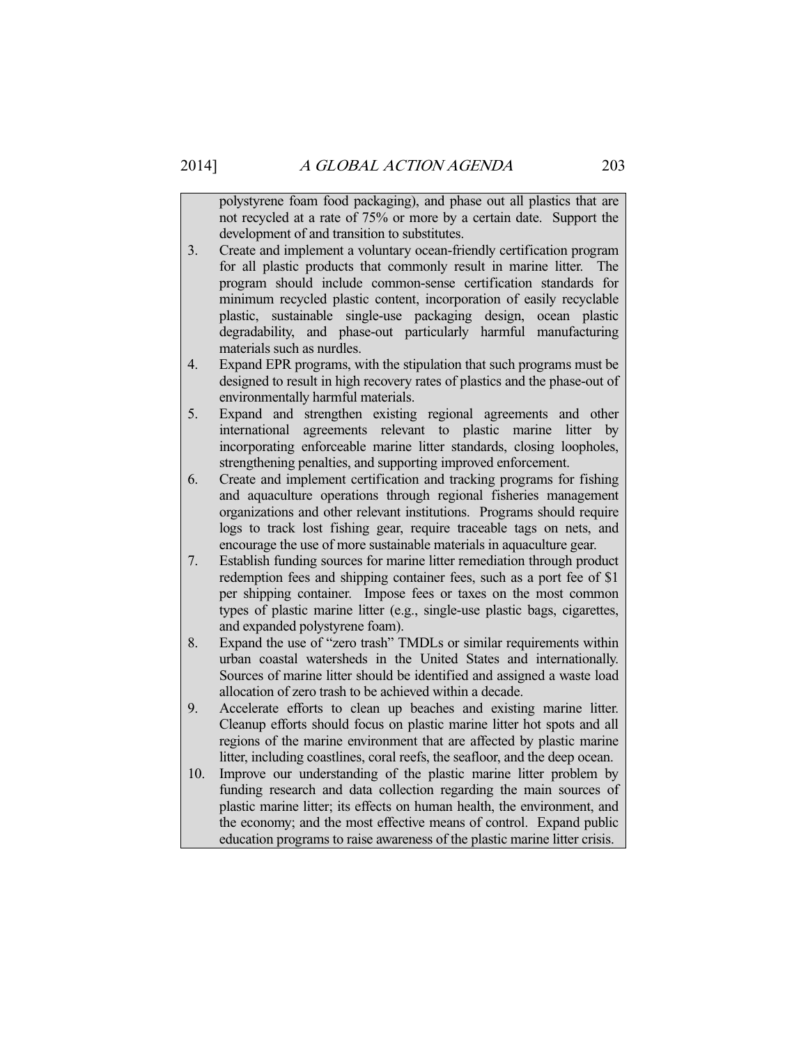polystyrene foam food packaging), and phase out all plastics that are not recycled at a rate of 75% or more by a certain date. Support the development of and transition to substitutes.

3. Create and implement a voluntary ocean-friendly certification program for all plastic products that commonly result in marine litter. The program should include common-sense certification standards for minimum recycled plastic content, incorporation of easily recyclable plastic, sustainable single-use packaging design, ocean plastic degradability, and phase-out particularly harmful manufacturing materials such as nurdles.
4. Expand EPR programs, with the stipulation that such programs must be designed to result in high recovery rates of plastics and the phase-out of environmentally harmful materials.
5. Expand and strengthen existing regional agreements and other international agreements relevant to plastic marine litter by incorporating enforceable marine litter standards, closing loopholes, strengthening penalties, and supporting improved enforcement.
6. Create and implement certification and tracking programs for fishing and aquaculture operations through regional fisheries management organizations and other relevant institutions. Programs should require logs to track lost fishing gear, require traceable tags on nets, and encourage the use of more sustainable materials in aquaculture gear.
7. Establish funding sources for marine litter remediation through product redemption fees and shipping container fees, such as a port fee of $1 per shipping container. Impose fees or taxes on the most common types of plastic marine litter (e.g., single-use plastic bags, cigarettes, and expanded polystyrene foam).
8. Expand the use of "zero trash" TMDLs or similar requirements within urban coastal watersheds in the United States and internationally. Sources of marine litter should be identified and assigned a waste load allocation of zero trash to be achieved within a decade.
9. Accelerate efforts to clean up beaches and existing marine litter. Cleanup efforts should focus on plastic marine litter hot spots and all regions of the marine environment that are affected by plastic marine litter, including coastlines, coral reefs, the seafloor, and the deep ocean.
10. Improve our understanding of the plastic marine litter problem by funding research and data collection regarding the main sources of plastic marine litter; its effects on human health, the environment, and the economy; and the most effective means of control. Expand public education programs to raise awareness of the plastic marine litter crisis.